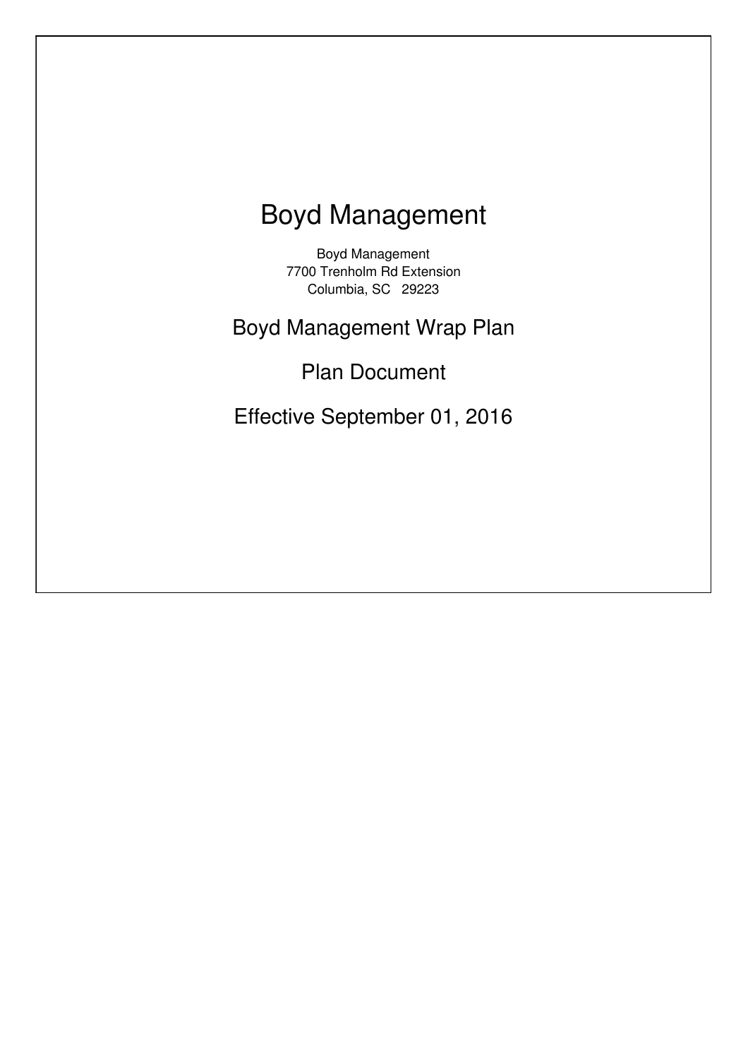# Boyd Management

Boyd Management
7700 Trenholm Rd Extension
Columbia, SC 29223

## Boyd Management Wrap Plan

## Plan Document

## Effective September 01, 2016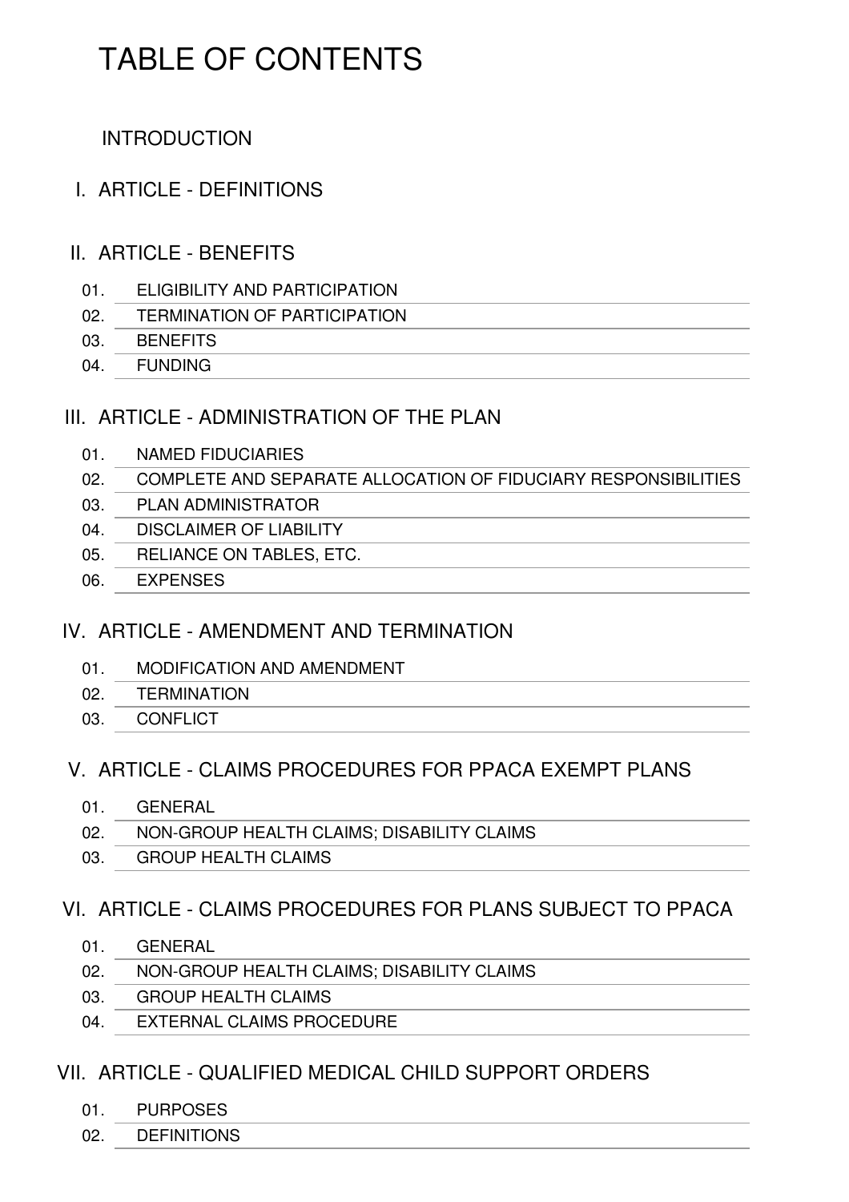# TABLE OF CONTENTS

INTRODUCTION

## I. ARTICLE - DEFINITIONS

## II. ARTICLE - BENEFITS

01. ELIGIBILITY AND PARTICIPATION
02. TERMINATION OF PARTICIPATION
03. BENEFITS
04. FUNDING

## III. ARTICLE - ADMINISTRATION OF THE PLAN

01. NAMED FIDUCIARIES
02. COMPLETE AND SEPARATE ALLOCATION OF FIDUCIARY RESPONSIBILITIES
03. PLAN ADMINISTRATOR
04. DISCLAIMER OF LIABILITY
05. RELIANCE ON TABLES, ETC.
06. EXPENSES

## IV. ARTICLE - AMENDMENT AND TERMINATION

01. MODIFICATION AND AMENDMENT
02. TERMINATION
03. CONFLICT

## V. ARTICLE - CLAIMS PROCEDURES FOR PPACA EXEMPT PLANS

01. GENERAL
02. NON-GROUP HEALTH CLAIMS; DISABILITY CLAIMS
03. GROUP HEALTH CLAIMS

## VI. ARTICLE - CLAIMS PROCEDURES FOR PLANS SUBJECT TO PPACA

01. GENERAL
02. NON-GROUP HEALTH CLAIMS; DISABILITY CLAIMS
03. GROUP HEALTH CLAIMS
04. EXTERNAL CLAIMS PROCEDURE

## VII. ARTICLE - QUALIFIED MEDICAL CHILD SUPPORT ORDERS

01. PURPOSES
02. DEFINITIONS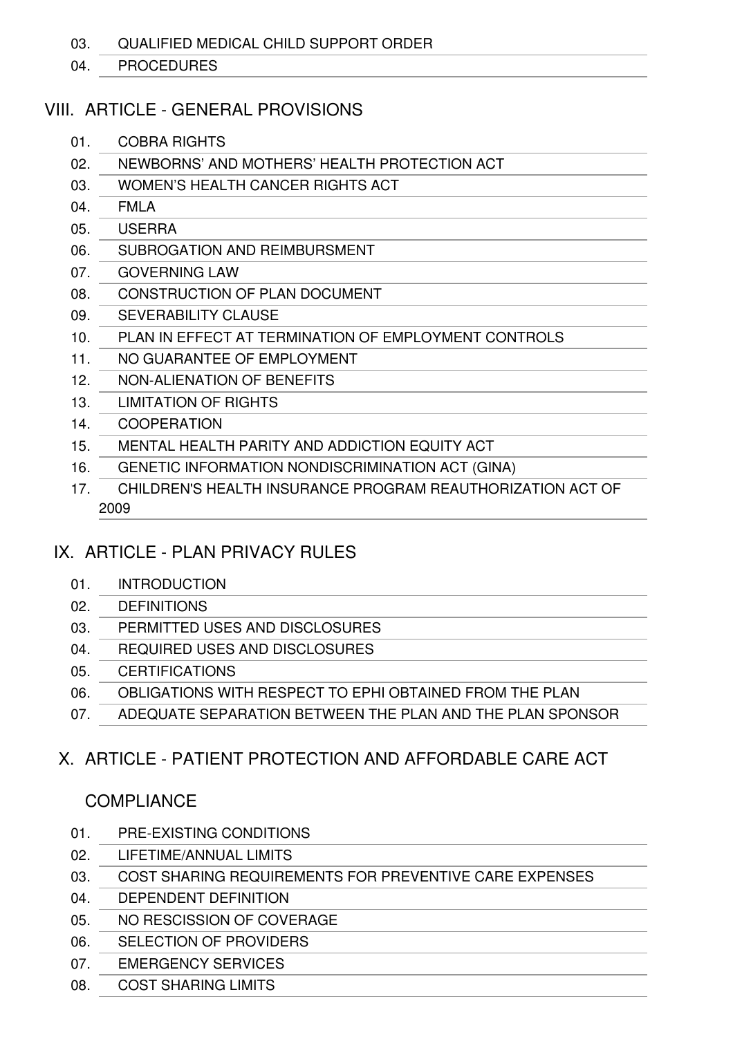03. QUALIFIED MEDICAL CHILD SUPPORT ORDER

04. PROCEDURES

## VIII. ARTICLE - GENERAL PROVISIONS

01. COBRA RIGHTS

02. NEWBORNS' AND MOTHERS' HEALTH PROTECTION ACT

03. WOMEN'S HEALTH CANCER RIGHTS ACT

04. FMLA

05. USERRA

06. SUBROGATION AND REIMBURSMENT

07. GOVERNING LAW

08. CONSTRUCTION OF PLAN DOCUMENT

09. SEVERABILITY CLAUSE

10. PLAN IN EFFECT AT TERMINATION OF EMPLOYMENT CONTROLS

11. NO GUARANTEE OF EMPLOYMENT

12. NON-ALIENATION OF BENEFITS

13. LIMITATION OF RIGHTS

14. COOPERATION

15. MENTAL HEALTH PARITY AND ADDICTION EQUITY ACT

16. GENETIC INFORMATION NONDISCRIMINATION ACT (GINA)

17. CHILDREN'S HEALTH INSURANCE PROGRAM REAUTHORIZATION ACT OF 2009

## IX. ARTICLE - PLAN PRIVACY RULES

01. INTRODUCTION

02. DEFINITIONS

03. PERMITTED USES AND DISCLOSURES

04. REQUIRED USES AND DISCLOSURES

05. CERTIFICATIONS

06. OBLIGATIONS WITH RESPECT TO EPHI OBTAINED FROM THE PLAN

07. ADEQUATE SEPARATION BETWEEN THE PLAN AND THE PLAN SPONSOR

## X. ARTICLE - PATIENT PROTECTION AND AFFORDABLE CARE ACT COMPLIANCE

01. PRE-EXISTING CONDITIONS

02. LIFETIME/ANNUAL LIMITS

03. COST SHARING REQUIREMENTS FOR PREVENTIVE CARE EXPENSES

04. DEPENDENT DEFINITION

05. NO RESCISSION OF COVERAGE

06. SELECTION OF PROVIDERS

07. EMERGENCY SERVICES

08. COST SHARING LIMITS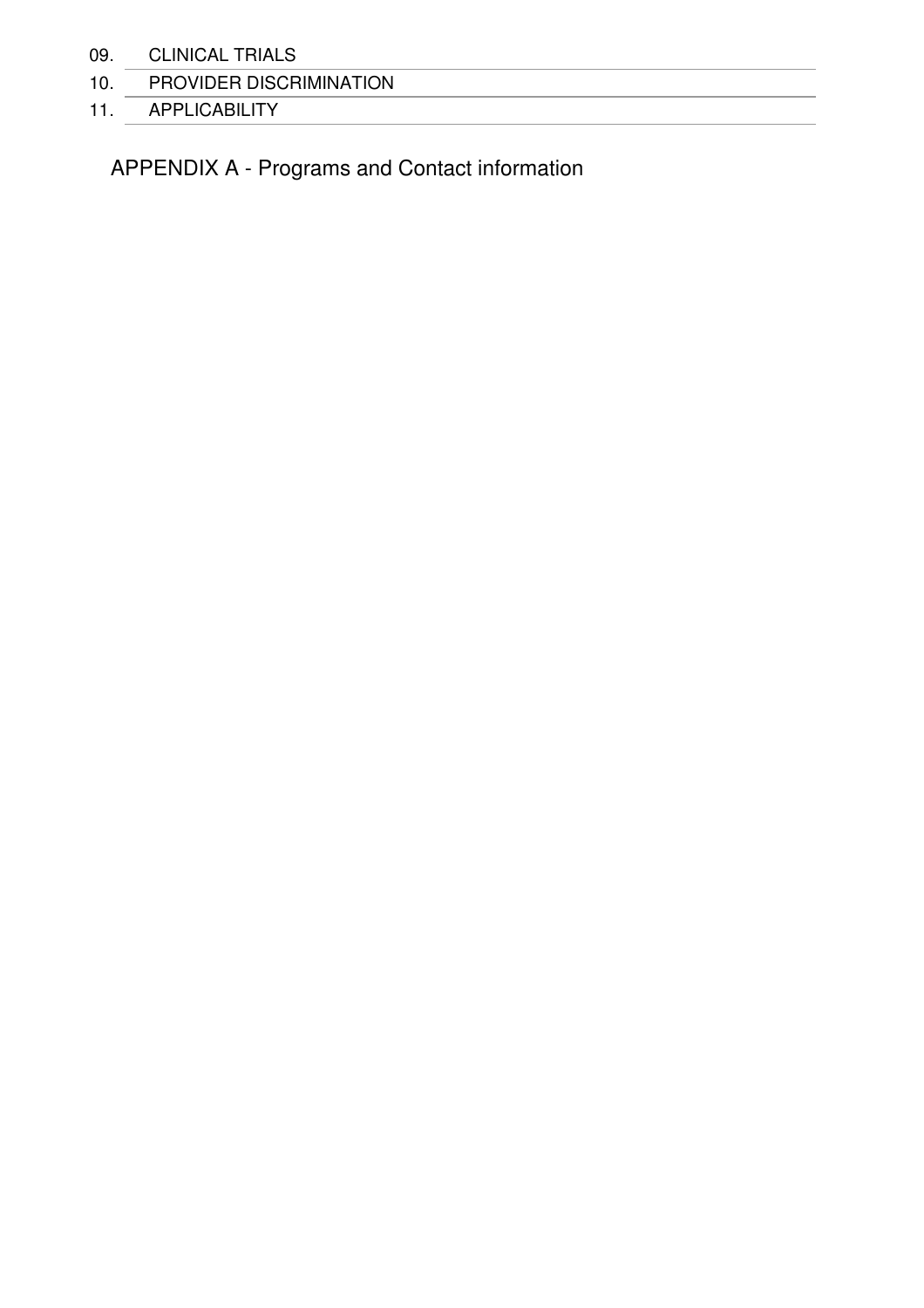09. CLINICAL TRIALS

10. PROVIDER DISCRIMINATION

11. APPLICABILITY

APPENDIX A - Programs and Contact information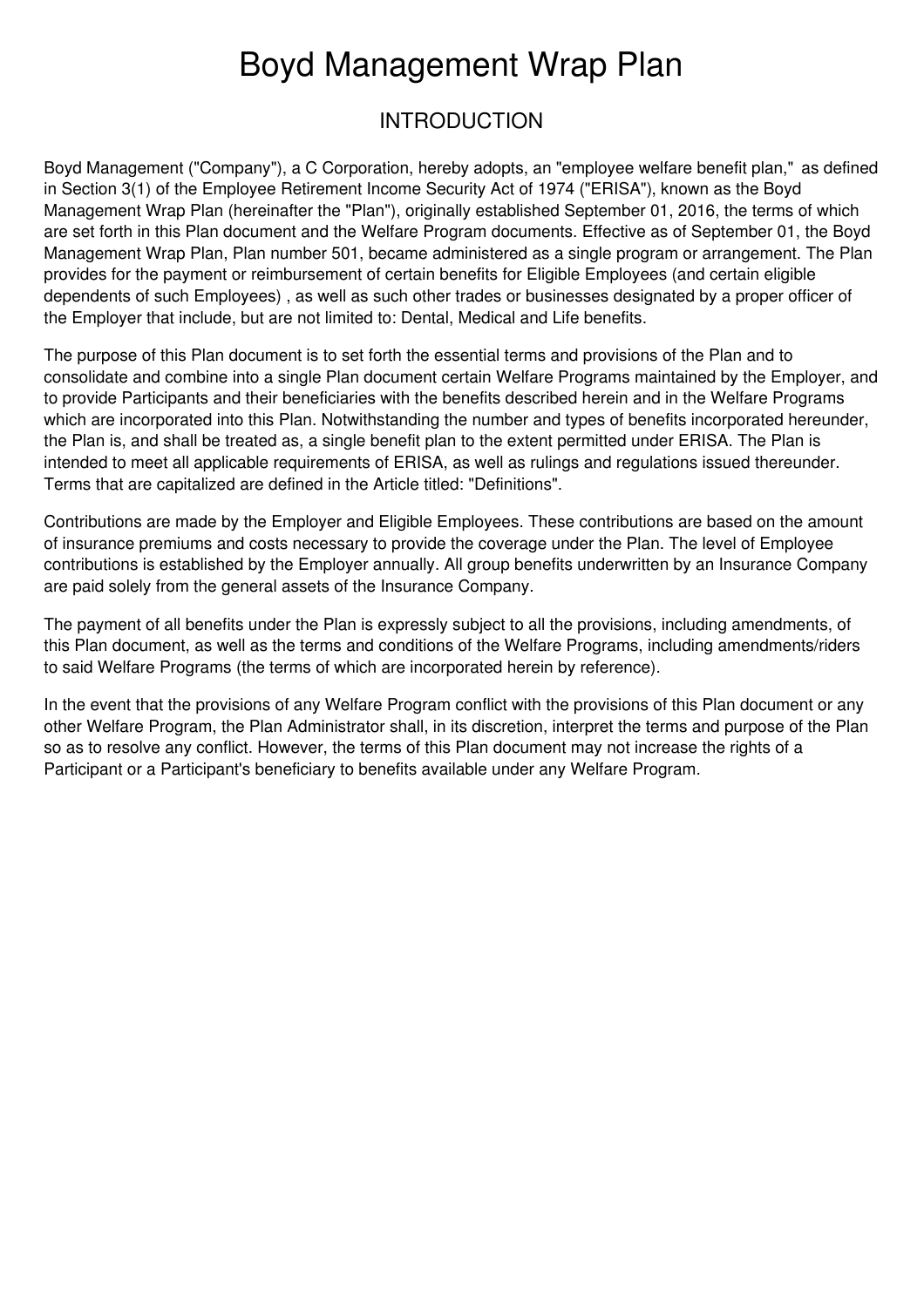# Boyd Management Wrap Plan

## INTRODUCTION

Boyd Management ("Company"), a C Corporation, hereby adopts, an "employee welfare benefit plan," as defined in Section 3(1) of the Employee Retirement Income Security Act of 1974 ("ERISA"), known as the Boyd Management Wrap Plan (hereinafter the "Plan"), originally established September 01, 2016, the terms of which are set forth in this Plan document and the Welfare Program documents. Effective as of September 01, the Boyd Management Wrap Plan, Plan number 501, became administered as a single program or arrangement. The Plan provides for the payment or reimbursement of certain benefits for Eligible Employees (and certain eligible dependents of such Employees) , as well as such other trades or businesses designated by a proper officer of the Employer that include, but are not limited to: Dental, Medical and Life benefits.

The purpose of this Plan document is to set forth the essential terms and provisions of the Plan and to consolidate and combine into a single Plan document certain Welfare Programs maintained by the Employer, and to provide Participants and their beneficiaries with the benefits described herein and in the Welfare Programs which are incorporated into this Plan. Notwithstanding the number and types of benefits incorporated hereunder, the Plan is, and shall be treated as, a single benefit plan to the extent permitted under ERISA. The Plan is intended to meet all applicable requirements of ERISA, as well as rulings and regulations issued thereunder. Terms that are capitalized are defined in the Article titled: "Definitions".

Contributions are made by the Employer and Eligible Employees. These contributions are based on the amount of insurance premiums and costs necessary to provide the coverage under the Plan. The level of Employee contributions is established by the Employer annually. All group benefits underwritten by an Insurance Company are paid solely from the general assets of the Insurance Company.

The payment of all benefits under the Plan is expressly subject to all the provisions, including amendments, of this Plan document, as well as the terms and conditions of the Welfare Programs, including amendments/riders to said Welfare Programs (the terms of which are incorporated herein by reference).

In the event that the provisions of any Welfare Program conflict with the provisions of this Plan document or any other Welfare Program, the Plan Administrator shall, in its discretion, interpret the terms and purpose of the Plan so as to resolve any conflict. However, the terms of this Plan document may not increase the rights of a Participant or a Participant's beneficiary to benefits available under any Welfare Program.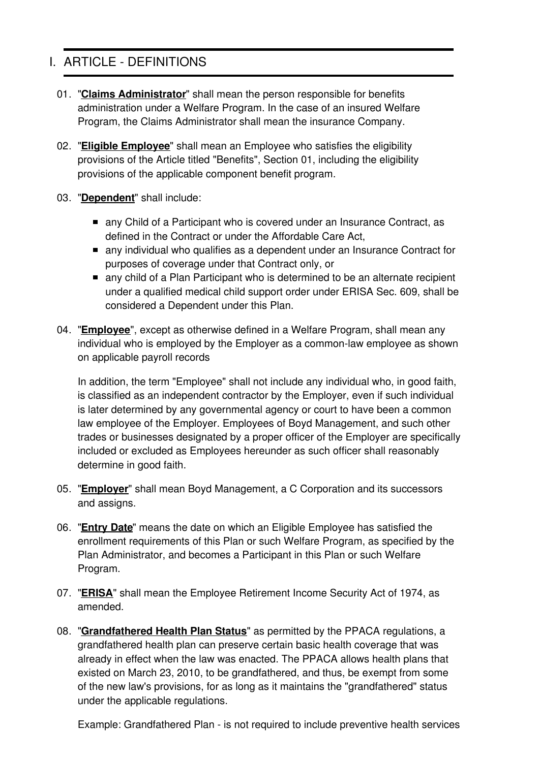# I. ARTICLE - DEFINITIONS

01. "**Claims Administrator**" shall mean the person responsible for benefits administration under a Welfare Program. In the case of an insured Welfare Program, the Claims Administrator shall mean the insurance Company.

02. "**Eligible Employee**" shall mean an Employee who satisfies the eligibility provisions of the Article titled "Benefits", Section 01, including the eligibility provisions of the applicable component benefit program.

03. "**Dependent**" shall include:

    - any Child of a Participant who is covered under an Insurance Contract, as defined in the Contract or under the Affordable Care Act,
    - any individual who qualifies as a dependent under an Insurance Contract for purposes of coverage under that Contract only, or
    - any child of a Plan Participant who is determined to be an alternate recipient under a qualified medical child support order under ERISA Sec. 609, shall be considered a Dependent under this Plan.

04. "**Employee**", except as otherwise defined in a Welfare Program, shall mean any individual who is employed by the Employer as a common-law employee as shown on applicable payroll records

    In addition, the term "Employee" shall not include any individual who, in good faith, is classified as an independent contractor by the Employer, even if such individual is later determined by any governmental agency or court to have been a common law employee of the Employer. Employees of Boyd Management, and such other trades or businesses designated by a proper officer of the Employer are specifically included or excluded as Employees hereunder as such officer shall reasonably determine in good faith.

05. "**Employer**" shall mean Boyd Management, a C Corporation and its successors and assigns.

06. "**Entry Date**" means the date on which an Eligible Employee has satisfied the enrollment requirements of this Plan or such Welfare Program, as specified by the Plan Administrator, and becomes a Participant in this Plan or such Welfare Program.

07. "**ERISA**" shall mean the Employee Retirement Income Security Act of 1974, as amended.

08. "**Grandfathered Health Plan Status**" as permitted by the PPACA regulations, a grandfathered health plan can preserve certain basic health coverage that was already in effect when the law was enacted. The PPACA allows health plans that existed on March 23, 2010, to be grandfathered, and thus, be exempt from some of the new law's provisions, for as long as it maintains the "grandfathered" status under the applicable regulations.

    Example: Grandfathered Plan - is not required to include preventive health services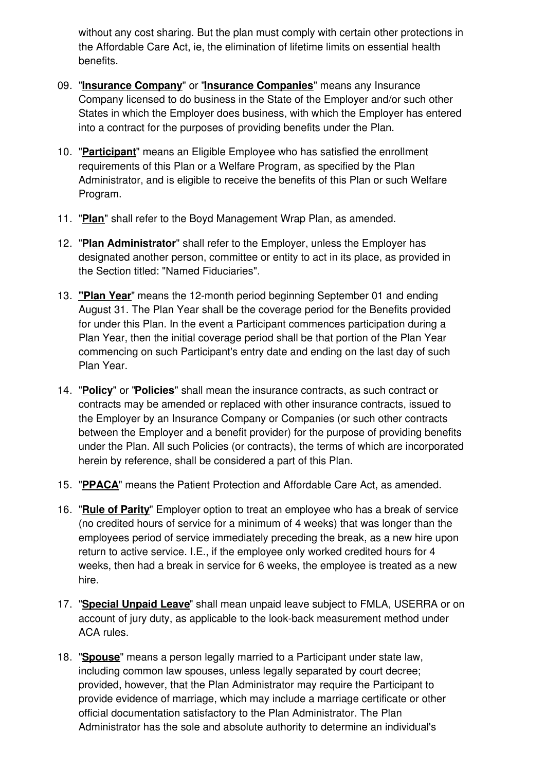without any cost sharing. But the plan must comply with certain other protections in the Affordable Care Act, ie, the elimination of lifetime limits on essential health benefits.

09. "**Insurance Company**" or "**Insurance Companies**" means any Insurance Company licensed to do business in the State of the Employer and/or such other States in which the Employer does business, with which the Employer has entered into a contract for the purposes of providing benefits under the Plan.

10. "**Participant**" means an Eligible Employee who has satisfied the enrollment requirements of this Plan or a Welfare Program, as specified by the Plan Administrator, and is eligible to receive the benefits of this Plan or such Welfare Program.

11. "**Plan**" shall refer to the Boyd Management Wrap Plan, as amended.

12. "**Plan Administrator**" shall refer to the Employer, unless the Employer has designated another person, committee or entity to act in its place, as provided in the Section titled: "Named Fiduciaries".

13. **"Plan Year**" means the 12-month period beginning September 01 and ending August 31. The Plan Year shall be the coverage period for the Benefits provided for under this Plan. In the event a Participant commences participation during a Plan Year, then the initial coverage period shall be that portion of the Plan Year commencing on such Participant's entry date and ending on the last day of such Plan Year.

14. "**Policy**" or "**Policies**" shall mean the insurance contracts, as such contract or contracts may be amended or replaced with other insurance contracts, issued to the Employer by an Insurance Company or Companies (or such other contracts between the Employer and a benefit provider) for the purpose of providing benefits under the Plan. All such Policies (or contracts), the terms of which are incorporated herein by reference, shall be considered a part of this Plan.

15. "**PPACA**" means the Patient Protection and Affordable Care Act, as amended.

16. "**Rule of Parity**" Employer option to treat an employee who has a break of service (no credited hours of service for a minimum of 4 weeks) that was longer than the employees period of service immediately preceding the break, as a new hire upon return to active service. I.E., if the employee only worked credited hours for 4 weeks, then had a break in service for 6 weeks, the employee is treated as a new hire.

17. "**Special Unpaid Leave**" shall mean unpaid leave subject to FMLA, USERRA or on account of jury duty, as applicable to the look-back measurement method under ACA rules.

18. "**Spouse**" means a person legally married to a Participant under state law, including common law spouses, unless legally separated by court decree; provided, however, that the Plan Administrator may require the Participant to provide evidence of marriage, which may include a marriage certificate or other official documentation satisfactory to the Plan Administrator. The Plan Administrator has the sole and absolute authority to determine an individual's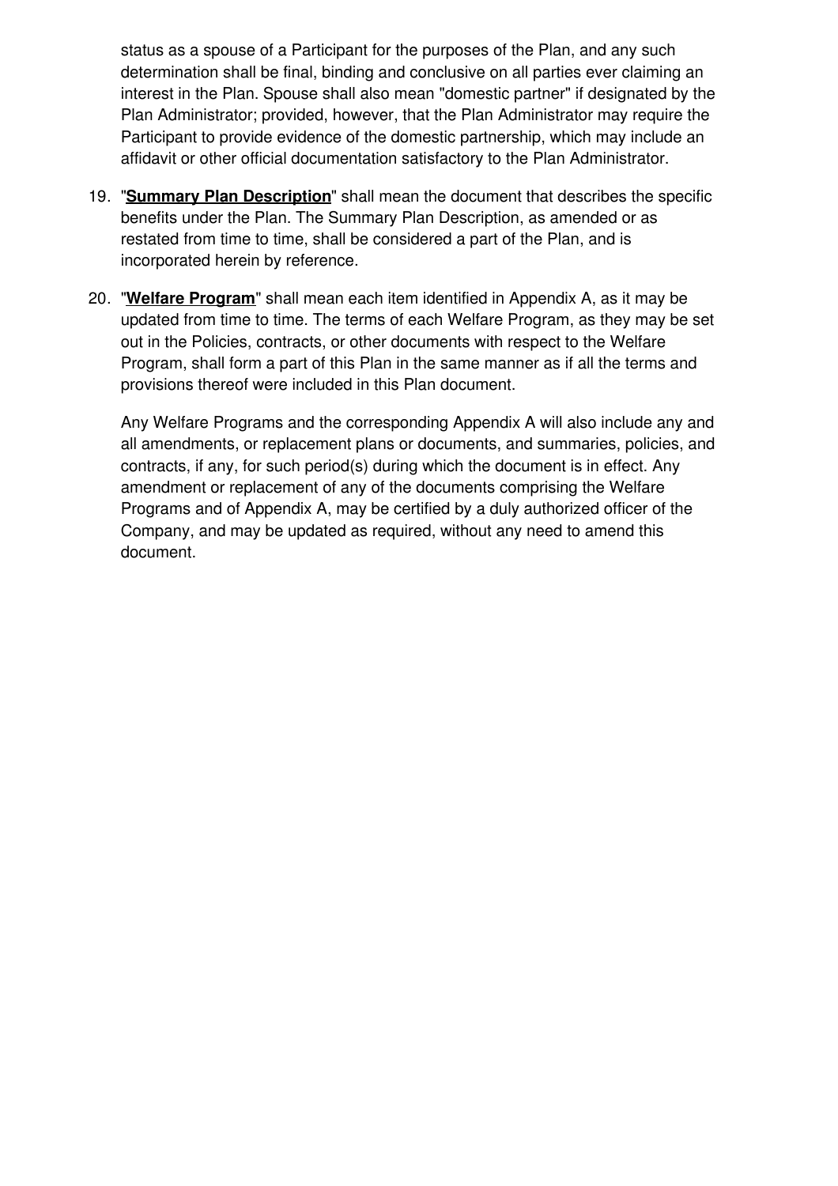status as a spouse of a Participant for the purposes of the Plan, and any such determination shall be final, binding and conclusive on all parties ever claiming an interest in the Plan. Spouse shall also mean "domestic partner" if designated by the Plan Administrator; provided, however, that the Plan Administrator may require the Participant to provide evidence of the domestic partnership, which may include an affidavit or other official documentation satisfactory to the Plan Administrator.

19. "**Summary Plan Description**" shall mean the document that describes the specific benefits under the Plan. The Summary Plan Description, as amended or as restated from time to time, shall be considered a part of the Plan, and is incorporated herein by reference.

20. "**Welfare Program**" shall mean each item identified in Appendix A, as it may be updated from time to time. The terms of each Welfare Program, as they may be set out in the Policies, contracts, or other documents with respect to the Welfare Program, shall form a part of this Plan in the same manner as if all the terms and provisions thereof were included in this Plan document.

    Any Welfare Programs and the corresponding Appendix A will also include any and all amendments, or replacement plans or documents, and summaries, policies, and contracts, if any, for such period(s) during which the document is in effect. Any amendment or replacement of any of the documents comprising the Welfare Programs and of Appendix A, may be certified by a duly authorized officer of the Company, and may be updated as required, without any need to amend this document.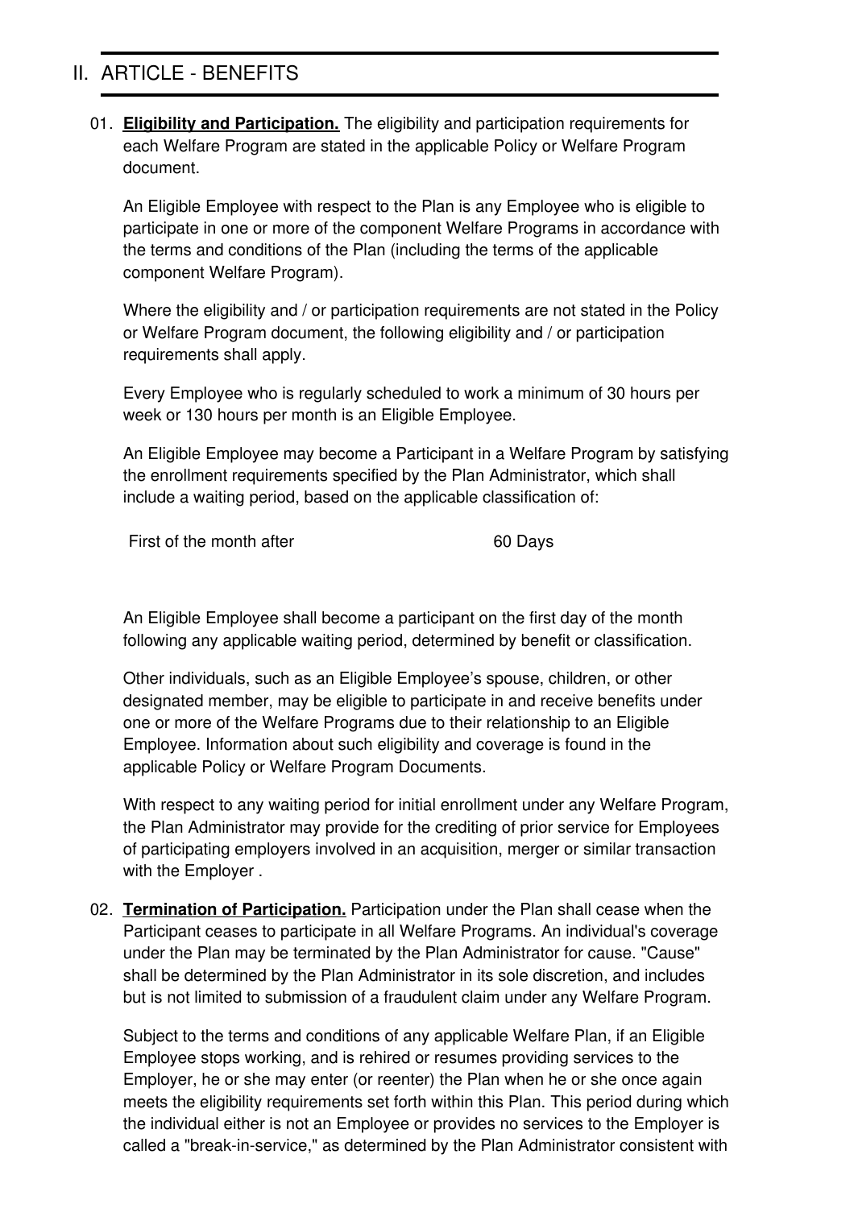# II. ARTICLE - BENEFITS

01. **Eligibility and Participation.** The eligibility and participation requirements for each Welfare Program are stated in the applicable Policy or Welfare Program document.

    An Eligible Employee with respect to the Plan is any Employee who is eligible to participate in one or more of the component Welfare Programs in accordance with the terms and conditions of the Plan (including the terms of the applicable component Welfare Program).

    Where the eligibility and / or participation requirements are not stated in the Policy or Welfare Program document, the following eligibility and / or participation requirements shall apply.

    Every Employee who is regularly scheduled to work a minimum of 30 hours per week or 130 hours per month is an Eligible Employee.

    An Eligible Employee may become a Participant in a Welfare Program by satisfying the enrollment requirements specified by the Plan Administrator, which shall include a waiting period, based on the applicable classification of:

    | | |
    |---|---|
    | First of the month after | 60 Days |

    An Eligible Employee shall become a participant on the first day of the month following any applicable waiting period, determined by benefit or classification.

    Other individuals, such as an Eligible Employee's spouse, children, or other designated member, may be eligible to participate in and receive benefits under one or more of the Welfare Programs due to their relationship to an Eligible Employee. Information about such eligibility and coverage is found in the applicable Policy or Welfare Program Documents.

    With respect to any waiting period for initial enrollment under any Welfare Program, the Plan Administrator may provide for the crediting of prior service for Employees of participating employers involved in an acquisition, merger or similar transaction with the Employer .

02. **Termination of Participation.** Participation under the Plan shall cease when the Participant ceases to participate in all Welfare Programs. An individual's coverage under the Plan may be terminated by the Plan Administrator for cause. "Cause" shall be determined by the Plan Administrator in its sole discretion, and includes but is not limited to submission of a fraudulent claim under any Welfare Program.

    Subject to the terms and conditions of any applicable Welfare Plan, if an Eligible Employee stops working, and is rehired or resumes providing services to the Employer, he or she may enter (or reenter) the Plan when he or she once again meets the eligibility requirements set forth within this Plan. This period during which the individual either is not an Employee or provides no services to the Employer is called a "break-in-service," as determined by the Plan Administrator consistent with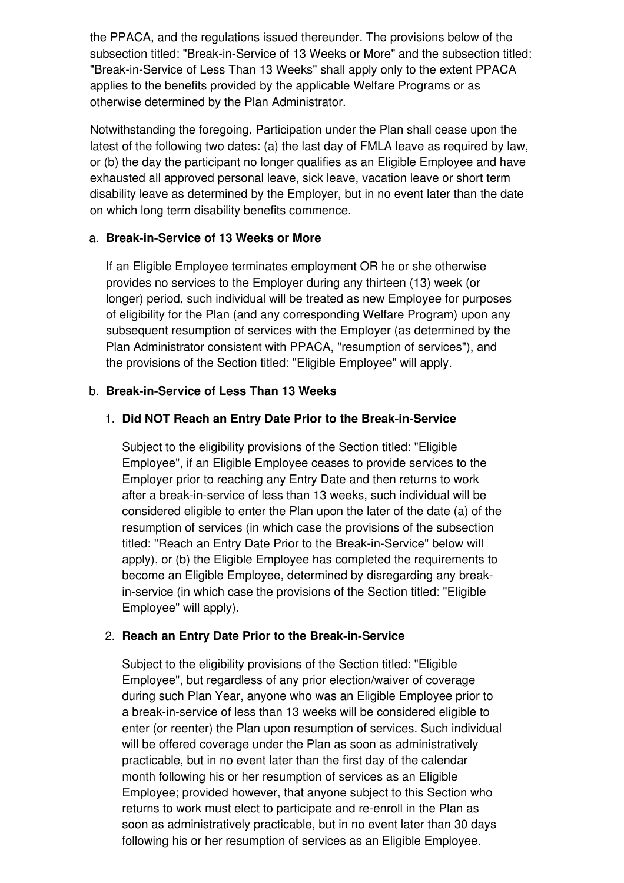the PPACA, and the regulations issued thereunder. The provisions below of the subsection titled: "Break-in-Service of 13 Weeks or More" and the subsection titled: "Break-in-Service of Less Than 13 Weeks" shall apply only to the extent PPACA applies to the benefits provided by the applicable Welfare Programs or as otherwise determined by the Plan Administrator.

Notwithstanding the foregoing, Participation under the Plan shall cease upon the latest of the following two dates: (a) the last day of FMLA leave as required by law, or (b) the day the participant no longer qualifies as an Eligible Employee and have exhausted all approved personal leave, sick leave, vacation leave or short term disability leave as determined by the Employer, but in no event later than the date on which long term disability benefits commence.

a. **Break-in-Service of 13 Weeks or More**

   If an Eligible Employee terminates employment OR he or she otherwise provides no services to the Employer during any thirteen (13) week (or longer) period, such individual will be treated as new Employee for purposes of eligibility for the Plan (and any corresponding Welfare Program) upon any subsequent resumption of services with the Employer (as determined by the Plan Administrator consistent with PPACA, "resumption of services"), and the provisions of the Section titled: "Eligible Employee" will apply.

b. **Break-in-Service of Less Than 13 Weeks**

   1. **Did NOT Reach an Entry Date Prior to the Break-in-Service**

      Subject to the eligibility provisions of the Section titled: "Eligible Employee", if an Eligible Employee ceases to provide services to the Employer prior to reaching any Entry Date and then returns to work after a break-in-service of less than 13 weeks, such individual will be considered eligible to enter the Plan upon the later of the date (a) of the resumption of services (in which case the provisions of the subsection titled: "Reach an Entry Date Prior to the Break-in-Service" below will apply), or (b) the Eligible Employee has completed the requirements to become an Eligible Employee, determined by disregarding any break-in-service (in which case the provisions of the Section titled: "Eligible Employee" will apply).

   2. **Reach an Entry Date Prior to the Break-in-Service**

      Subject to the eligibility provisions of the Section titled: "Eligible Employee", but regardless of any prior election/waiver of coverage during such Plan Year, anyone who was an Eligible Employee prior to a break-in-service of less than 13 weeks will be considered eligible to enter (or reenter) the Plan upon resumption of services. Such individual will be offered coverage under the Plan as soon as administratively practicable, but in no event later than the first day of the calendar month following his or her resumption of services as an Eligible Employee; provided however, that anyone subject to this Section who returns to work must elect to participate and re-enroll in the Plan as soon as administratively practicable, but in no event later than 30 days following his or her resumption of services as an Eligible Employee.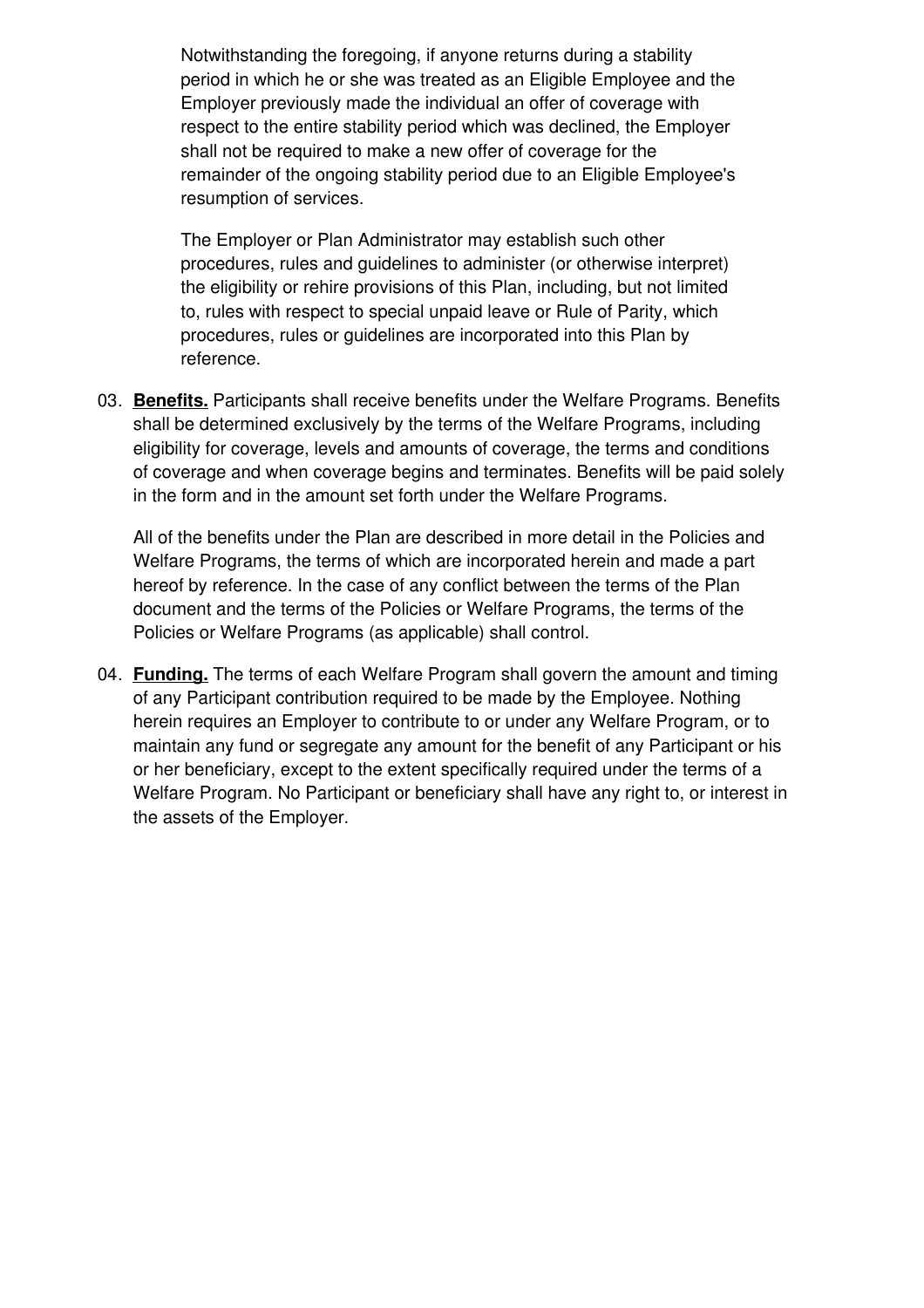Notwithstanding the foregoing, if anyone returns during a stability period in which he or she was treated as an Eligible Employee and the Employer previously made the individual an offer of coverage with respect to the entire stability period which was declined, the Employer shall not be required to make a new offer of coverage for the remainder of the ongoing stability period due to an Eligible Employee's resumption of services.

The Employer or Plan Administrator may establish such other procedures, rules and guidelines to administer (or otherwise interpret) the eligibility or rehire provisions of this Plan, including, but not limited to, rules with respect to special unpaid leave or Rule of Parity, which procedures, rules or guidelines are incorporated into this Plan by reference.

03. **Benefits.** Participants shall receive benefits under the Welfare Programs. Benefits shall be determined exclusively by the terms of the Welfare Programs, including eligibility for coverage, levels and amounts of coverage, the terms and conditions of coverage and when coverage begins and terminates. Benefits will be paid solely in the form and in the amount set forth under the Welfare Programs.

    All of the benefits under the Plan are described in more detail in the Policies and Welfare Programs, the terms of which are incorporated herein and made a part hereof by reference. In the case of any conflict between the terms of the Plan document and the terms of the Policies or Welfare Programs, the terms of the Policies or Welfare Programs (as applicable) shall control.

04. **Funding.** The terms of each Welfare Program shall govern the amount and timing of any Participant contribution required to be made by the Employee. Nothing herein requires an Employer to contribute to or under any Welfare Program, or to maintain any fund or segregate any amount for the benefit of any Participant or his or her beneficiary, except to the extent specifically required under the terms of a Welfare Program. No Participant or beneficiary shall have any right to, or interest in the assets of the Employer.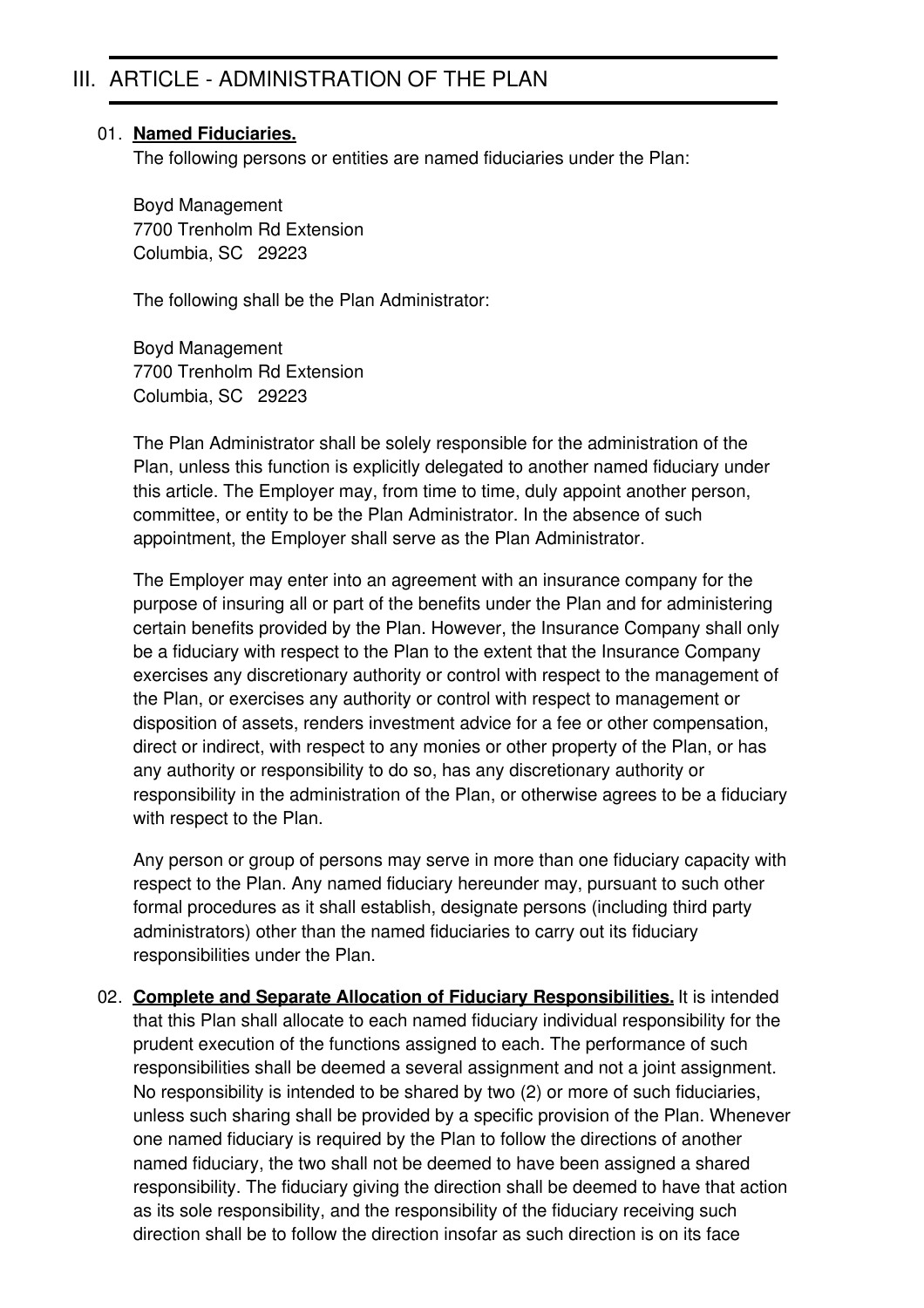# III. ARTICLE - ADMINISTRATION OF THE PLAN

01. **Named Fiduciaries.**

The following persons or entities are named fiduciaries under the Plan:

Boyd Management
7700 Trenholm Rd Extension
Columbia, SC 29223

The following shall be the Plan Administrator:

Boyd Management
7700 Trenholm Rd Extension
Columbia, SC 29223

The Plan Administrator shall be solely responsible for the administration of the Plan, unless this function is explicitly delegated to another named fiduciary under this article. The Employer may, from time to time, duly appoint another person, committee, or entity to be the Plan Administrator. In the absence of such appointment, the Employer shall serve as the Plan Administrator.

The Employer may enter into an agreement with an insurance company for the purpose of insuring all or part of the benefits under the Plan and for administering certain benefits provided by the Plan. However, the Insurance Company shall only be a fiduciary with respect to the Plan to the extent that the Insurance Company exercises any discretionary authority or control with respect to the management of the Plan, or exercises any authority or control with respect to management or disposition of assets, renders investment advice for a fee or other compensation, direct or indirect, with respect to any monies or other property of the Plan, or has any authority or responsibility to do so, has any discretionary authority or responsibility in the administration of the Plan, or otherwise agrees to be a fiduciary with respect to the Plan.

Any person or group of persons may serve in more than one fiduciary capacity with respect to the Plan. Any named fiduciary hereunder may, pursuant to such other formal procedures as it shall establish, designate persons (including third party administrators) other than the named fiduciaries to carry out its fiduciary responsibilities under the Plan.

02. **Complete and Separate Allocation of Fiduciary Responsibilities.** It is intended that this Plan shall allocate to each named fiduciary individual responsibility for the prudent execution of the functions assigned to each. The performance of such responsibilities shall be deemed a several assignment and not a joint assignment. No responsibility is intended to be shared by two (2) or more of such fiduciaries, unless such sharing shall be provided by a specific provision of the Plan. Whenever one named fiduciary is required by the Plan to follow the directions of another named fiduciary, the two shall not be deemed to have been assigned a shared responsibility. The fiduciary giving the direction shall be deemed to have that action as its sole responsibility, and the responsibility of the fiduciary receiving such direction shall be to follow the direction insofar as such direction is on its face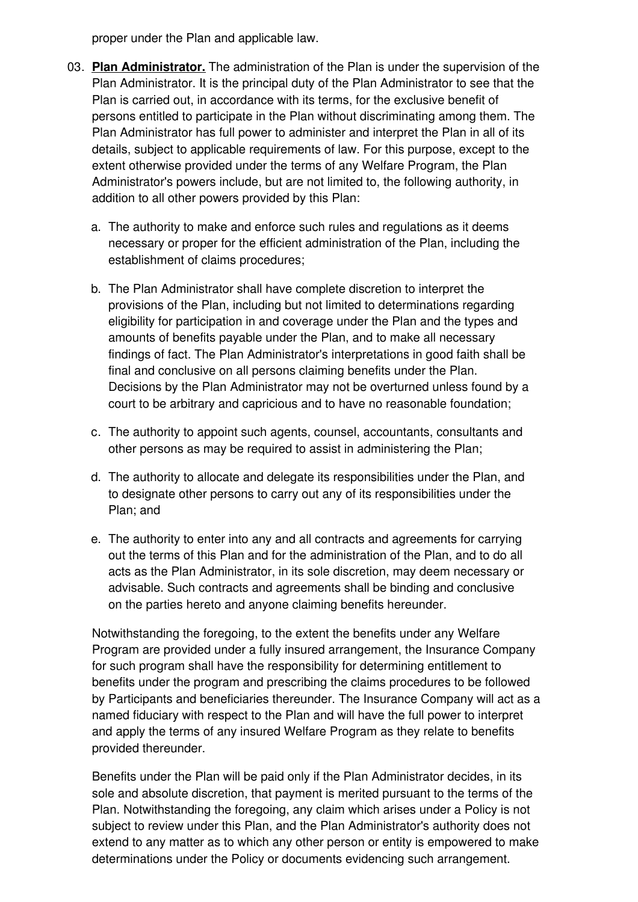proper under the Plan and applicable law.

03. **Plan Administrator.** The administration of the Plan is under the supervision of the Plan Administrator. It is the principal duty of the Plan Administrator to see that the Plan is carried out, in accordance with its terms, for the exclusive benefit of persons entitled to participate in the Plan without discriminating among them. The Plan Administrator has full power to administer and interpret the Plan in all of its details, subject to applicable requirements of law. For this purpose, except to the extent otherwise provided under the terms of any Welfare Program, the Plan Administrator's powers include, but are not limited to, the following authority, in addition to all other powers provided by this Plan:

    a. The authority to make and enforce such rules and regulations as it deems necessary or proper for the efficient administration of the Plan, including the establishment of claims procedures;

    b. The Plan Administrator shall have complete discretion to interpret the provisions of the Plan, including but not limited to determinations regarding eligibility for participation in and coverage under the Plan and the types and amounts of benefits payable under the Plan, and to make all necessary findings of fact. The Plan Administrator's interpretations in good faith shall be final and conclusive on all persons claiming benefits under the Plan. Decisions by the Plan Administrator may not be overturned unless found by a court to be arbitrary and capricious and to have no reasonable foundation;

    c. The authority to appoint such agents, counsel, accountants, consultants and other persons as may be required to assist in administering the Plan;

    d. The authority to allocate and delegate its responsibilities under the Plan, and to designate other persons to carry out any of its responsibilities under the Plan; and

    e. The authority to enter into any and all contracts and agreements for carrying out the terms of this Plan and for the administration of the Plan, and to do all acts as the Plan Administrator, in its sole discretion, may deem necessary or advisable. Such contracts and agreements shall be binding and conclusive on the parties hereto and anyone claiming benefits hereunder.

    Notwithstanding the foregoing, to the extent the benefits under any Welfare Program are provided under a fully insured arrangement, the Insurance Company for such program shall have the responsibility for determining entitlement to benefits under the program and prescribing the claims procedures to be followed by Participants and beneficiaries thereunder. The Insurance Company will act as a named fiduciary with respect to the Plan and will have the full power to interpret and apply the terms of any insured Welfare Program as they relate to benefits provided thereunder.

    Benefits under the Plan will be paid only if the Plan Administrator decides, in its sole and absolute discretion, that payment is merited pursuant to the terms of the Plan. Notwithstanding the foregoing, any claim which arises under a Policy is not subject to review under this Plan, and the Plan Administrator's authority does not extend to any matter as to which any other person or entity is empowered to make determinations under the Policy or documents evidencing such arrangement.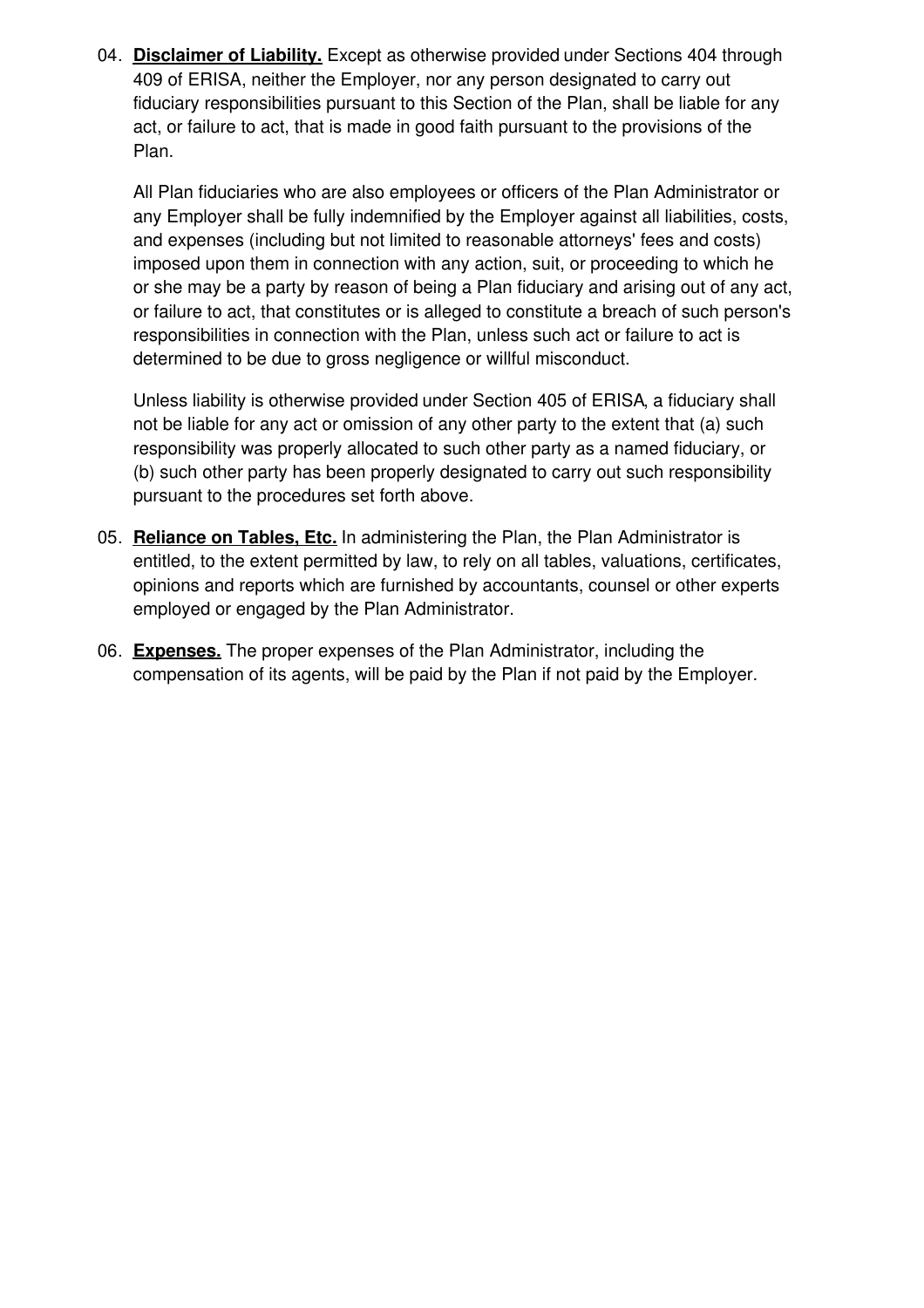04. **Disclaimer of Liability.** Except as otherwise provided under Sections 404 through 409 of ERISA, neither the Employer, nor any person designated to carry out fiduciary responsibilities pursuant to this Section of the Plan, shall be liable for any act, or failure to act, that is made in good faith pursuant to the provisions of the Plan.

    All Plan fiduciaries who are also employees or officers of the Plan Administrator or any Employer shall be fully indemnified by the Employer against all liabilities, costs, and expenses (including but not limited to reasonable attorneys' fees and costs) imposed upon them in connection with any action, suit, or proceeding to which he or she may be a party by reason of being a Plan fiduciary and arising out of any act, or failure to act, that constitutes or is alleged to constitute a breach of such person's responsibilities in connection with the Plan, unless such act or failure to act is determined to be due to gross negligence or willful misconduct.

    Unless liability is otherwise provided under Section 405 of ERISA, a fiduciary shall not be liable for any act or omission of any other party to the extent that (a) such responsibility was properly allocated to such other party as a named fiduciary, or (b) such other party has been properly designated to carry out such responsibility pursuant to the procedures set forth above.

05. **Reliance on Tables, Etc.** In administering the Plan, the Plan Administrator is entitled, to the extent permitted by law, to rely on all tables, valuations, certificates, opinions and reports which are furnished by accountants, counsel or other experts employed or engaged by the Plan Administrator.

06. **Expenses.** The proper expenses of the Plan Administrator, including the compensation of its agents, will be paid by the Plan if not paid by the Employer.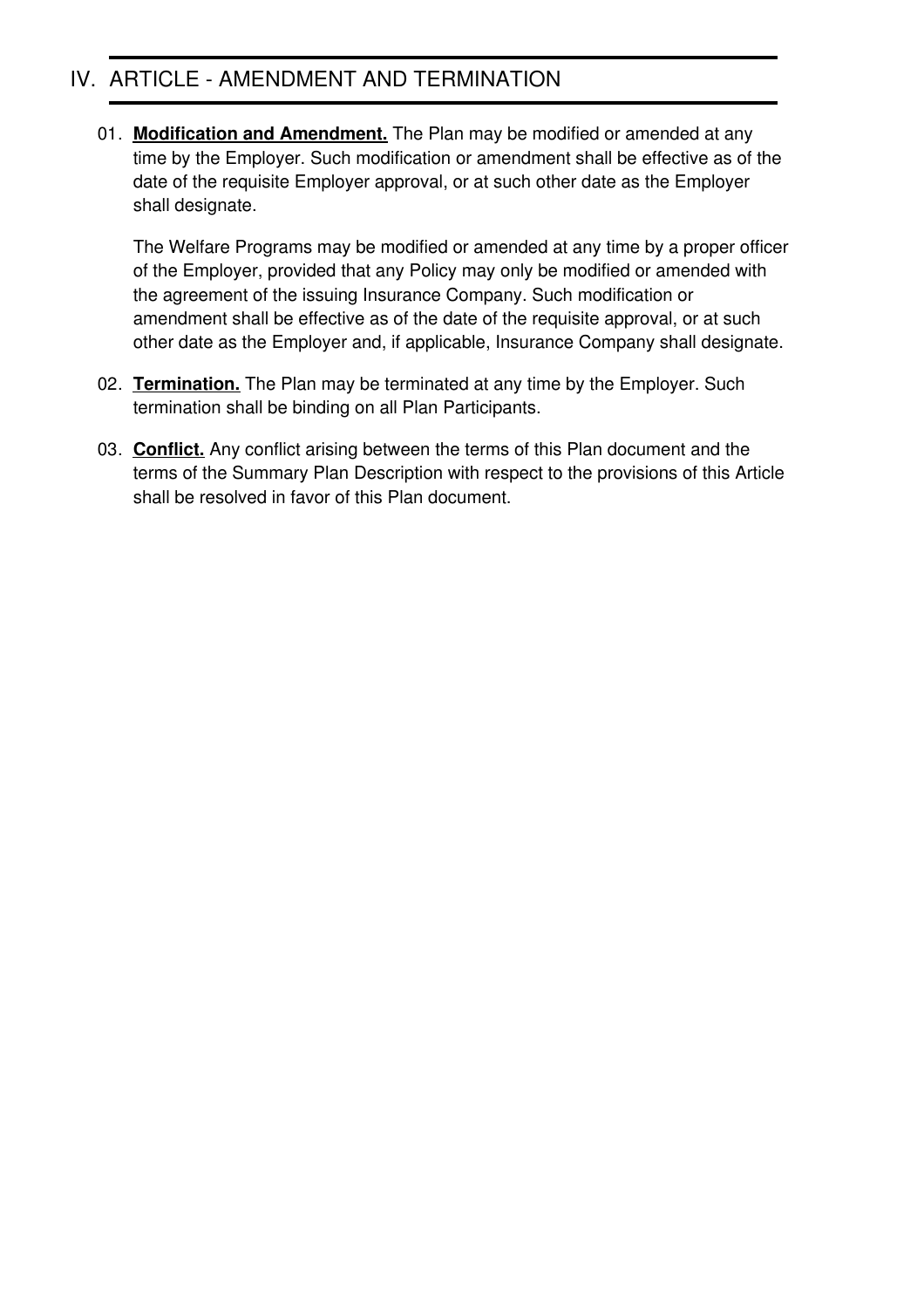## IV. ARTICLE - AMENDMENT AND TERMINATION

01. **Modification and Amendment.** The Plan may be modified or amended at any time by the Employer. Such modification or amendment shall be effective as of the date of the requisite Employer approval, or at such other date as the Employer shall designate.

    The Welfare Programs may be modified or amended at any time by a proper officer of the Employer, provided that any Policy may only be modified or amended with the agreement of the issuing Insurance Company. Such modification or amendment shall be effective as of the date of the requisite approval, or at such other date as the Employer and, if applicable, Insurance Company shall designate.

02. **Termination.** The Plan may be terminated at any time by the Employer. Such termination shall be binding on all Plan Participants.

03. **Conflict.** Any conflict arising between the terms of this Plan document and the terms of the Summary Plan Description with respect to the provisions of this Article shall be resolved in favor of this Plan document.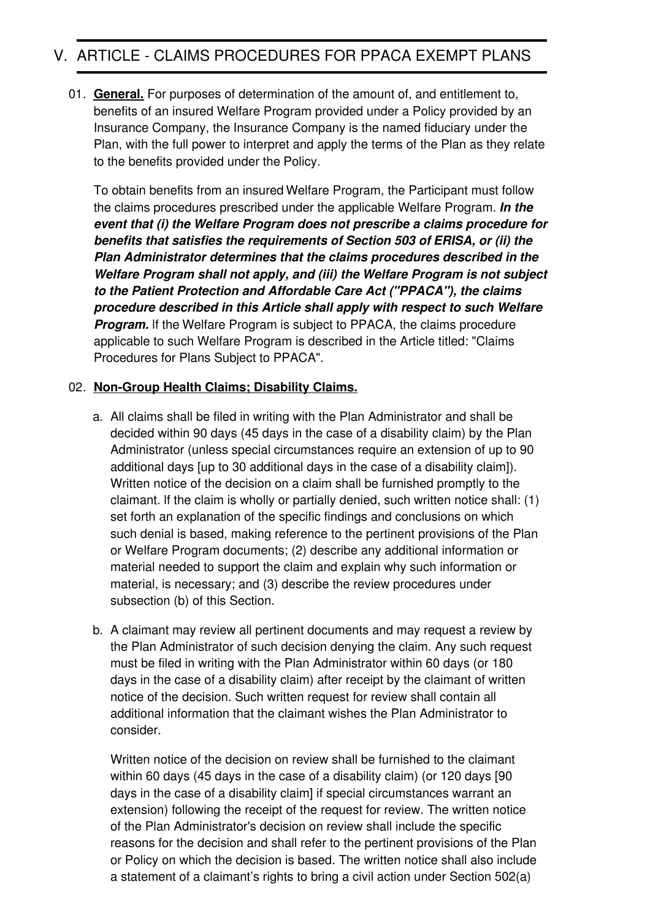# V. ARTICLE - CLAIMS PROCEDURES FOR PPACA EXEMPT PLANS

01. **General.** For purposes of determination of the amount of, and entitlement to, benefits of an insured Welfare Program provided under a Policy provided by an Insurance Company, the Insurance Company is the named fiduciary under the Plan, with the full power to interpret and apply the terms of the Plan as they relate to the benefits provided under the Policy.

    To obtain benefits from an insured Welfare Program, the Participant must follow the claims procedures prescribed under the applicable Welfare Program. ***In the event that (i) the Welfare Program does not prescribe a claims procedure for benefits that satisfies the requirements of Section 503 of ERISA, or (ii) the Plan Administrator determines that the claims procedures described in the Welfare Program shall not apply, and (iii) the Welfare Program is not subject to the Patient Protection and Affordable Care Act ("PPACA"), the claims procedure described in this Article shall apply with respect to such Welfare Program.*** If the Welfare Program is subject to PPACA, the claims procedure applicable to such Welfare Program is described in the Article titled: "Claims Procedures for Plans Subject to PPACA".

02. **Non-Group Health Claims; Disability Claims.**

    a. All claims shall be filed in writing with the Plan Administrator and shall be decided within 90 days (45 days in the case of a disability claim) by the Plan Administrator (unless special circumstances require an extension of up to 90 additional days [up to 30 additional days in the case of a disability claim]). Written notice of the decision on a claim shall be furnished promptly to the claimant. If the claim is wholly or partially denied, such written notice shall: (1) set forth an explanation of the specific findings and conclusions on which such denial is based, making reference to the pertinent provisions of the Plan or Welfare Program documents; (2) describe any additional information or material needed to support the claim and explain why such information or material, is necessary; and (3) describe the review procedures under subsection (b) of this Section.

    b. A claimant may review all pertinent documents and may request a review by the Plan Administrator of such decision denying the claim. Any such request must be filed in writing with the Plan Administrator within 60 days (or 180 days in the case of a disability claim) after receipt by the claimant of written notice of the decision. Such written request for review shall contain all additional information that the claimant wishes the Plan Administrator to consider.

       Written notice of the decision on review shall be furnished to the claimant within 60 days (45 days in the case of a disability claim) (or 120 days [90 days in the case of a disability claim] if special circumstances warrant an extension) following the receipt of the request for review. The written notice of the Plan Administrator's decision on review shall include the specific reasons for the decision and shall refer to the pertinent provisions of the Plan or Policy on which the decision is based. The written notice shall also include a statement of a claimant's rights to bring a civil action under Section 502(a)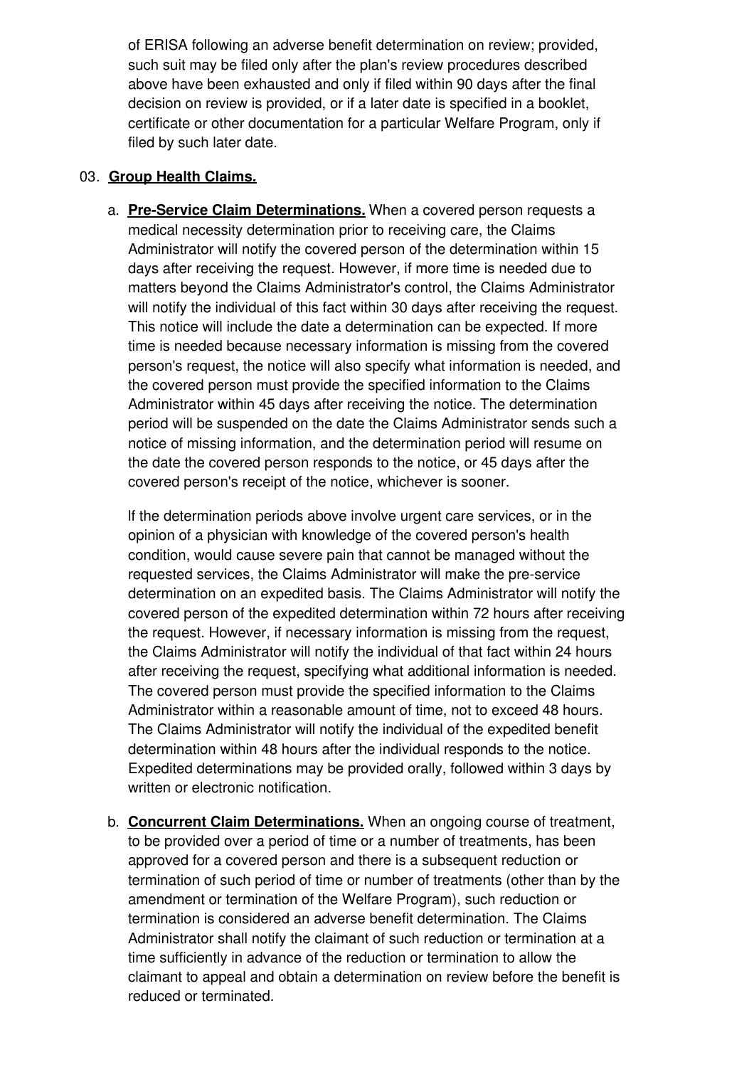of ERISA following an adverse benefit determination on review; provided, such suit may be filed only after the plan's review procedures described above have been exhausted and only if filed within 90 days after the final decision on review is provided, or if a later date is specified in a booklet, certificate or other documentation for a particular Welfare Program, only if filed by such later date.

03. **Group Health Claims.**

a. **Pre-Service Claim Determinations.** When a covered person requests a medical necessity determination prior to receiving care, the Claims Administrator will notify the covered person of the determination within 15 days after receiving the request. However, if more time is needed due to matters beyond the Claims Administrator's control, the Claims Administrator will notify the individual of this fact within 30 days after receiving the request. This notice will include the date a determination can be expected. If more time is needed because necessary information is missing from the covered person's request, the notice will also specify what information is needed, and the covered person must provide the specified information to the Claims Administrator within 45 days after receiving the notice. The determination period will be suspended on the date the Claims Administrator sends such a notice of missing information, and the determination period will resume on the date the covered person responds to the notice, or 45 days after the covered person's receipt of the notice, whichever is sooner.

   If the determination periods above involve urgent care services, or in the opinion of a physician with knowledge of the covered person's health condition, would cause severe pain that cannot be managed without the requested services, the Claims Administrator will make the pre-service determination on an expedited basis. The Claims Administrator will notify the covered person of the expedited determination within 72 hours after receiving the request. However, if necessary information is missing from the request, the Claims Administrator will notify the individual of that fact within 24 hours after receiving the request, specifying what additional information is needed. The covered person must provide the specified information to the Claims Administrator within a reasonable amount of time, not to exceed 48 hours. The Claims Administrator will notify the individual of the expedited benefit determination within 48 hours after the individual responds to the notice. Expedited determinations may be provided orally, followed within 3 days by written or electronic notification.

b. **Concurrent Claim Determinations.** When an ongoing course of treatment, to be provided over a period of time or a number of treatments, has been approved for a covered person and there is a subsequent reduction or termination of such period of time or number of treatments (other than by the amendment or termination of the Welfare Program), such reduction or termination is considered an adverse benefit determination. The Claims Administrator shall notify the claimant of such reduction or termination at a time sufficiently in advance of the reduction or termination to allow the claimant to appeal and obtain a determination on review before the benefit is reduced or terminated.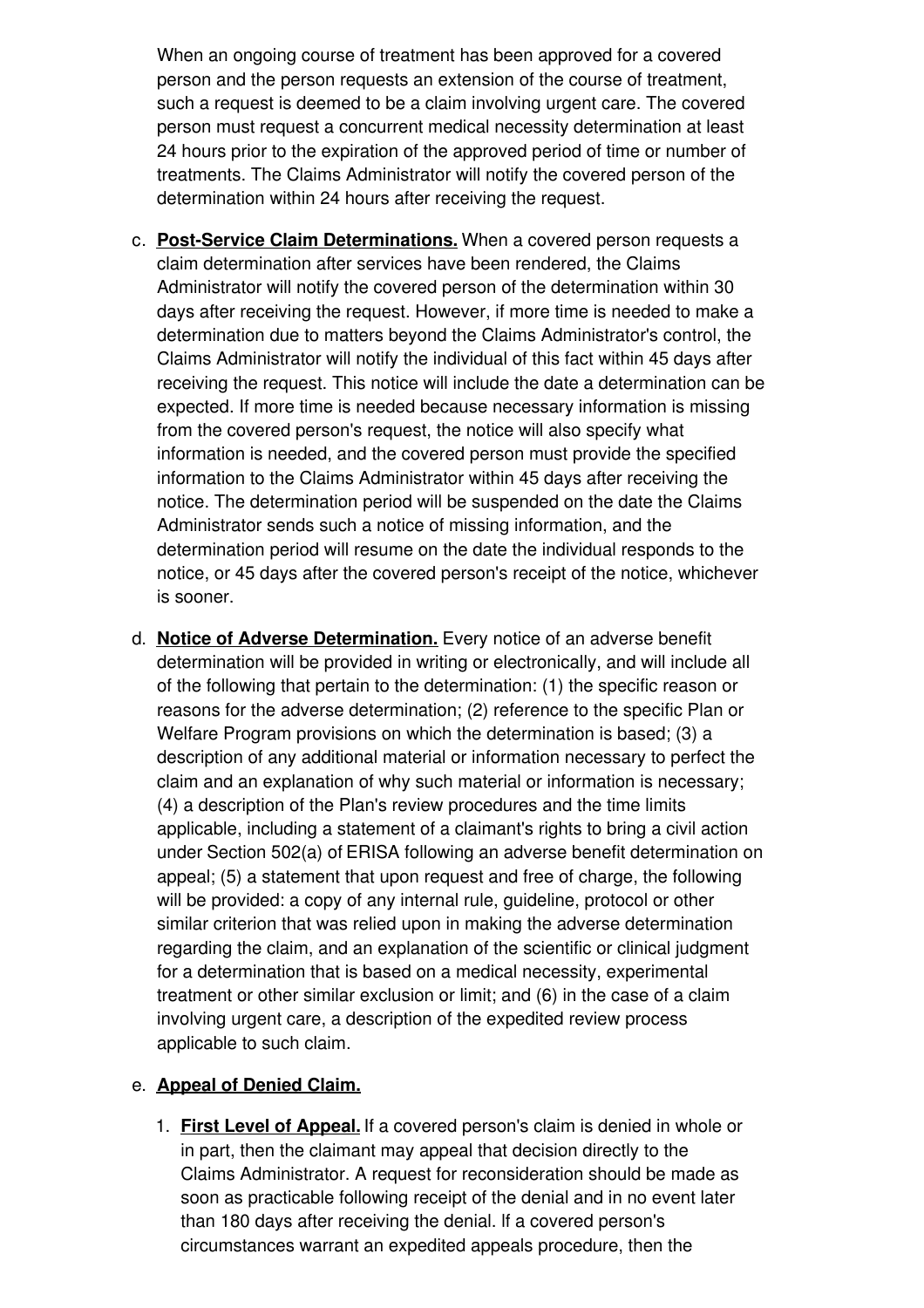When an ongoing course of treatment has been approved for a covered person and the person requests an extension of the course of treatment, such a request is deemed to be a claim involving urgent care. The covered person must request a concurrent medical necessity determination at least 24 hours prior to the expiration of the approved period of time or number of treatments. The Claims Administrator will notify the covered person of the determination within 24 hours after receiving the request.

c. **Post-Service Claim Determinations.** When a covered person requests a claim determination after services have been rendered, the Claims Administrator will notify the covered person of the determination within 30 days after receiving the request. However, if more time is needed to make a determination due to matters beyond the Claims Administrator's control, the Claims Administrator will notify the individual of this fact within 45 days after receiving the request. This notice will include the date a determination can be expected. If more time is needed because necessary information is missing from the covered person's request, the notice will also specify what information is needed, and the covered person must provide the specified information to the Claims Administrator within 45 days after receiving the notice. The determination period will be suspended on the date the Claims Administrator sends such a notice of missing information, and the determination period will resume on the date the individual responds to the notice, or 45 days after the covered person's receipt of the notice, whichever is sooner.

d. **Notice of Adverse Determination.** Every notice of an adverse benefit determination will be provided in writing or electronically, and will include all of the following that pertain to the determination: (1) the specific reason or reasons for the adverse determination; (2) reference to the specific Plan or Welfare Program provisions on which the determination is based; (3) a description of any additional material or information necessary to perfect the claim and an explanation of why such material or information is necessary; (4) a description of the Plan's review procedures and the time limits applicable, including a statement of a claimant's rights to bring a civil action under Section 502(a) of ERISA following an adverse benefit determination on appeal; (5) a statement that upon request and free of charge, the following will be provided: a copy of any internal rule, guideline, protocol or other similar criterion that was relied upon in making the adverse determination regarding the claim, and an explanation of the scientific or clinical judgment for a determination that is based on a medical necessity, experimental treatment or other similar exclusion or limit; and (6) in the case of a claim involving urgent care, a description of the expedited review process applicable to such claim.

e. **Appeal of Denied Claim.**

1. **First Level of Appeal.** If a covered person's claim is denied in whole or in part, then the claimant may appeal that decision directly to the Claims Administrator. A request for reconsideration should be made as soon as practicable following receipt of the denial and in no event later than 180 days after receiving the denial. If a covered person's circumstances warrant an expedited appeals procedure, then the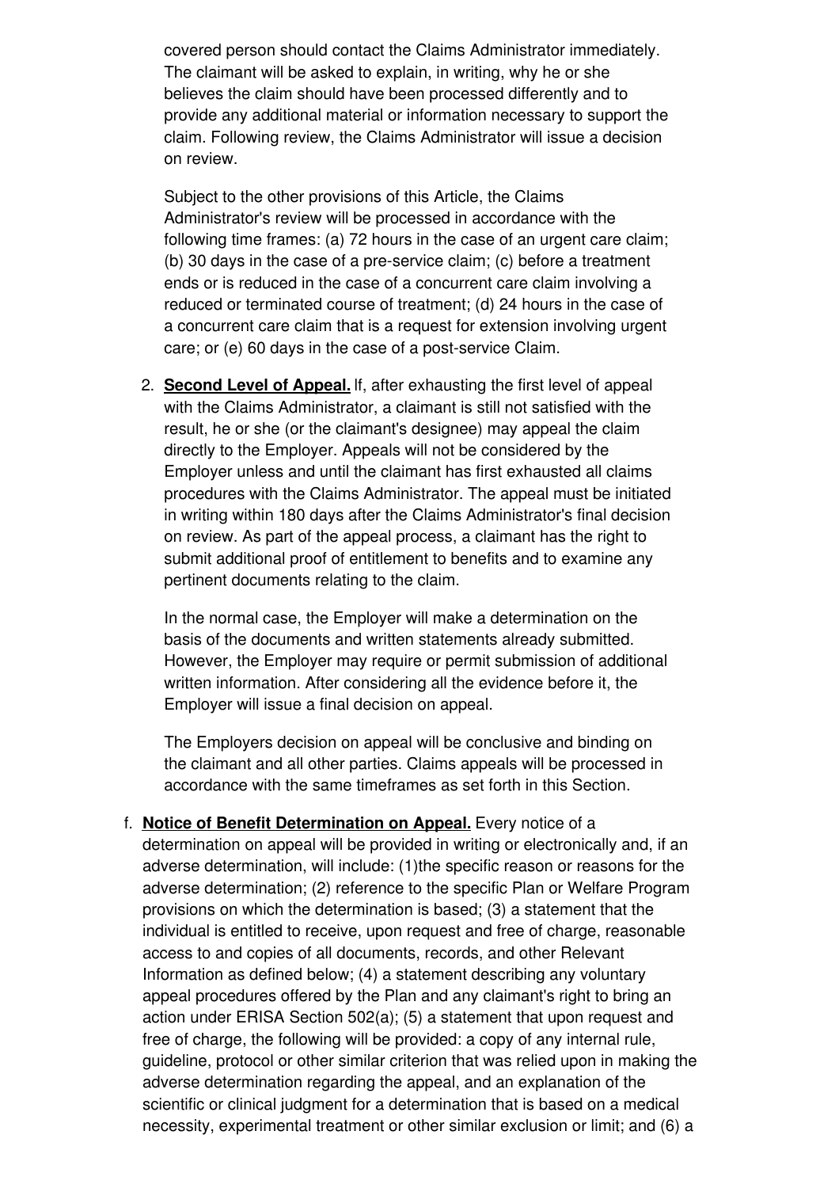covered person should contact the Claims Administrator immediately. The claimant will be asked to explain, in writing, why he or she believes the claim should have been processed differently and to provide any additional material or information necessary to support the claim. Following review, the Claims Administrator will issue a decision on review.

Subject to the other provisions of this Article, the Claims Administrator's review will be processed in accordance with the following time frames: (a) 72 hours in the case of an urgent care claim; (b) 30 days in the case of a pre-service claim; (c) before a treatment ends or is reduced in the case of a concurrent care claim involving a reduced or terminated course of treatment; (d) 24 hours in the case of a concurrent care claim that is a request for extension involving urgent care; or (e) 60 days in the case of a post-service Claim.

2. **Second Level of Appeal.** If, after exhausting the first level of appeal with the Claims Administrator, a claimant is still not satisfied with the result, he or she (or the claimant's designee) may appeal the claim directly to the Employer. Appeals will not be considered by the Employer unless and until the claimant has first exhausted all claims procedures with the Claims Administrator. The appeal must be initiated in writing within 180 days after the Claims Administrator's final decision on review. As part of the appeal process, a claimant has the right to submit additional proof of entitlement to benefits and to examine any pertinent documents relating to the claim.

   In the normal case, the Employer will make a determination on the basis of the documents and written statements already submitted. However, the Employer may require or permit submission of additional written information. After considering all the evidence before it, the Employer will issue a final decision on appeal.

   The Employers decision on appeal will be conclusive and binding on the claimant and all other parties. Claims appeals will be processed in accordance with the same timeframes as set forth in this Section.

f. **Notice of Benefit Determination on Appeal.** Every notice of a determination on appeal will be provided in writing or electronically and, if an adverse determination, will include: (1)the specific reason or reasons for the adverse determination; (2) reference to the specific Plan or Welfare Program provisions on which the determination is based; (3) a statement that the individual is entitled to receive, upon request and free of charge, reasonable access to and copies of all documents, records, and other Relevant Information as defined below; (4) a statement describing any voluntary appeal procedures offered by the Plan and any claimant's right to bring an action under ERISA Section 502(a); (5) a statement that upon request and free of charge, the following will be provided: a copy of any internal rule, guideline, protocol or other similar criterion that was relied upon in making the adverse determination regarding the appeal, and an explanation of the scientific or clinical judgment for a determination that is based on a medical necessity, experimental treatment or other similar exclusion or limit; and (6) a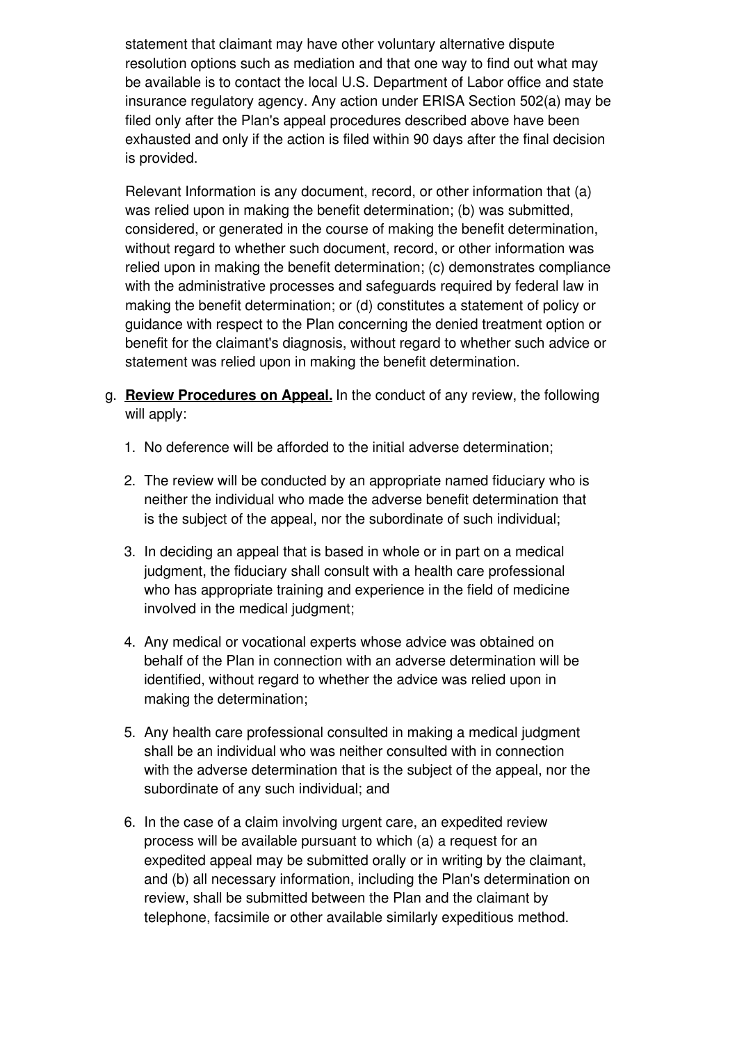statement that claimant may have other voluntary alternative dispute resolution options such as mediation and that one way to find out what may be available is to contact the local U.S. Department of Labor office and state insurance regulatory agency. Any action under ERISA Section 502(a) may be filed only after the Plan's appeal procedures described above have been exhausted and only if the action is filed within 90 days after the final decision is provided.

Relevant Information is any document, record, or other information that (a) was relied upon in making the benefit determination; (b) was submitted, considered, or generated in the course of making the benefit determination, without regard to whether such document, record, or other information was relied upon in making the benefit determination; (c) demonstrates compliance with the administrative processes and safeguards required by federal law in making the benefit determination; or (d) constitutes a statement of policy or guidance with respect to the Plan concerning the denied treatment option or benefit for the claimant's diagnosis, without regard to whether such advice or statement was relied upon in making the benefit determination.

g. **Review Procedures on Appeal.** In the conduct of any review, the following will apply:

   1. No deference will be afforded to the initial adverse determination;

   2. The review will be conducted by an appropriate named fiduciary who is neither the individual who made the adverse benefit determination that is the subject of the appeal, nor the subordinate of such individual;

   3. In deciding an appeal that is based in whole or in part on a medical judgment, the fiduciary shall consult with a health care professional who has appropriate training and experience in the field of medicine involved in the medical judgment;

   4. Any medical or vocational experts whose advice was obtained on behalf of the Plan in connection with an adverse determination will be identified, without regard to whether the advice was relied upon in making the determination;

   5. Any health care professional consulted in making a medical judgment shall be an individual who was neither consulted with in connection with the adverse determination that is the subject of the appeal, nor the subordinate of any such individual; and

   6. In the case of a claim involving urgent care, an expedited review process will be available pursuant to which (a) a request for an expedited appeal may be submitted orally or in writing by the claimant, and (b) all necessary information, including the Plan's determination on review, shall be submitted between the Plan and the claimant by telephone, facsimile or other available similarly expeditious method.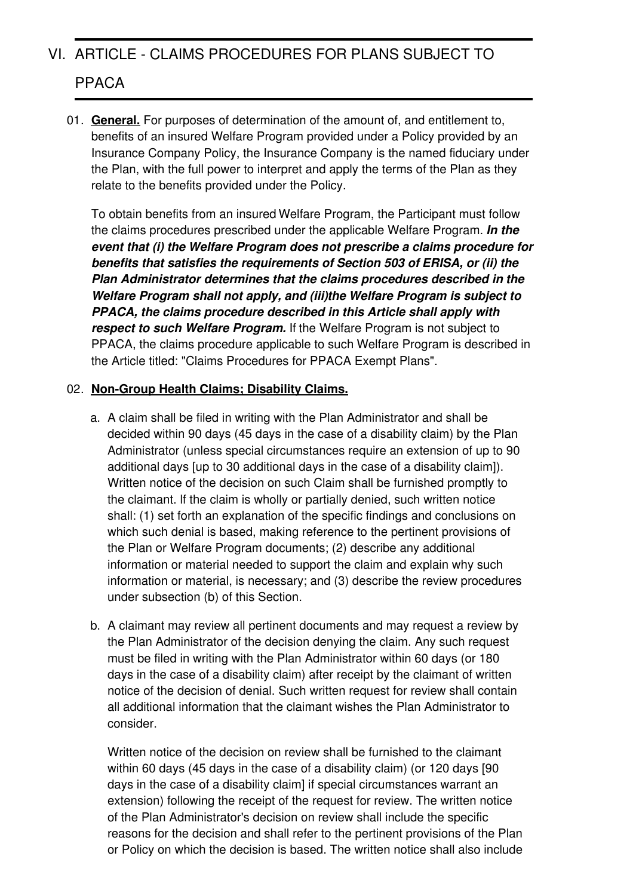# VI. ARTICLE - CLAIMS PROCEDURES FOR PLANS SUBJECT TO PPACA

01. **General.** For purposes of determination of the amount of, and entitlement to, benefits of an insured Welfare Program provided under a Policy provided by an Insurance Company Policy, the Insurance Company is the named fiduciary under the Plan, with the full power to interpret and apply the terms of the Plan as they relate to the benefits provided under the Policy.

    To obtain benefits from an insured Welfare Program, the Participant must follow the claims procedures prescribed under the applicable Welfare Program. ***In the event that (i) the Welfare Program does not prescribe a claims procedure for benefits that satisfies the requirements of Section 503 of ERISA, or (ii) the Plan Administrator determines that the claims procedures described in the Welfare Program shall not apply, and (iii)the Welfare Program is subject to PPACA, the claims procedure described in this Article shall apply with respect to such Welfare Program.*** If the Welfare Program is not subject to PPACA, the claims procedure applicable to such Welfare Program is described in the Article titled: "Claims Procedures for PPACA Exempt Plans".

02. **Non-Group Health Claims; Disability Claims.**

    a. A claim shall be filed in writing with the Plan Administrator and shall be decided within 90 days (45 days in the case of a disability claim) by the Plan Administrator (unless special circumstances require an extension of up to 90 additional days [up to 30 additional days in the case of a disability claim]). Written notice of the decision on such Claim shall be furnished promptly to the claimant. If the claim is wholly or partially denied, such written notice shall: (1) set forth an explanation of the specific findings and conclusions on which such denial is based, making reference to the pertinent provisions of the Plan or Welfare Program documents; (2) describe any additional information or material needed to support the claim and explain why such information or material, is necessary; and (3) describe the review procedures under subsection (b) of this Section.

    b. A claimant may review all pertinent documents and may request a review by the Plan Administrator of the decision denying the claim. Any such request must be filed in writing with the Plan Administrator within 60 days (or 180 days in the case of a disability claim) after receipt by the claimant of written notice of the decision of denial. Such written request for review shall contain all additional information that the claimant wishes the Plan Administrator to consider.

       Written notice of the decision on review shall be furnished to the claimant within 60 days (45 days in the case of a disability claim) (or 120 days [90 days in the case of a disability claim] if special circumstances warrant an extension) following the receipt of the request for review. The written notice of the Plan Administrator's decision on review shall include the specific reasons for the decision and shall refer to the pertinent provisions of the Plan or Policy on which the decision is based. The written notice shall also include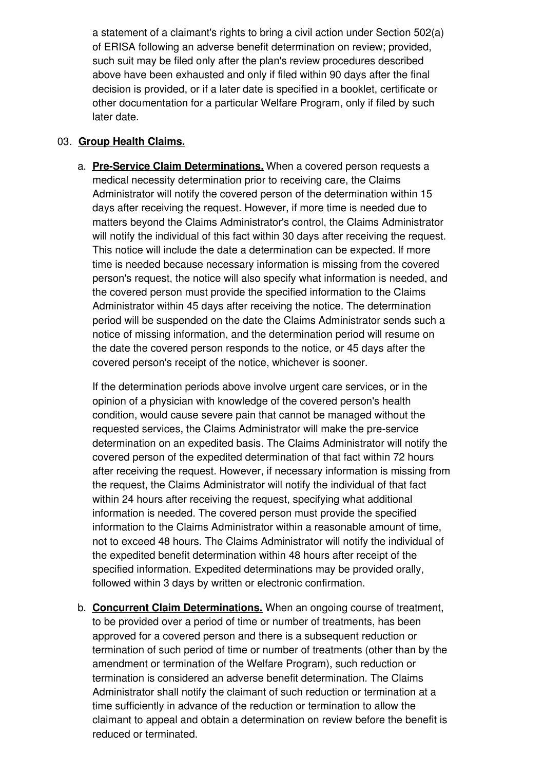a statement of a claimant's rights to bring a civil action under Section 502(a) of ERISA following an adverse benefit determination on review; provided, such suit may be filed only after the plan's review procedures described above have been exhausted and only if filed within 90 days after the final decision is provided, or if a later date is specified in a booklet, certificate or other documentation for a particular Welfare Program, only if filed by such later date.

03. **Group Health Claims.**

a. **Pre-Service Claim Determinations.** When a covered person requests a medical necessity determination prior to receiving care, the Claims Administrator will notify the covered person of the determination within 15 days after receiving the request. However, if more time is needed due to matters beyond the Claims Administrator's control, the Claims Administrator will notify the individual of this fact within 30 days after receiving the request. This notice will include the date a determination can be expected. If more time is needed because necessary information is missing from the covered person's request, the notice will also specify what information is needed, and the covered person must provide the specified information to the Claims Administrator within 45 days after receiving the notice. The determination period will be suspended on the date the Claims Administrator sends such a notice of missing information, and the determination period will resume on the date the covered person responds to the notice, or 45 days after the covered person's receipt of the notice, whichever is sooner.

   If the determination periods above involve urgent care services, or in the opinion of a physician with knowledge of the covered person's health condition, would cause severe pain that cannot be managed without the requested services, the Claims Administrator will make the pre-service determination on an expedited basis. The Claims Administrator will notify the covered person of the expedited determination of that fact within 72 hours after receiving the request. However, if necessary information is missing from the request, the Claims Administrator will notify the individual of that fact within 24 hours after receiving the request, specifying what additional information is needed. The covered person must provide the specified information to the Claims Administrator within a reasonable amount of time, not to exceed 48 hours. The Claims Administrator will notify the individual of the expedited benefit determination within 48 hours after receipt of the specified information. Expedited determinations may be provided orally, followed within 3 days by written or electronic confirmation.

b. **Concurrent Claim Determinations.** When an ongoing course of treatment, to be provided over a period of time or number of treatments, has been approved for a covered person and there is a subsequent reduction or termination of such period of time or number of treatments (other than by the amendment or termination of the Welfare Program), such reduction or termination is considered an adverse benefit determination. The Claims Administrator shall notify the claimant of such reduction or termination at a time sufficiently in advance of the reduction or termination to allow the claimant to appeal and obtain a determination on review before the benefit is reduced or terminated.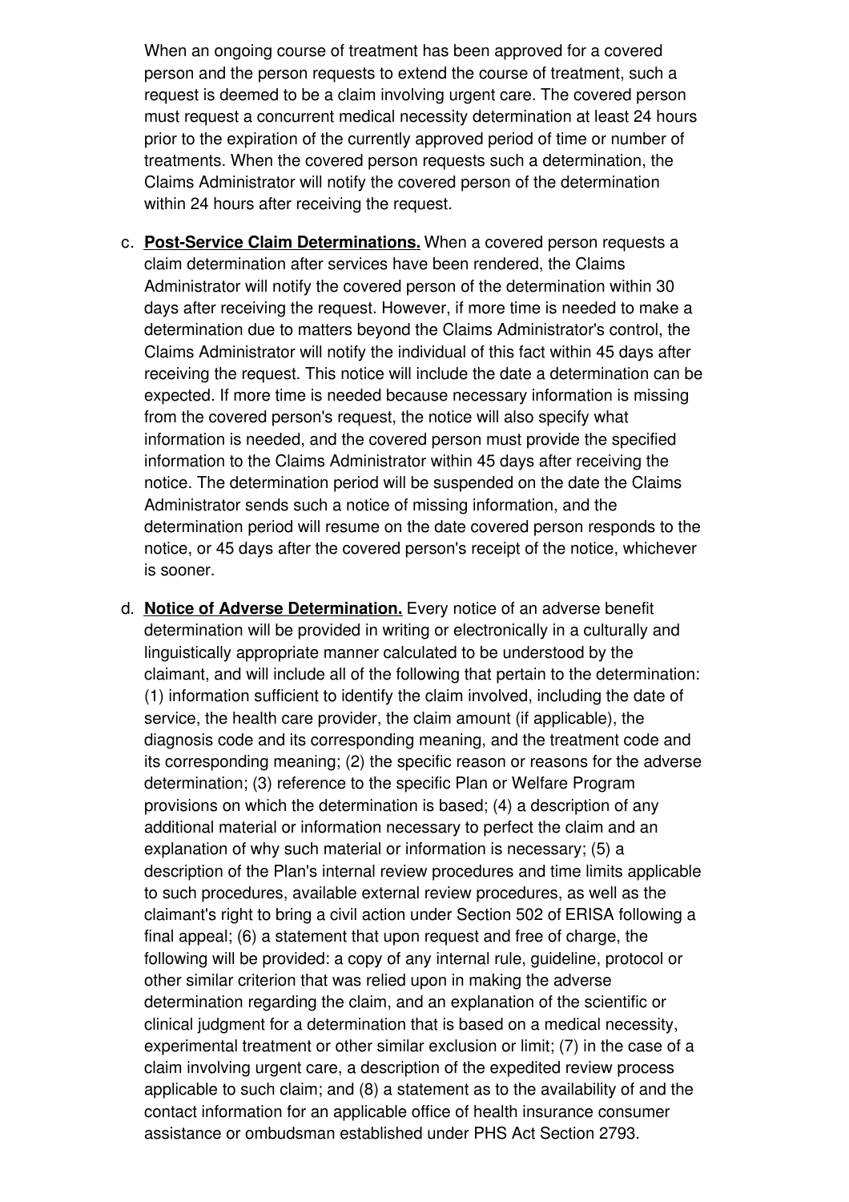When an ongoing course of treatment has been approved for a covered person and the person requests to extend the course of treatment, such a request is deemed to be a claim involving urgent care. The covered person must request a concurrent medical necessity determination at least 24 hours prior to the expiration of the currently approved period of time or number of treatments. When the covered person requests such a determination, the Claims Administrator will notify the covered person of the determination within 24 hours after receiving the request.

c. **Post-Service Claim Determinations.** When a covered person requests a claim determination after services have been rendered, the Claims Administrator will notify the covered person of the determination within 30 days after receiving the request. However, if more time is needed to make a determination due to matters beyond the Claims Administrator's control, the Claims Administrator will notify the individual of this fact within 45 days after receiving the request. This notice will include the date a determination can be expected. If more time is needed because necessary information is missing from the covered person's request, the notice will also specify what information is needed, and the covered person must provide the specified information to the Claims Administrator within 45 days after receiving the notice. The determination period will be suspended on the date the Claims Administrator sends such a notice of missing information, and the determination period will resume on the date covered person responds to the notice, or 45 days after the covered person's receipt of the notice, whichever is sooner.

d. **Notice of Adverse Determination.** Every notice of an adverse benefit determination will be provided in writing or electronically in a culturally and linguistically appropriate manner calculated to be understood by the claimant, and will include all of the following that pertain to the determination: (1) information sufficient to identify the claim involved, including the date of service, the health care provider, the claim amount (if applicable), the diagnosis code and its corresponding meaning, and the treatment code and its corresponding meaning; (2) the specific reason or reasons for the adverse determination; (3) reference to the specific Plan or Welfare Program provisions on which the determination is based; (4) a description of any additional material or information necessary to perfect the claim and an explanation of why such material or information is necessary; (5) a description of the Plan's internal review procedures and time limits applicable to such procedures, available external review procedures, as well as the claimant's right to bring a civil action under Section 502 of ERISA following a final appeal; (6) a statement that upon request and free of charge, the following will be provided: a copy of any internal rule, guideline, protocol or other similar criterion that was relied upon in making the adverse determination regarding the claim, and an explanation of the scientific or clinical judgment for a determination that is based on a medical necessity, experimental treatment or other similar exclusion or limit; (7) in the case of a claim involving urgent care, a description of the expedited review process applicable to such claim; and (8) a statement as to the availability of and the contact information for an applicable office of health insurance consumer assistance or ombudsman established under PHS Act Section 2793.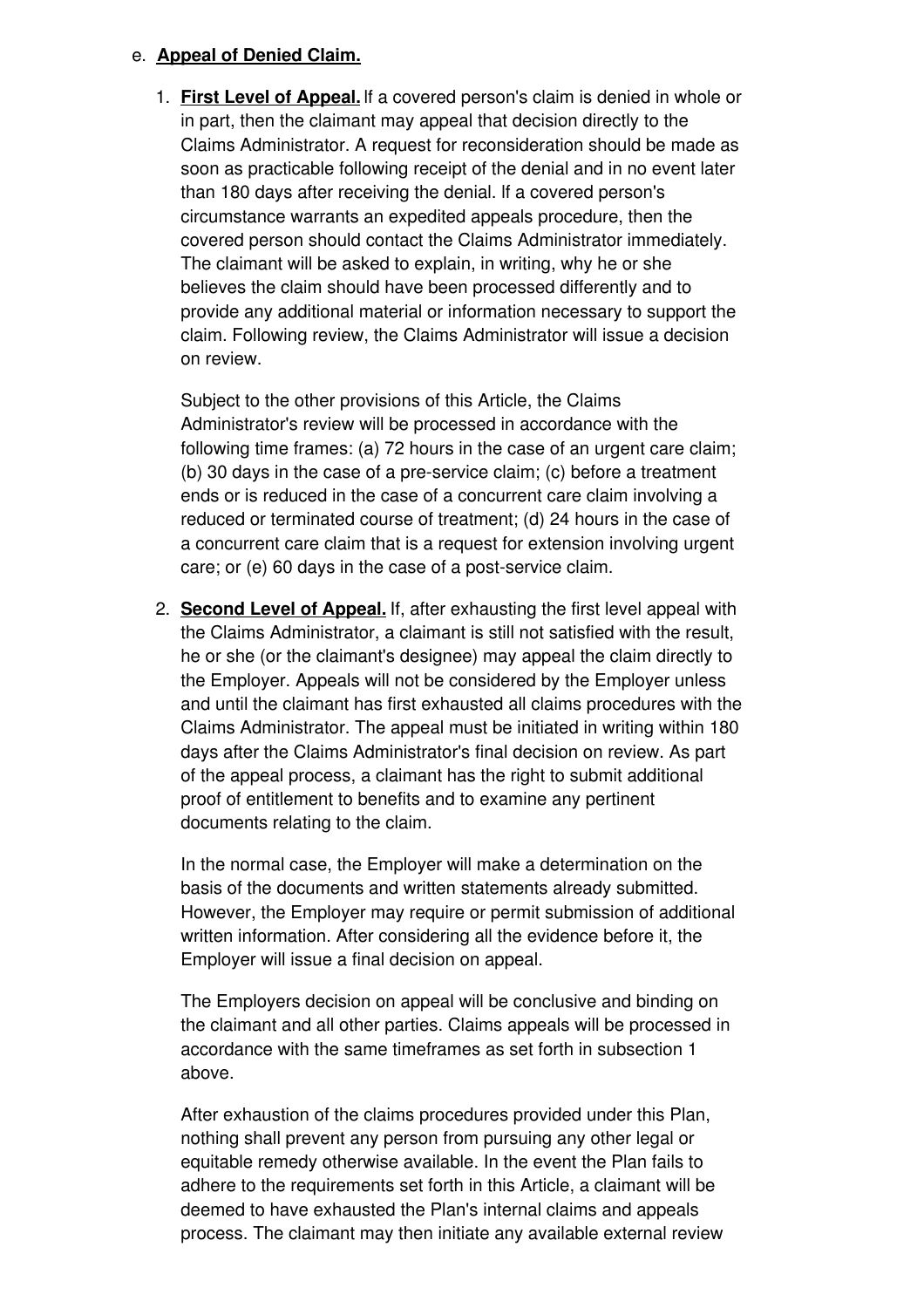e. **Appeal of Denied Claim.**

1. **First Level of Appeal.** If a covered person's claim is denied in whole or in part, then the claimant may appeal that decision directly to the Claims Administrator. A request for reconsideration should be made as soon as practicable following receipt of the denial and in no event later than 180 days after receiving the denial. If a covered person's circumstance warrants an expedited appeals procedure, then the covered person should contact the Claims Administrator immediately. The claimant will be asked to explain, in writing, why he or she believes the claim should have been processed differently and to provide any additional material or information necessary to support the claim. Following review, the Claims Administrator will issue a decision on review.

   Subject to the other provisions of this Article, the Claims Administrator's review will be processed in accordance with the following time frames: (a) 72 hours in the case of an urgent care claim; (b) 30 days in the case of a pre-service claim; (c) before a treatment ends or is reduced in the case of a concurrent care claim involving a reduced or terminated course of treatment; (d) 24 hours in the case of a concurrent care claim that is a request for extension involving urgent care; or (e) 60 days in the case of a post-service claim.

2. **Second Level of Appeal.** If, after exhausting the first level appeal with the Claims Administrator, a claimant is still not satisfied with the result, he or she (or the claimant's designee) may appeal the claim directly to the Employer. Appeals will not be considered by the Employer unless and until the claimant has first exhausted all claims procedures with the Claims Administrator. The appeal must be initiated in writing within 180 days after the Claims Administrator's final decision on review. As part of the appeal process, a claimant has the right to submit additional proof of entitlement to benefits and to examine any pertinent documents relating to the claim.

   In the normal case, the Employer will make a determination on the basis of the documents and written statements already submitted. However, the Employer may require or permit submission of additional written information. After considering all the evidence before it, the Employer will issue a final decision on appeal.

   The Employers decision on appeal will be conclusive and binding on the claimant and all other parties. Claims appeals will be processed in accordance with the same timeframes as set forth in subsection 1 above.

   After exhaustion of the claims procedures provided under this Plan, nothing shall prevent any person from pursuing any other legal or equitable remedy otherwise available. In the event the Plan fails to adhere to the requirements set forth in this Article, a claimant will be deemed to have exhausted the Plan's internal claims and appeals process. The claimant may then initiate any available external review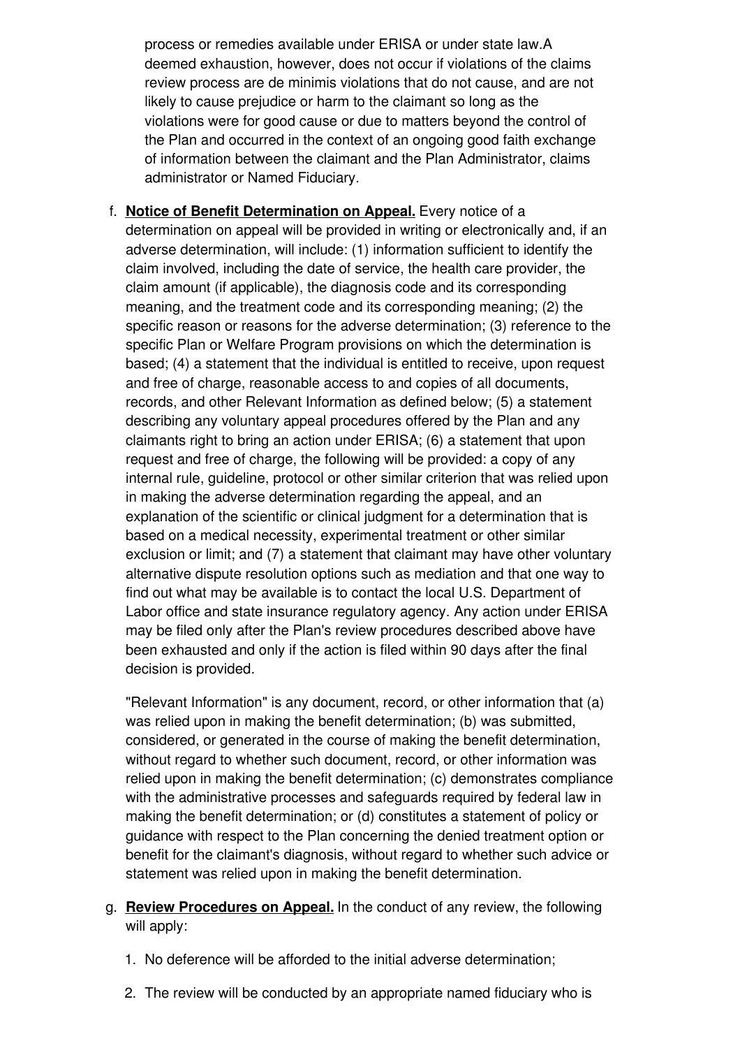process or remedies available under ERISA or under state law.A deemed exhaustion, however, does not occur if violations of the claims review process are de minimis violations that do not cause, and are not likely to cause prejudice or harm to the claimant so long as the violations were for good cause or due to matters beyond the control of the Plan and occurred in the context of an ongoing good faith exchange of information between the claimant and the Plan Administrator, claims administrator or Named Fiduciary.

f. **Notice of Benefit Determination on Appeal.** Every notice of a determination on appeal will be provided in writing or electronically and, if an adverse determination, will include: (1) information sufficient to identify the claim involved, including the date of service, the health care provider, the claim amount (if applicable), the diagnosis code and its corresponding meaning, and the treatment code and its corresponding meaning; (2) the specific reason or reasons for the adverse determination; (3) reference to the specific Plan or Welfare Program provisions on which the determination is based; (4) a statement that the individual is entitled to receive, upon request and free of charge, reasonable access to and copies of all documents, records, and other Relevant Information as defined below; (5) a statement describing any voluntary appeal procedures offered by the Plan and any claimants right to bring an action under ERISA; (6) a statement that upon request and free of charge, the following will be provided: a copy of any internal rule, guideline, protocol or other similar criterion that was relied upon in making the adverse determination regarding the appeal, and an explanation of the scientific or clinical judgment for a determination that is based on a medical necessity, experimental treatment or other similar exclusion or limit; and (7) a statement that claimant may have other voluntary alternative dispute resolution options such as mediation and that one way to find out what may be available is to contact the local U.S. Department of Labor office and state insurance regulatory agency. Any action under ERISA may be filed only after the Plan's review procedures described above have been exhausted and only if the action is filed within 90 days after the final decision is provided.

   "Relevant Information" is any document, record, or other information that (a) was relied upon in making the benefit determination; (b) was submitted, considered, or generated in the course of making the benefit determination, without regard to whether such document, record, or other information was relied upon in making the benefit determination; (c) demonstrates compliance with the administrative processes and safeguards required by federal law in making the benefit determination; or (d) constitutes a statement of policy or guidance with respect to the Plan concerning the denied treatment option or benefit for the claimant's diagnosis, without regard to whether such advice or statement was relied upon in making the benefit determination.

g. **Review Procedures on Appeal.** In the conduct of any review, the following will apply:

   1. No deference will be afforded to the initial adverse determination;

   2. The review will be conducted by an appropriate named fiduciary who is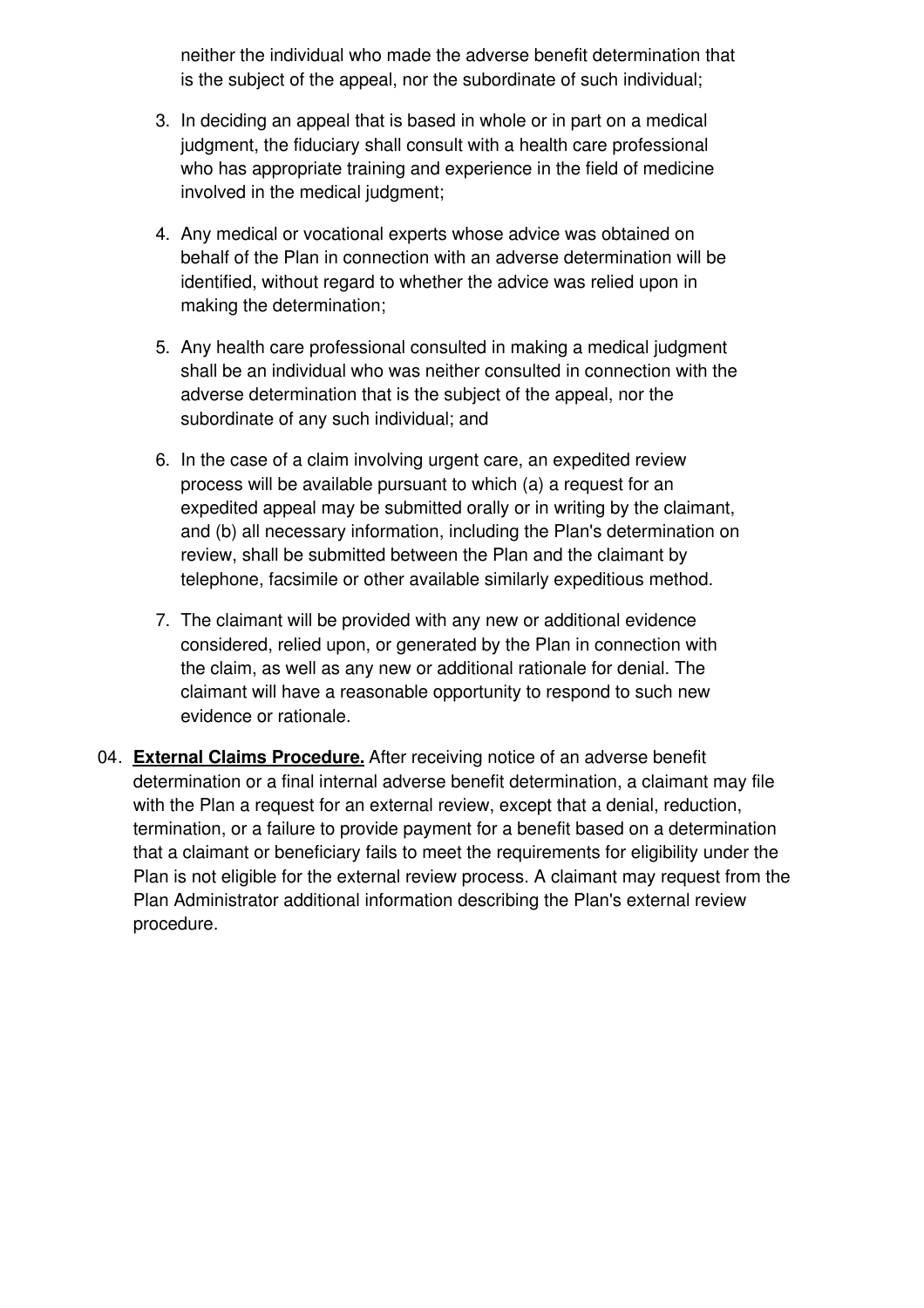neither the individual who made the adverse benefit determination that is the subject of the appeal, nor the subordinate of such individual;

3. In deciding an appeal that is based in whole or in part on a medical judgment, the fiduciary shall consult with a health care professional who has appropriate training and experience in the field of medicine involved in the medical judgment;

4. Any medical or vocational experts whose advice was obtained on behalf of the Plan in connection with an adverse determination will be identified, without regard to whether the advice was relied upon in making the determination;

5. Any health care professional consulted in making a medical judgment shall be an individual who was neither consulted in connection with the adverse determination that is the subject of the appeal, nor the subordinate of any such individual; and

6. In the case of a claim involving urgent care, an expedited review process will be available pursuant to which (a) a request for an expedited appeal may be submitted orally or in writing by the claimant, and (b) all necessary information, including the Plan's determination on review, shall be submitted between the Plan and the claimant by telephone, facsimile or other available similarly expeditious method.

7. The claimant will be provided with any new or additional evidence considered, relied upon, or generated by the Plan in connection with the claim, as well as any new or additional rationale for denial. The claimant will have a reasonable opportunity to respond to such new evidence or rationale.

04. **External Claims Procedure.** After receiving notice of an adverse benefit determination or a final internal adverse benefit determination, a claimant may file with the Plan a request for an external review, except that a denial, reduction, termination, or a failure to provide payment for a benefit based on a determination that a claimant or beneficiary fails to meet the requirements for eligibility under the Plan is not eligible for the external review process. A claimant may request from the Plan Administrator additional information describing the Plan's external review procedure.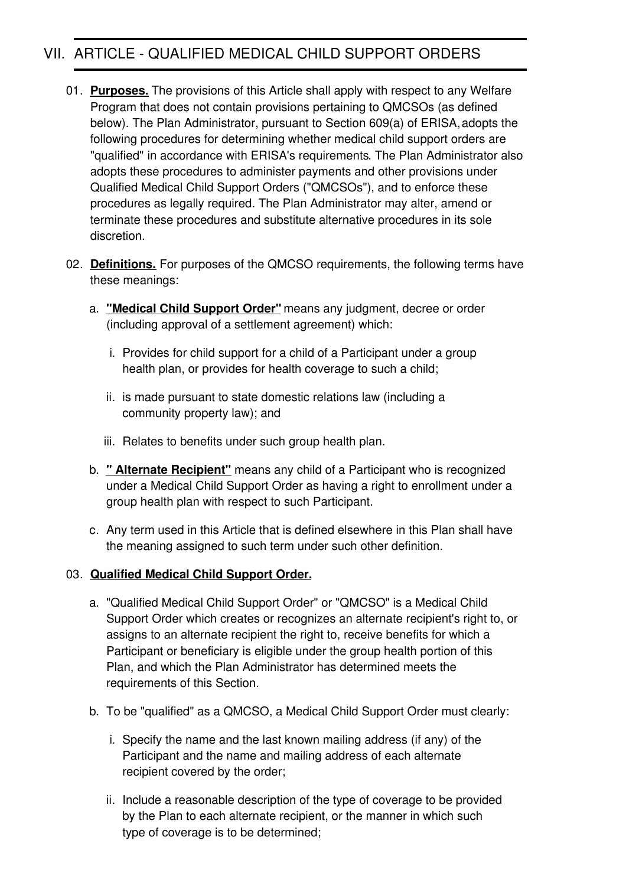## VII. ARTICLE - QUALIFIED MEDICAL CHILD SUPPORT ORDERS

01. **Purposes.** The provisions of this Article shall apply with respect to any Welfare Program that does not contain provisions pertaining to QMCSOs (as defined below). The Plan Administrator, pursuant to Section 609(a) of ERISA, adopts the following procedures for determining whether medical child support orders are "qualified" in accordance with ERISA's requirements. The Plan Administrator also adopts these procedures to administer payments and other provisions under Qualified Medical Child Support Orders ("QMCSOs"), and to enforce these procedures as legally required. The Plan Administrator may alter, amend or terminate these procedures and substitute alternative procedures in its sole discretion.

02. **Definitions.** For purposes of the QMCSO requirements, the following terms have these meanings:

    a. **"Medical Child Support Order"** means any judgment, decree or order (including approval of a settlement agreement) which:

        i. Provides for child support for a child of a Participant under a group health plan, or provides for health coverage to such a child;

        ii. is made pursuant to state domestic relations law (including a community property law); and

        iii. Relates to benefits under such group health plan.

    b. **" Alternate Recipient"** means any child of a Participant who is recognized under a Medical Child Support Order as having a right to enrollment under a group health plan with respect to such Participant.

    c. Any term used in this Article that is defined elsewhere in this Plan shall have the meaning assigned to such term under such other definition.

03. **Qualified Medical Child Support Order.**

    a. "Qualified Medical Child Support Order" or "QMCSO" is a Medical Child Support Order which creates or recognizes an alternate recipient's right to, or assigns to an alternate recipient the right to, receive benefits for which a Participant or beneficiary is eligible under the group health portion of this Plan, and which the Plan Administrator has determined meets the requirements of this Section.

    b. To be "qualified" as a QMCSO, a Medical Child Support Order must clearly:

        i. Specify the name and the last known mailing address (if any) of the Participant and the name and mailing address of each alternate recipient covered by the order;

        ii. Include a reasonable description of the type of coverage to be provided by the Plan to each alternate recipient, or the manner in which such type of coverage is to be determined;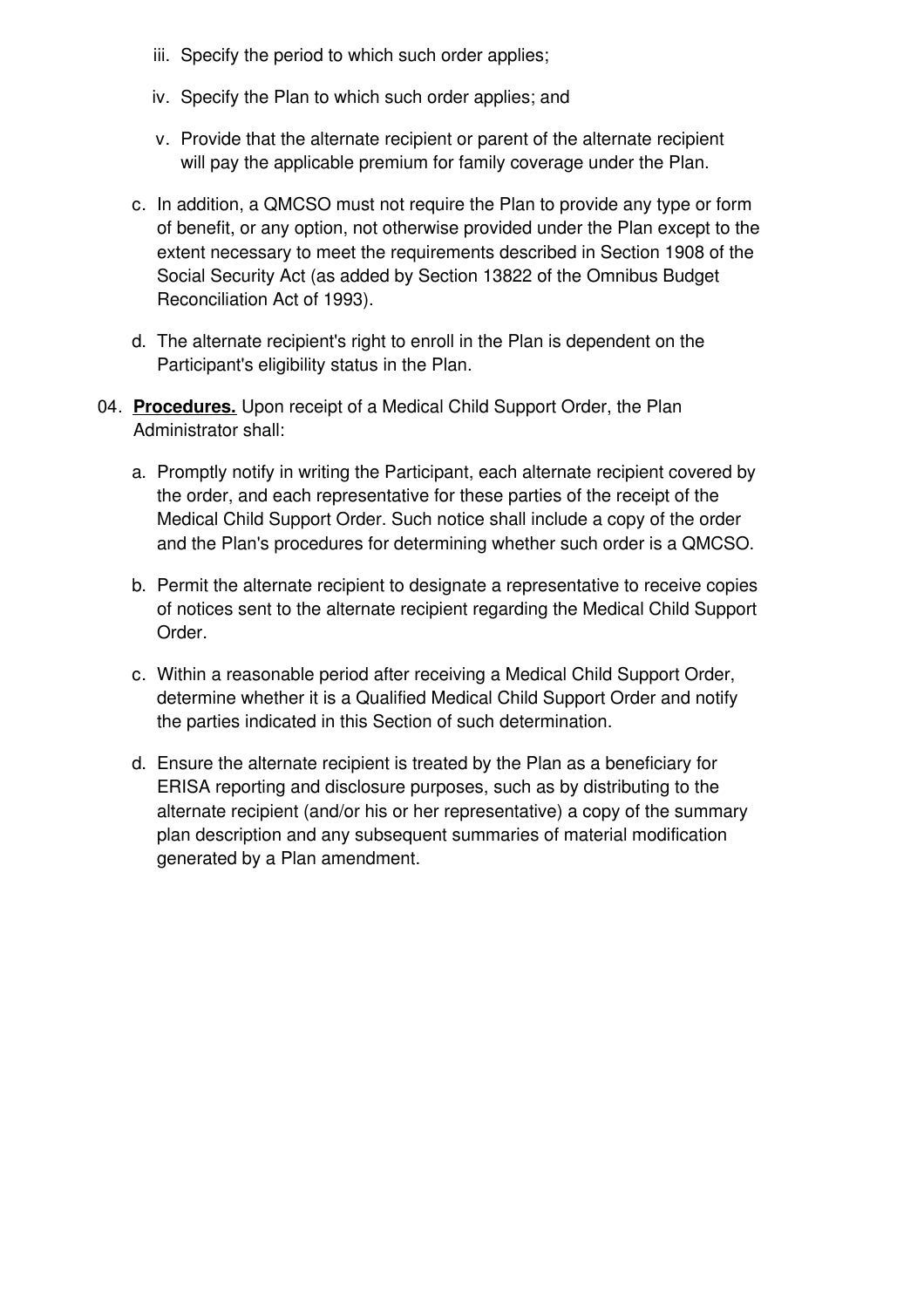iii. Specify the period to which such order applies;

   iv. Specify the Plan to which such order applies; and

   v. Provide that the alternate recipient or parent of the alternate recipient will pay the applicable premium for family coverage under the Plan.

c. In addition, a QMCSO must not require the Plan to provide any type or form of benefit, or any option, not otherwise provided under the Plan except to the extent necessary to meet the requirements described in Section 1908 of the Social Security Act (as added by Section 13822 of the Omnibus Budget Reconciliation Act of 1993).

d. The alternate recipient's right to enroll in the Plan is dependent on the Participant's eligibility status in the Plan.

04. **<u>Procedures.</u>** Upon receipt of a Medical Child Support Order, the Plan Administrator shall:

   a. Promptly notify in writing the Participant, each alternate recipient covered by the order, and each representative for these parties of the receipt of the Medical Child Support Order. Such notice shall include a copy of the order and the Plan's procedures for determining whether such order is a QMCSO.

   b. Permit the alternate recipient to designate a representative to receive copies of notices sent to the alternate recipient regarding the Medical Child Support Order.

   c. Within a reasonable period after receiving a Medical Child Support Order, determine whether it is a Qualified Medical Child Support Order and notify the parties indicated in this Section of such determination.

   d. Ensure the alternate recipient is treated by the Plan as a beneficiary for ERISA reporting and disclosure purposes, such as by distributing to the alternate recipient (and/or his or her representative) a copy of the summary plan description and any subsequent summaries of material modification generated by a Plan amendment.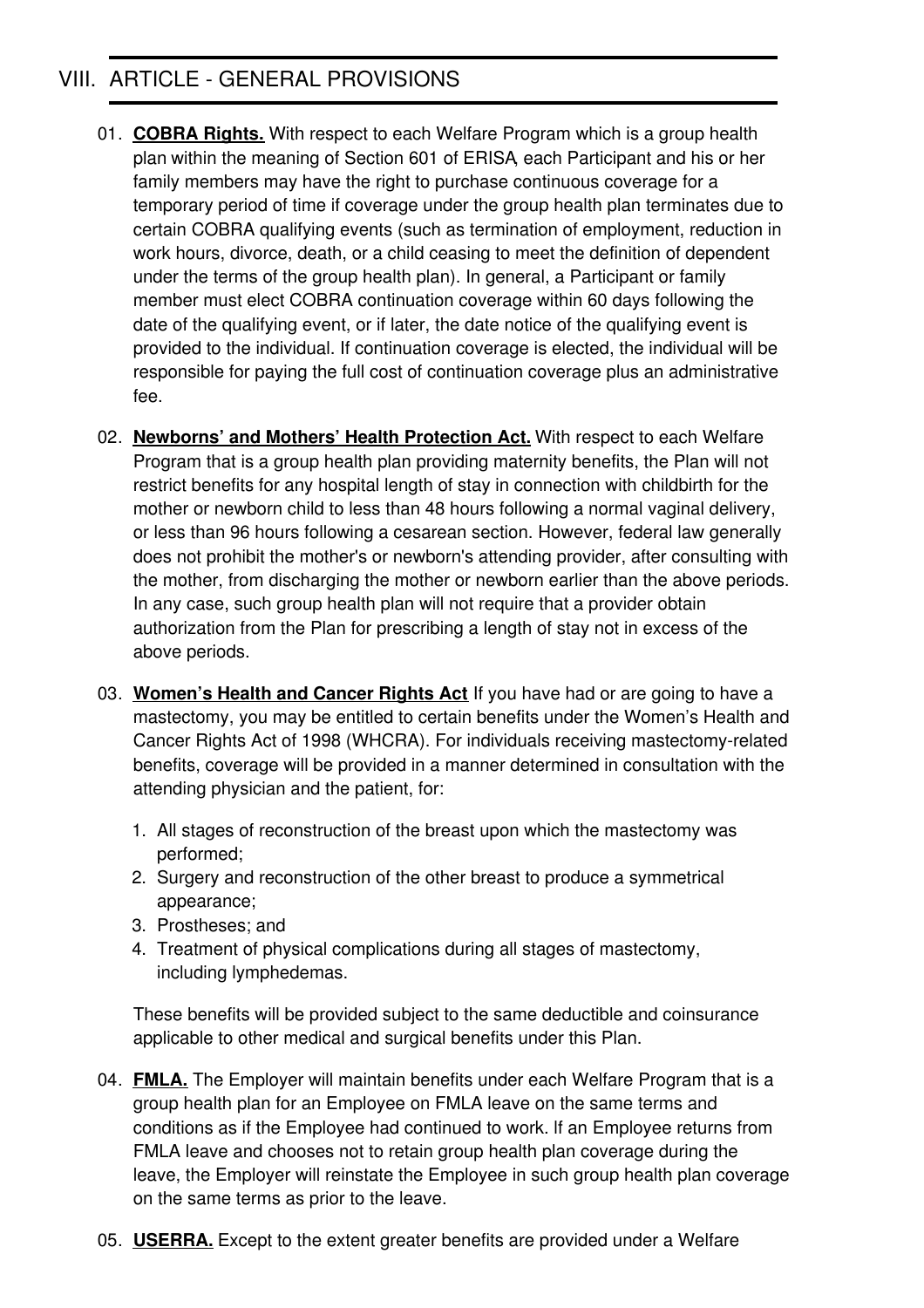# VIII. ARTICLE - GENERAL PROVISIONS

01. **COBRA Rights.** With respect to each Welfare Program which is a group health plan within the meaning of Section 601 of ERISA, each Participant and his or her family members may have the right to purchase continuous coverage for a temporary period of time if coverage under the group health plan terminates due to certain COBRA qualifying events (such as termination of employment, reduction in work hours, divorce, death, or a child ceasing to meet the definition of dependent under the terms of the group health plan). In general, a Participant or family member must elect COBRA continuation coverage within 60 days following the date of the qualifying event, or if later, the date notice of the qualifying event is provided to the individual. If continuation coverage is elected, the individual will be responsible for paying the full cost of continuation coverage plus an administrative fee.

02. **Newborns' and Mothers' Health Protection Act.** With respect to each Welfare Program that is a group health plan providing maternity benefits, the Plan will not restrict benefits for any hospital length of stay in connection with childbirth for the mother or newborn child to less than 48 hours following a normal vaginal delivery, or less than 96 hours following a cesarean section. However, federal law generally does not prohibit the mother's or newborn's attending provider, after consulting with the mother, from discharging the mother or newborn earlier than the above periods. In any case, such group health plan will not require that a provider obtain authorization from the Plan for prescribing a length of stay not in excess of the above periods.

03. **Women's Health and Cancer Rights Act** If you have had or are going to have a mastectomy, you may be entitled to certain benefits under the Women's Health and Cancer Rights Act of 1998 (WHCRA). For individuals receiving mastectomy-related benefits, coverage will be provided in a manner determined in consultation with the attending physician and the patient, for:

    1. All stages of reconstruction of the breast upon which the mastectomy was performed;
    2. Surgery and reconstruction of the other breast to produce a symmetrical appearance;
    3. Prostheses; and
    4. Treatment of physical complications during all stages of mastectomy, including lymphedemas.

    These benefits will be provided subject to the same deductible and coinsurance applicable to other medical and surgical benefits under this Plan.

04. **FMLA.** The Employer will maintain benefits under each Welfare Program that is a group health plan for an Employee on FMLA leave on the same terms and conditions as if the Employee had continued to work. If an Employee returns from FMLA leave and chooses not to retain group health plan coverage during the leave, the Employer will reinstate the Employee in such group health plan coverage on the same terms as prior to the leave.

05. **USERRA.** Except to the extent greater benefits are provided under a Welfare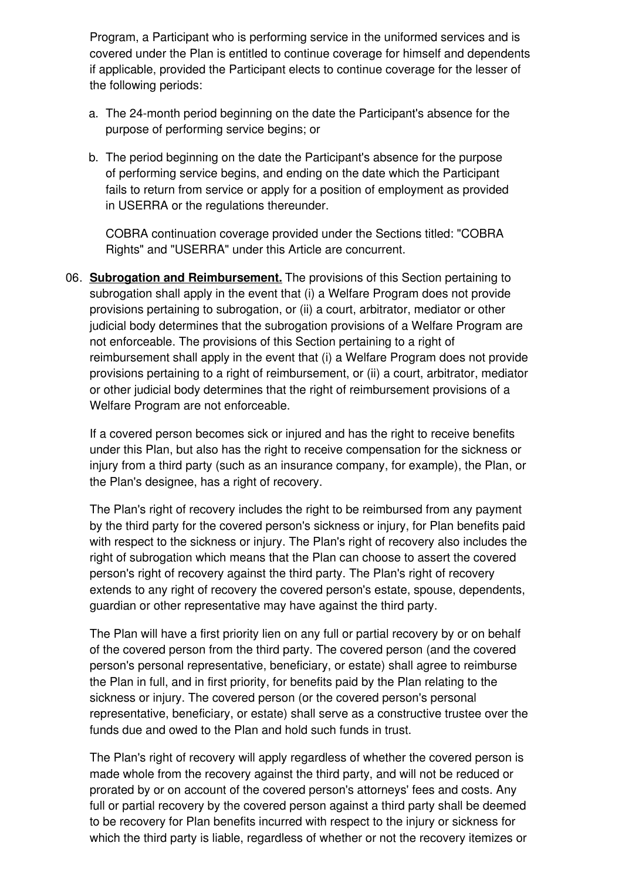Program, a Participant who is performing service in the uniformed services and is covered under the Plan is entitled to continue coverage for himself and dependents if applicable, provided the Participant elects to continue coverage for the lesser of the following periods:

a. The 24-month period beginning on the date the Participant's absence for the purpose of performing service begins; or

b. The period beginning on the date the Participant's absence for the purpose of performing service begins, and ending on the date which the Participant fails to return from service or apply for a position of employment as provided in USERRA or the regulations thereunder.

   COBRA continuation coverage provided under the Sections titled: "COBRA Rights" and "USERRA" under this Article are concurrent.

06. **Subrogation and Reimbursement.** The provisions of this Section pertaining to subrogation shall apply in the event that (i) a Welfare Program does not provide provisions pertaining to subrogation, or (ii) a court, arbitrator, mediator or other judicial body determines that the subrogation provisions of a Welfare Program are not enforceable. The provisions of this Section pertaining to a right of reimbursement shall apply in the event that (i) a Welfare Program does not provide provisions pertaining to a right of reimbursement, or (ii) a court, arbitrator, mediator or other judicial body determines that the right of reimbursement provisions of a Welfare Program are not enforceable.

    If a covered person becomes sick or injured and has the right to receive benefits under this Plan, but also has the right to receive compensation for the sickness or injury from a third party (such as an insurance company, for example), the Plan, or the Plan's designee, has a right of recovery.

    The Plan's right of recovery includes the right to be reimbursed from any payment by the third party for the covered person's sickness or injury, for Plan benefits paid with respect to the sickness or injury. The Plan's right of recovery also includes the right of subrogation which means that the Plan can choose to assert the covered person's right of recovery against the third party. The Plan's right of recovery extends to any right of recovery the covered person's estate, spouse, dependents, guardian or other representative may have against the third party.

    The Plan will have a first priority lien on any full or partial recovery by or on behalf of the covered person from the third party. The covered person (and the covered person's personal representative, beneficiary, or estate) shall agree to reimburse the Plan in full, and in first priority, for benefits paid by the Plan relating to the sickness or injury. The covered person (or the covered person's personal representative, beneficiary, or estate) shall serve as a constructive trustee over the funds due and owed to the Plan and hold such funds in trust.

    The Plan's right of recovery will apply regardless of whether the covered person is made whole from the recovery against the third party, and will not be reduced or prorated by or on account of the covered person's attorneys' fees and costs. Any full or partial recovery by the covered person against a third party shall be deemed to be recovery for Plan benefits incurred with respect to the injury or sickness for which the third party is liable, regardless of whether or not the recovery itemizes or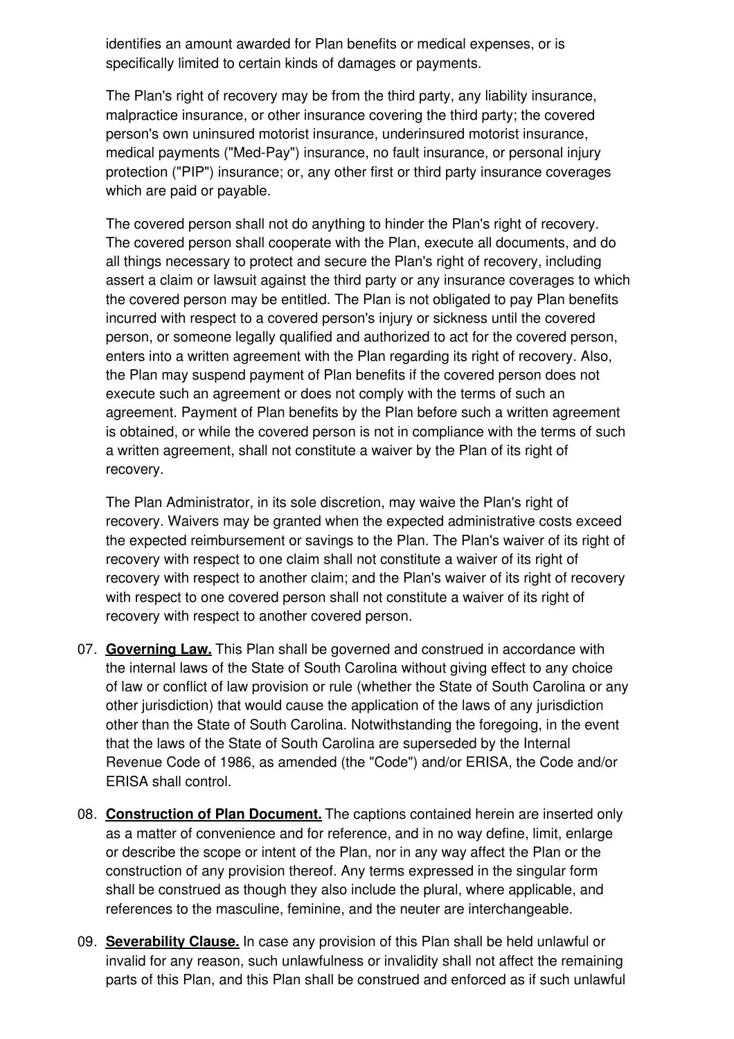identifies an amount awarded for Plan benefits or medical expenses, or is specifically limited to certain kinds of damages or payments.

The Plan's right of recovery may be from the third party, any liability insurance, malpractice insurance, or other insurance covering the third party; the covered person's own uninsured motorist insurance, underinsured motorist insurance, medical payments ("Med-Pay") insurance, no fault insurance, or personal injury protection ("PIP") insurance; or, any other first or third party insurance coverages which are paid or payable.

The covered person shall not do anything to hinder the Plan's right of recovery. The covered person shall cooperate with the Plan, execute all documents, and do all things necessary to protect and secure the Plan's right of recovery, including assert a claim or lawsuit against the third party or any insurance coverages to which the covered person may be entitled. The Plan is not obligated to pay Plan benefits incurred with respect to a covered person's injury or sickness until the covered person, or someone legally qualified and authorized to act for the covered person, enters into a written agreement with the Plan regarding its right of recovery. Also, the Plan may suspend payment of Plan benefits if the covered person does not execute such an agreement or does not comply with the terms of such an agreement. Payment of Plan benefits by the Plan before such a written agreement is obtained, or while the covered person is not in compliance with the terms of such a written agreement, shall not constitute a waiver by the Plan of its right of recovery.

The Plan Administrator, in its sole discretion, may waive the Plan's right of recovery. Waivers may be granted when the expected administrative costs exceed the expected reimbursement or savings to the Plan. The Plan's waiver of its right of recovery with respect to one claim shall not constitute a waiver of its right of recovery with respect to another claim; and the Plan's waiver of its right of recovery with respect to one covered person shall not constitute a waiver of its right of recovery with respect to another covered person.

07. **Governing Law.** This Plan shall be governed and construed in accordance with the internal laws of the State of South Carolina without giving effect to any choice of law or conflict of law provision or rule (whether the State of South Carolina or any other jurisdiction) that would cause the application of the laws of any jurisdiction other than the State of South Carolina. Notwithstanding the foregoing, in the event that the laws of the State of South Carolina are superseded by the Internal Revenue Code of 1986, as amended (the "Code") and/or ERISA, the Code and/or ERISA shall control.

08. **Construction of Plan Document.** The captions contained herein are inserted only as a matter of convenience and for reference, and in no way define, limit, enlarge or describe the scope or intent of the Plan, nor in any way affect the Plan or the construction of any provision thereof. Any terms expressed in the singular form shall be construed as though they also include the plural, where applicable, and references to the masculine, feminine, and the neuter are interchangeable.

09. **Severability Clause.** In case any provision of this Plan shall be held unlawful or invalid for any reason, such unlawfulness or invalidity shall not affect the remaining parts of this Plan, and this Plan shall be construed and enforced as if such unlawful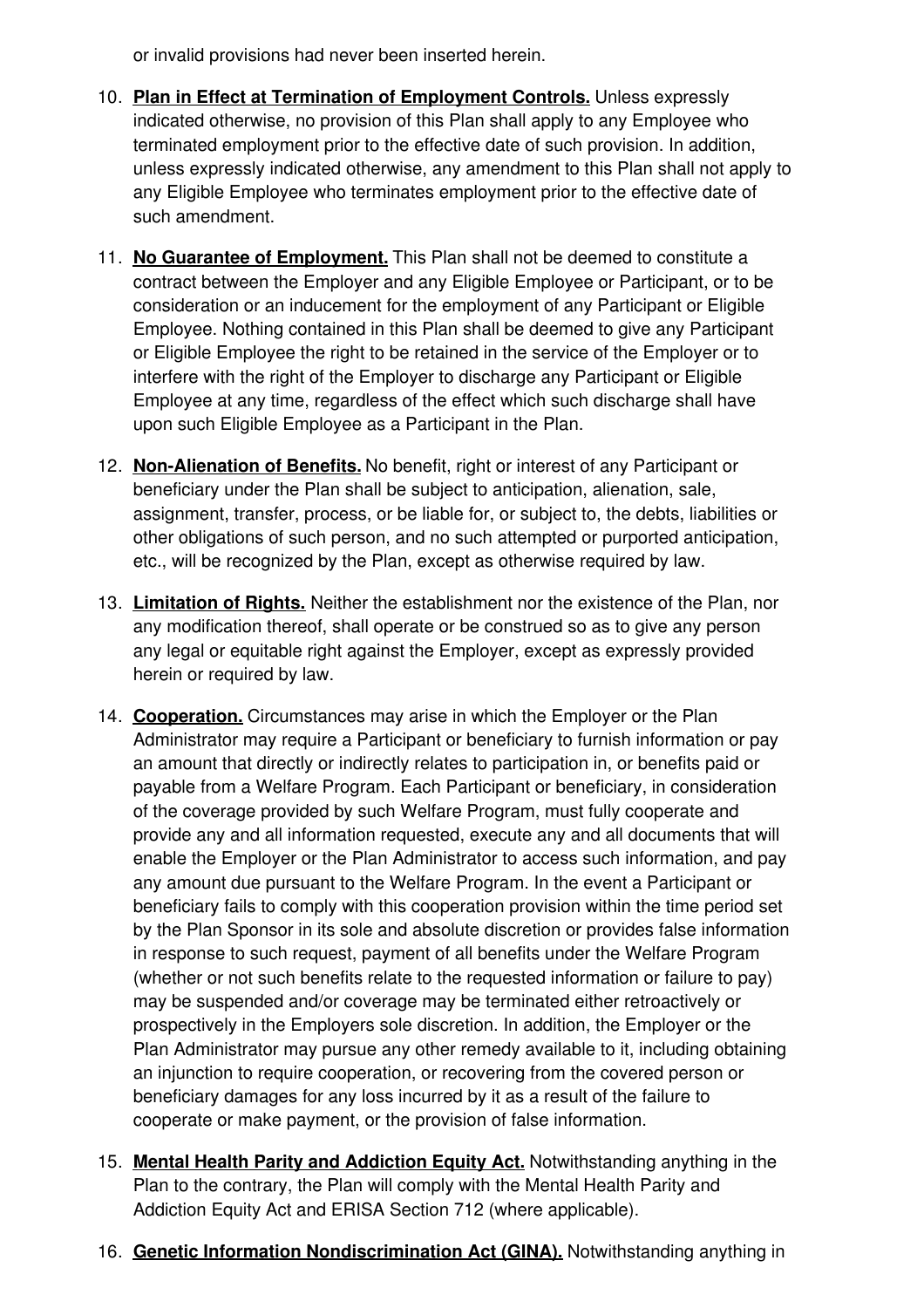or invalid provisions had never been inserted herein.

10. **Plan in Effect at Termination of Employment Controls.** Unless expressly indicated otherwise, no provision of this Plan shall apply to any Employee who terminated employment prior to the effective date of such provision. In addition, unless expressly indicated otherwise, any amendment to this Plan shall not apply to any Eligible Employee who terminates employment prior to the effective date of such amendment.

11. **No Guarantee of Employment.** This Plan shall not be deemed to constitute a contract between the Employer and any Eligible Employee or Participant, or to be consideration or an inducement for the employment of any Participant or Eligible Employee. Nothing contained in this Plan shall be deemed to give any Participant or Eligible Employee the right to be retained in the service of the Employer or to interfere with the right of the Employer to discharge any Participant or Eligible Employee at any time, regardless of the effect which such discharge shall have upon such Eligible Employee as a Participant in the Plan.

12. **Non-Alienation of Benefits.** No benefit, right or interest of any Participant or beneficiary under the Plan shall be subject to anticipation, alienation, sale, assignment, transfer, process, or be liable for, or subject to, the debts, liabilities or other obligations of such person, and no such attempted or purported anticipation, etc., will be recognized by the Plan, except as otherwise required by law.

13. **Limitation of Rights.** Neither the establishment nor the existence of the Plan, nor any modification thereof, shall operate or be construed so as to give any person any legal or equitable right against the Employer, except as expressly provided herein or required by law.

14. **Cooperation.** Circumstances may arise in which the Employer or the Plan Administrator may require a Participant or beneficiary to furnish information or pay an amount that directly or indirectly relates to participation in, or benefits paid or payable from a Welfare Program. Each Participant or beneficiary, in consideration of the coverage provided by such Welfare Program, must fully cooperate and provide any and all information requested, execute any and all documents that will enable the Employer or the Plan Administrator to access such information, and pay any amount due pursuant to the Welfare Program. In the event a Participant or beneficiary fails to comply with this cooperation provision within the time period set by the Plan Sponsor in its sole and absolute discretion or provides false information in response to such request, payment of all benefits under the Welfare Program (whether or not such benefits relate to the requested information or failure to pay) may be suspended and/or coverage may be terminated either retroactively or prospectively in the Employers sole discretion. In addition, the Employer or the Plan Administrator may pursue any other remedy available to it, including obtaining an injunction to require cooperation, or recovering from the covered person or beneficiary damages for any loss incurred by it as a result of the failure to cooperate or make payment, or the provision of false information.

15. **Mental Health Parity and Addiction Equity Act.** Notwithstanding anything in the Plan to the contrary, the Plan will comply with the Mental Health Parity and Addiction Equity Act and ERISA Section 712 (where applicable).

16. **Genetic Information Nondiscrimination Act (GINA).** Notwithstanding anything in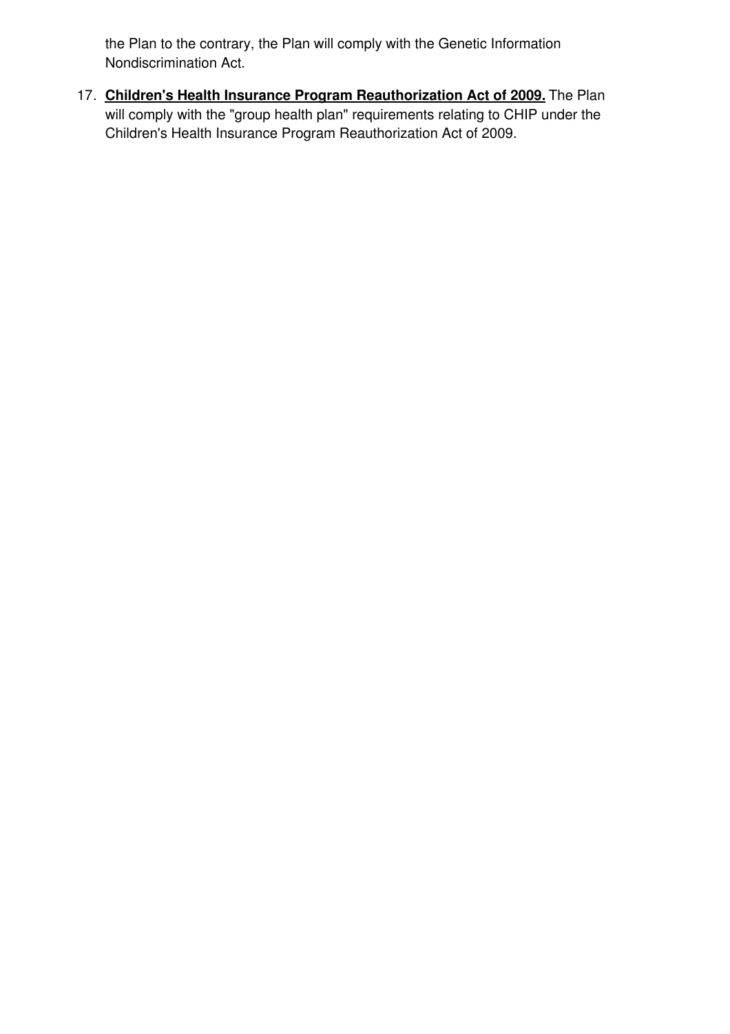the Plan to the contrary, the Plan will comply with the Genetic Information Nondiscrimination Act.

17. **Children's Health Insurance Program Reauthorization Act of 2009.** The Plan will comply with the "group health plan" requirements relating to CHIP under the Children's Health Insurance Program Reauthorization Act of 2009.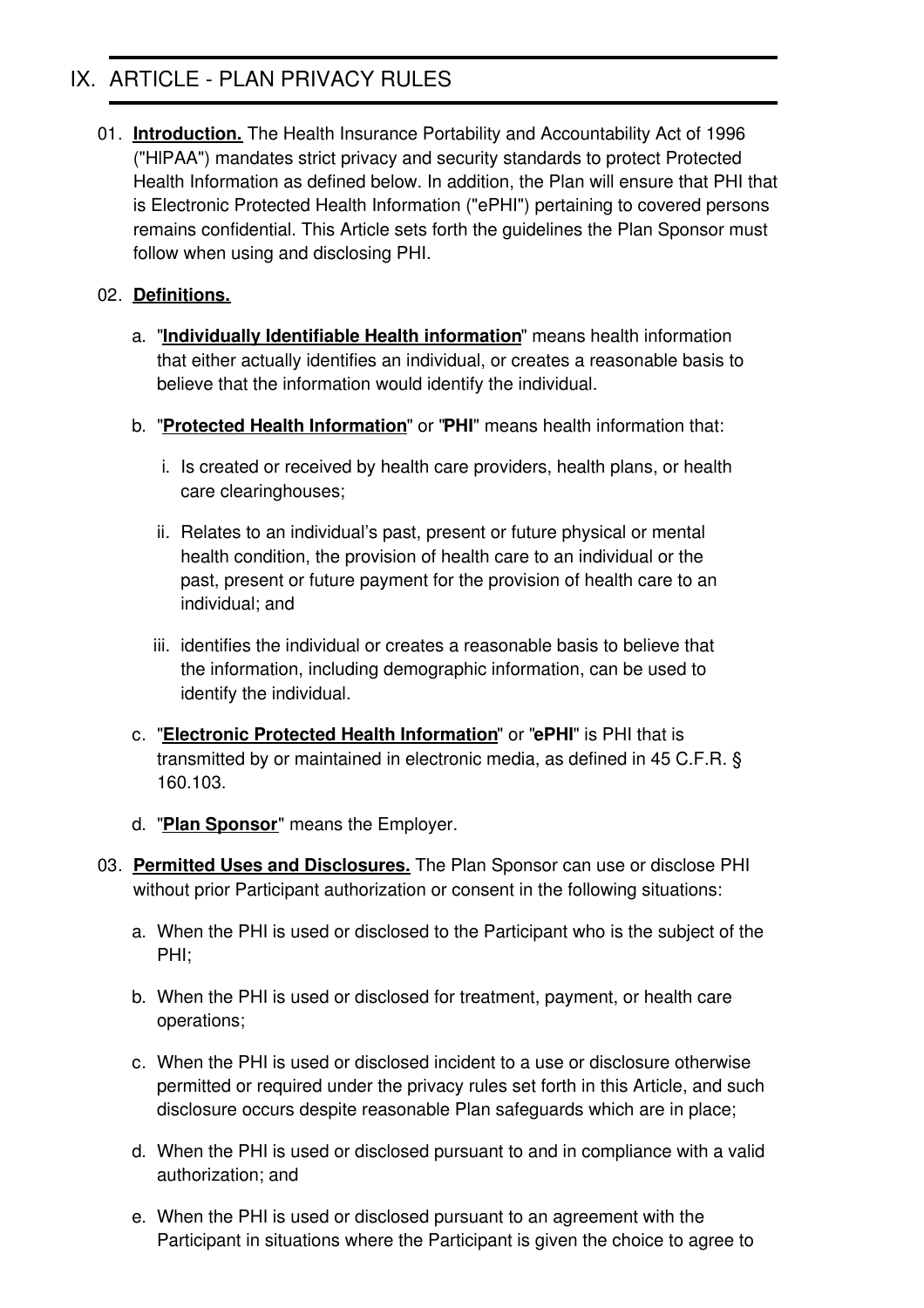# IX. ARTICLE - PLAN PRIVACY RULES

01. **Introduction.** The Health Insurance Portability and Accountability Act of 1996 ("HIPAA") mandates strict privacy and security standards to protect Protected Health Information as defined below. In addition, the Plan will ensure that PHI that is Electronic Protected Health Information ("ePHI") pertaining to covered persons remains confidential. This Article sets forth the guidelines the Plan Sponsor must follow when using and disclosing PHI.

02. **Definitions.**

    a. "**Individually Identifiable Health information**" means health information that either actually identifies an individual, or creates a reasonable basis to believe that the information would identify the individual.

    b. "**Protected Health Information**" or "**PHI**" means health information that:

       i. Is created or received by health care providers, health plans, or health care clearinghouses;

       ii. Relates to an individual's past, present or future physical or mental health condition, the provision of health care to an individual or the past, present or future payment for the provision of health care to an individual; and

       iii. identifies the individual or creates a reasonable basis to believe that the information, including demographic information, can be used to identify the individual.

    c. "**Electronic Protected Health Information**" or "**ePHI**" is PHI that is transmitted by or maintained in electronic media, as defined in 45 C.F.R. § 160.103.

    d. "**Plan Sponsor**" means the Employer.

03. **Permitted Uses and Disclosures.** The Plan Sponsor can use or disclose PHI without prior Participant authorization or consent in the following situations:

    a. When the PHI is used or disclosed to the Participant who is the subject of the PHI;

    b. When the PHI is used or disclosed for treatment, payment, or health care operations;

    c. When the PHI is used or disclosed incident to a use or disclosure otherwise permitted or required under the privacy rules set forth in this Article, and such disclosure occurs despite reasonable Plan safeguards which are in place;

    d. When the PHI is used or disclosed pursuant to and in compliance with a valid authorization; and

    e. When the PHI is used or disclosed pursuant to an agreement with the Participant in situations where the Participant is given the choice to agree to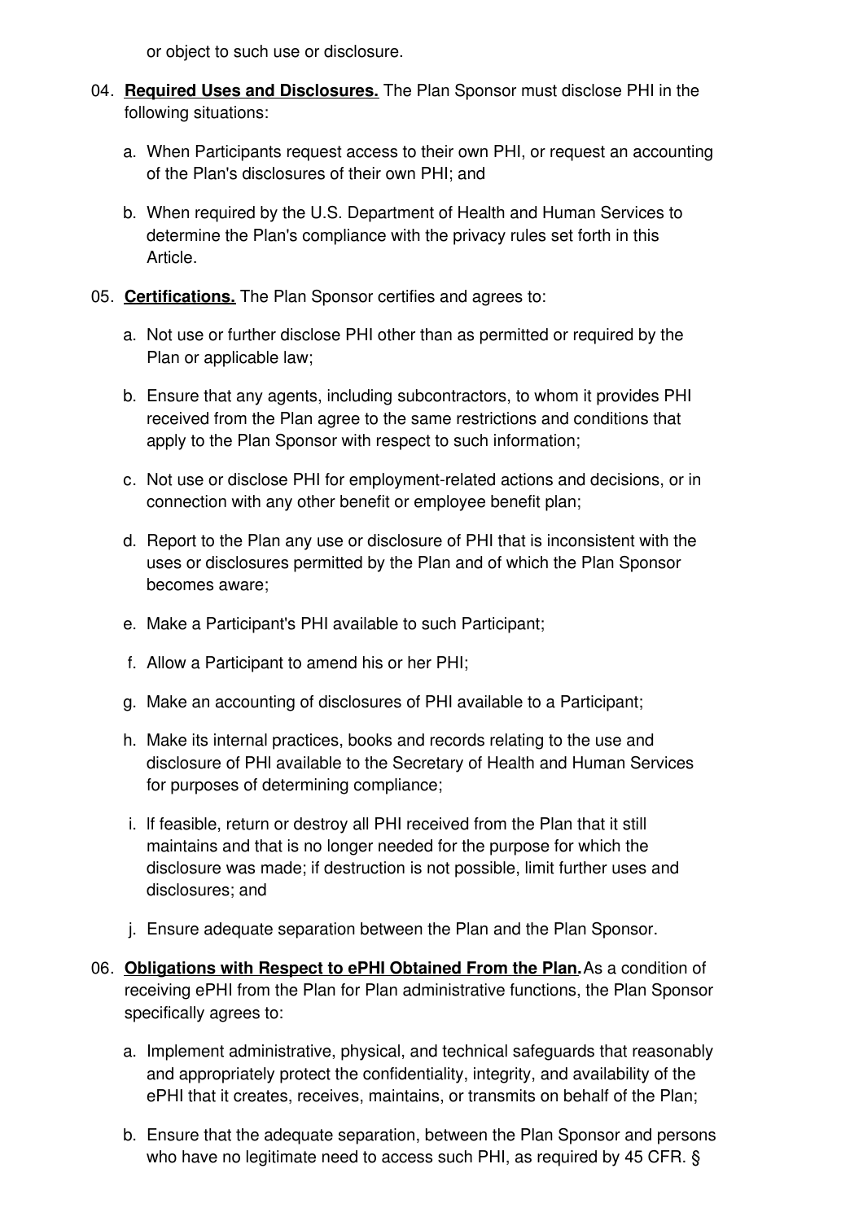or object to such use or disclosure.

04. **Required Uses and Disclosures.** The Plan Sponsor must disclose PHI in the following situations:

    a. When Participants request access to their own PHI, or request an accounting of the Plan's disclosures of their own PHI; and

    b. When required by the U.S. Department of Health and Human Services to determine the Plan's compliance with the privacy rules set forth in this Article.

05. **Certifications.** The Plan Sponsor certifies and agrees to:

    a. Not use or further disclose PHI other than as permitted or required by the Plan or applicable law;

    b. Ensure that any agents, including subcontractors, to whom it provides PHI received from the Plan agree to the same restrictions and conditions that apply to the Plan Sponsor with respect to such information;

    c. Not use or disclose PHI for employment-related actions and decisions, or in connection with any other benefit or employee benefit plan;

    d. Report to the Plan any use or disclosure of PHI that is inconsistent with the uses or disclosures permitted by the Plan and of which the Plan Sponsor becomes aware;

    e. Make a Participant's PHI available to such Participant;

    f. Allow a Participant to amend his or her PHI;

    g. Make an accounting of disclosures of PHI available to a Participant;

    h. Make its internal practices, books and records relating to the use and disclosure of PHI available to the Secretary of Health and Human Services for purposes of determining compliance;

    i. If feasible, return or destroy all PHI received from the Plan that it still maintains and that is no longer needed for the purpose for which the disclosure was made; if destruction is not possible, limit further uses and disclosures; and

    j. Ensure adequate separation between the Plan and the Plan Sponsor.

06. **Obligations with Respect to ePHI Obtained From the Plan.** As a condition of receiving ePHI from the Plan for Plan administrative functions, the Plan Sponsor specifically agrees to:

    a. Implement administrative, physical, and technical safeguards that reasonably and appropriately protect the confidentiality, integrity, and availability of the ePHI that it creates, receives, maintains, or transmits on behalf of the Plan;

    b. Ensure that the adequate separation, between the Plan Sponsor and persons who have no legitimate need to access such PHI, as required by 45 CFR. §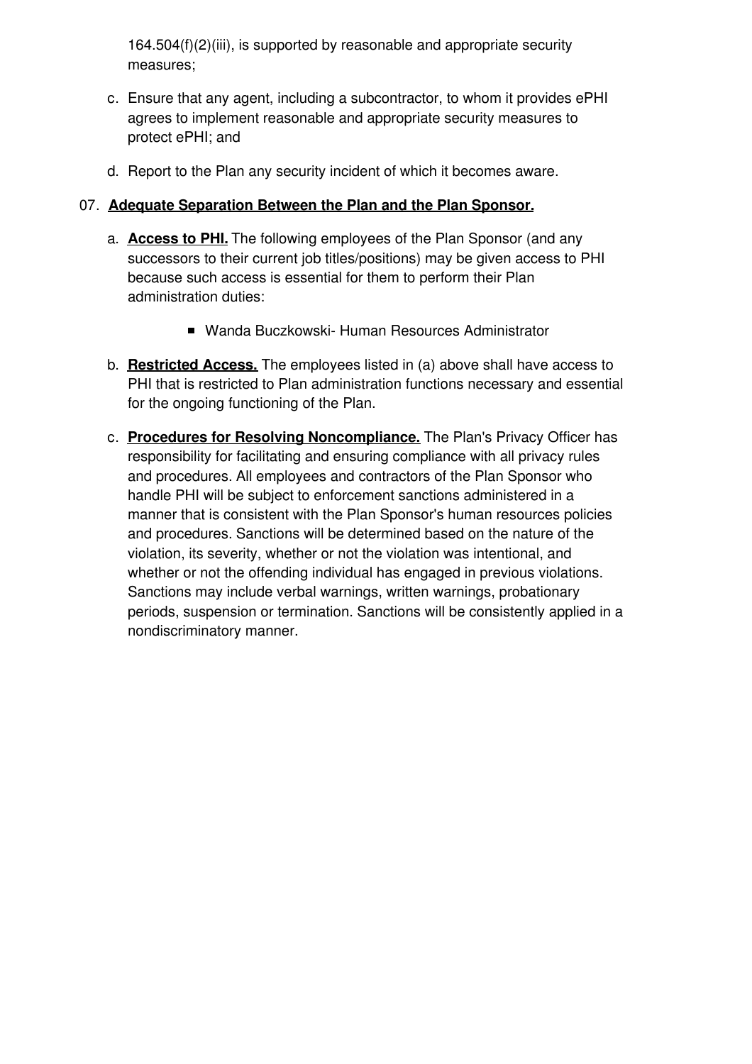164.504(f)(2)(iii), is supported by reasonable and appropriate security measures;

c. Ensure that any agent, including a subcontractor, to whom it provides ePHI agrees to implement reasonable and appropriate security measures to protect ePHI; and

d. Report to the Plan any security incident of which it becomes aware.

07. **Adequate Separation Between the Plan and the Plan Sponsor.**

a. **Access to PHI.** The following employees of the Plan Sponsor (and any successors to their current job titles/positions) may be given access to PHI because such access is essential for them to perform their Plan administration duties:

- Wanda Buczkowski- Human Resources Administrator

b. **Restricted Access.** The employees listed in (a) above shall have access to PHI that is restricted to Plan administration functions necessary and essential for the ongoing functioning of the Plan.

c. **Procedures for Resolving Noncompliance.** The Plan's Privacy Officer has responsibility for facilitating and ensuring compliance with all privacy rules and procedures. All employees and contractors of the Plan Sponsor who handle PHI will be subject to enforcement sanctions administered in a manner that is consistent with the Plan Sponsor's human resources policies and procedures. Sanctions will be determined based on the nature of the violation, its severity, whether or not the violation was intentional, and whether or not the offending individual has engaged in previous violations. Sanctions may include verbal warnings, written warnings, probationary periods, suspension or termination. Sanctions will be consistently applied in a nondiscriminatory manner.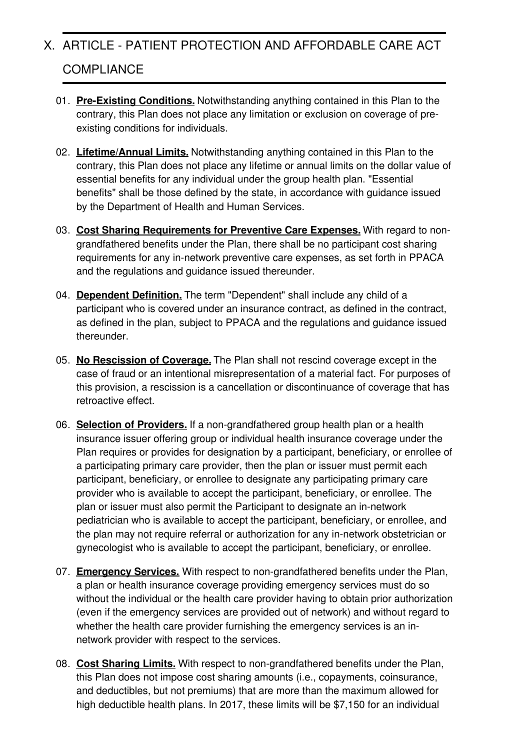# X. ARTICLE - PATIENT PROTECTION AND AFFORDABLE CARE ACT COMPLIANCE

01. **Pre-Existing Conditions.** Notwithstanding anything contained in this Plan to the contrary, this Plan does not place any limitation or exclusion on coverage of pre-existing conditions for individuals.

02. **Lifetime/Annual Limits.** Notwithstanding anything contained in this Plan to the contrary, this Plan does not place any lifetime or annual limits on the dollar value of essential benefits for any individual under the group health plan. "Essential benefits" shall be those defined by the state, in accordance with guidance issued by the Department of Health and Human Services.

03. **Cost Sharing Requirements for Preventive Care Expenses.** With regard to non-grandfathered benefits under the Plan, there shall be no participant cost sharing requirements for any in-network preventive care expenses, as set forth in PPACA and the regulations and guidance issued thereunder.

04. **Dependent Definition.** The term "Dependent" shall include any child of a participant who is covered under an insurance contract, as defined in the contract, as defined in the plan, subject to PPACA and the regulations and guidance issued thereunder.

05. **No Rescission of Coverage.** The Plan shall not rescind coverage except in the case of fraud or an intentional misrepresentation of a material fact. For purposes of this provision, a rescission is a cancellation or discontinuance of coverage that has retroactive effect.

06. **Selection of Providers.** If a non-grandfathered group health plan or a health insurance issuer offering group or individual health insurance coverage under the Plan requires or provides for designation by a participant, beneficiary, or enrollee of a participating primary care provider, then the plan or issuer must permit each participant, beneficiary, or enrollee to designate any participating primary care provider who is available to accept the participant, beneficiary, or enrollee. The plan or issuer must also permit the Participant to designate an in-network pediatrician who is available to accept the participant, beneficiary, or enrollee, and the plan may not require referral or authorization for any in-network obstetrician or gynecologist who is available to accept the participant, beneficiary, or enrollee.

07. **Emergency Services.** With respect to non-grandfathered benefits under the Plan, a plan or health insurance coverage providing emergency services must do so without the individual or the health care provider having to obtain prior authorization (even if the emergency services are provided out of network) and without regard to whether the health care provider furnishing the emergency services is an in-network provider with respect to the services.

08. **Cost Sharing Limits.** With respect to non-grandfathered benefits under the Plan, this Plan does not impose cost sharing amounts (i.e., copayments, coinsurance, and deductibles, but not premiums) that are more than the maximum allowed for high deductible health plans. In 2017, these limits will be $7,150 for an individual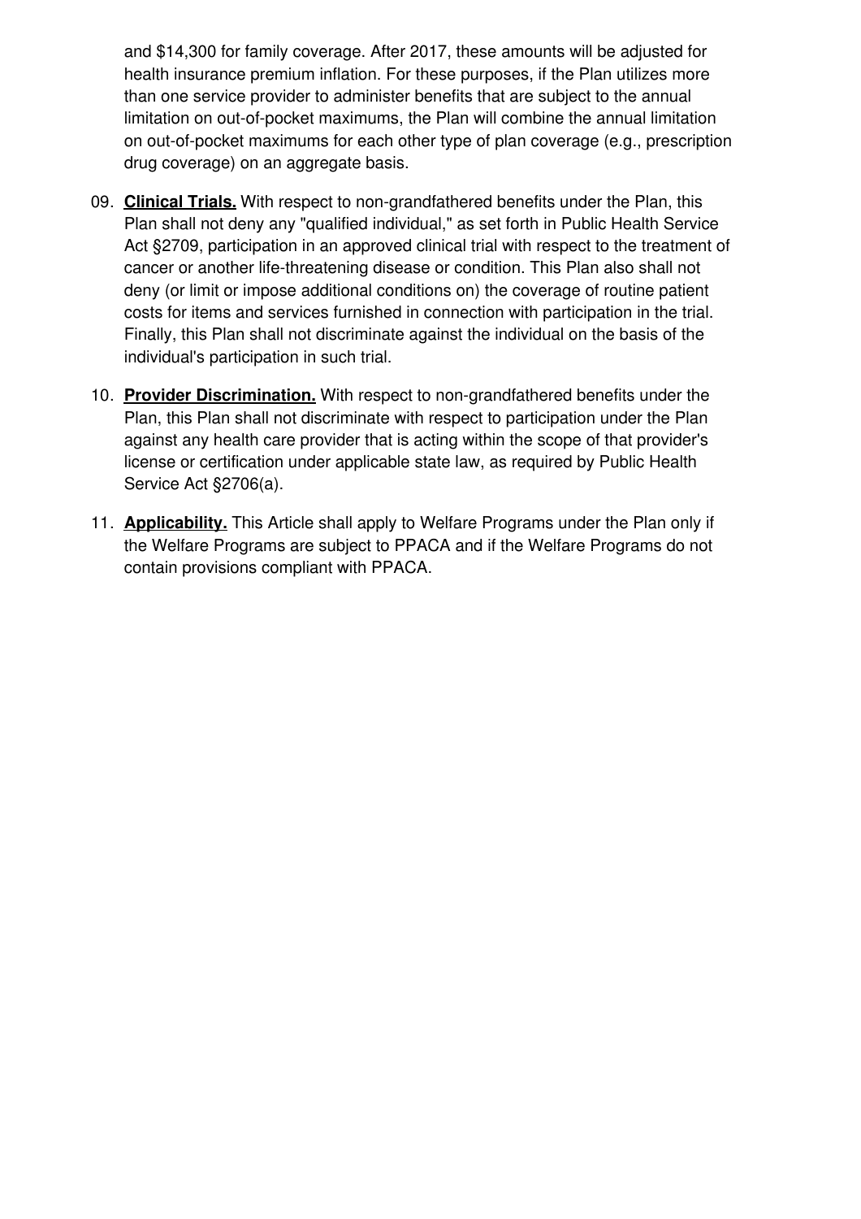and $14,300 for family coverage. After 2017, these amounts will be adjusted for health insurance premium inflation. For these purposes, if the Plan utilizes more than one service provider to administer benefits that are subject to the annual limitation on out-of-pocket maximums, the Plan will combine the annual limitation on out-of-pocket maximums for each other type of plan coverage (e.g., prescription drug coverage) on an aggregate basis.

09. **Clinical Trials.** With respect to non-grandfathered benefits under the Plan, this Plan shall not deny any "qualified individual," as set forth in Public Health Service Act §2709, participation in an approved clinical trial with respect to the treatment of cancer or another life-threatening disease or condition. This Plan also shall not deny (or limit or impose additional conditions on) the coverage of routine patient costs for items and services furnished in connection with participation in the trial. Finally, this Plan shall not discriminate against the individual on the basis of the individual's participation in such trial.

10. **Provider Discrimination.** With respect to non-grandfathered benefits under the Plan, this Plan shall not discriminate with respect to participation under the Plan against any health care provider that is acting within the scope of that provider's license or certification under applicable state law, as required by Public Health Service Act §2706(a).

11. **Applicability.** This Article shall apply to Welfare Programs under the Plan only if the Welfare Programs are subject to PPACA and if the Welfare Programs do not contain provisions compliant with PPACA.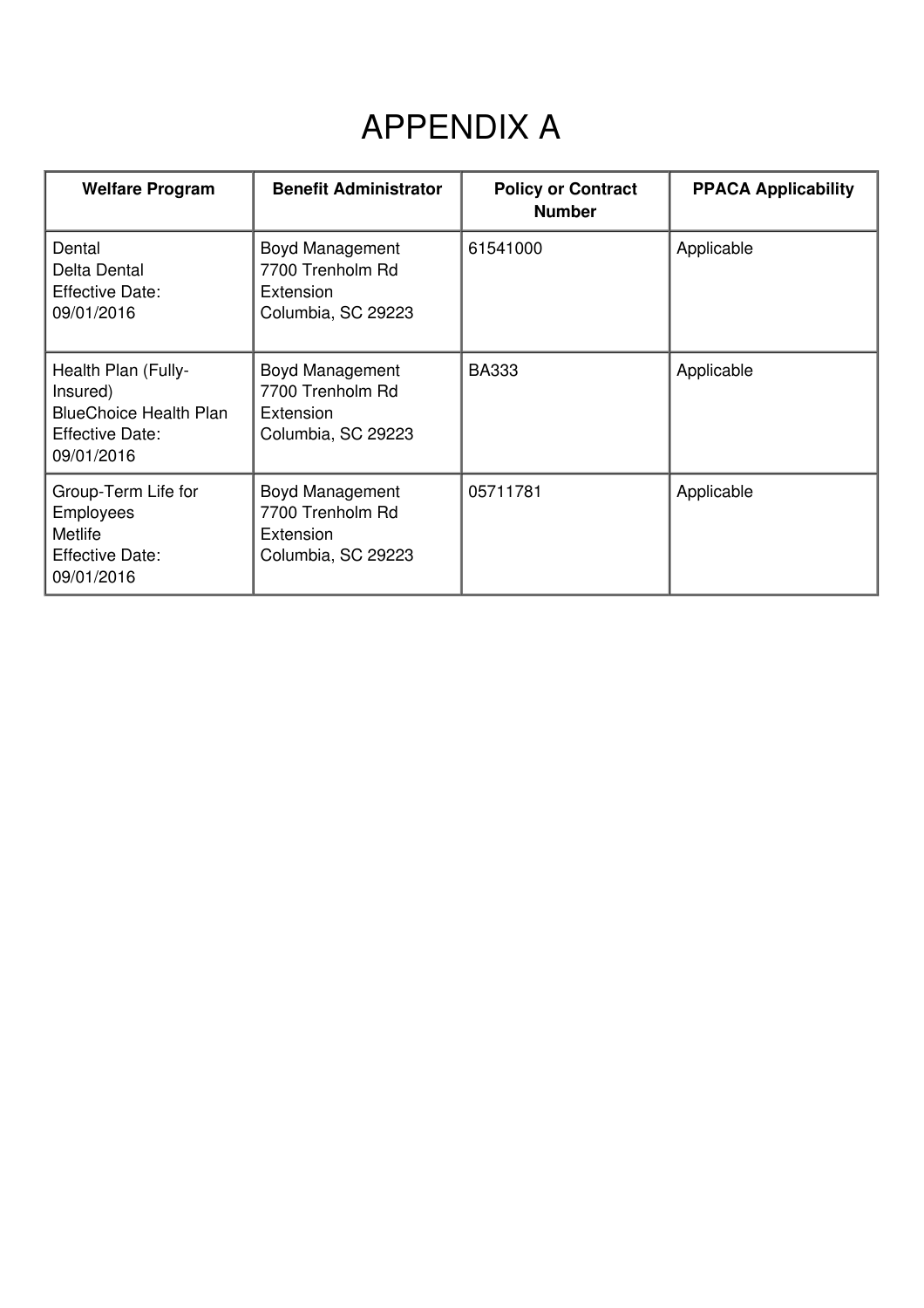# APPENDIX A

| Welfare Program | Benefit Administrator | Policy or Contract Number | PPACA Applicability |
|---|---|---|---|
| Dental<br>Delta Dental<br>Effective Date:<br>09/01/2016 | Boyd Management<br>7700 Trenholm Rd<br>Extension<br>Columbia, SC 29223 | 61541000 | Applicable |
| Health Plan (Fully-Insured)<br>BlueChoice Health Plan<br>Effective Date:<br>09/01/2016 | Boyd Management<br>7700 Trenholm Rd<br>Extension<br>Columbia, SC 29223 | BA333 | Applicable |
| Group-Term Life for Employees<br>Metlife<br>Effective Date:<br>09/01/2016 | Boyd Management<br>7700 Trenholm Rd<br>Extension<br>Columbia, SC 29223 | 05711781 | Applicable |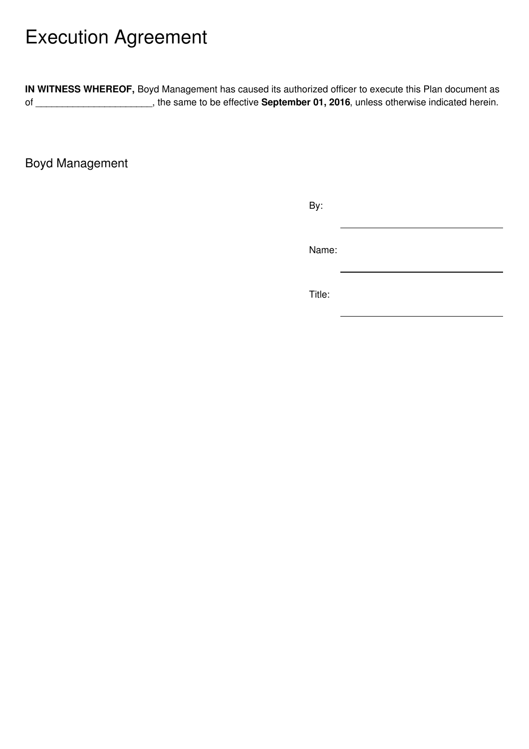# Execution Agreement

**IN WITNESS WHEREOF,** Boyd Management has caused its authorized officer to execute this Plan document as of ______________________, the same to be effective **September 01, 2016**, unless otherwise indicated herein.

Boyd Management

By: ______________________

Name: ______________________

Title: ______________________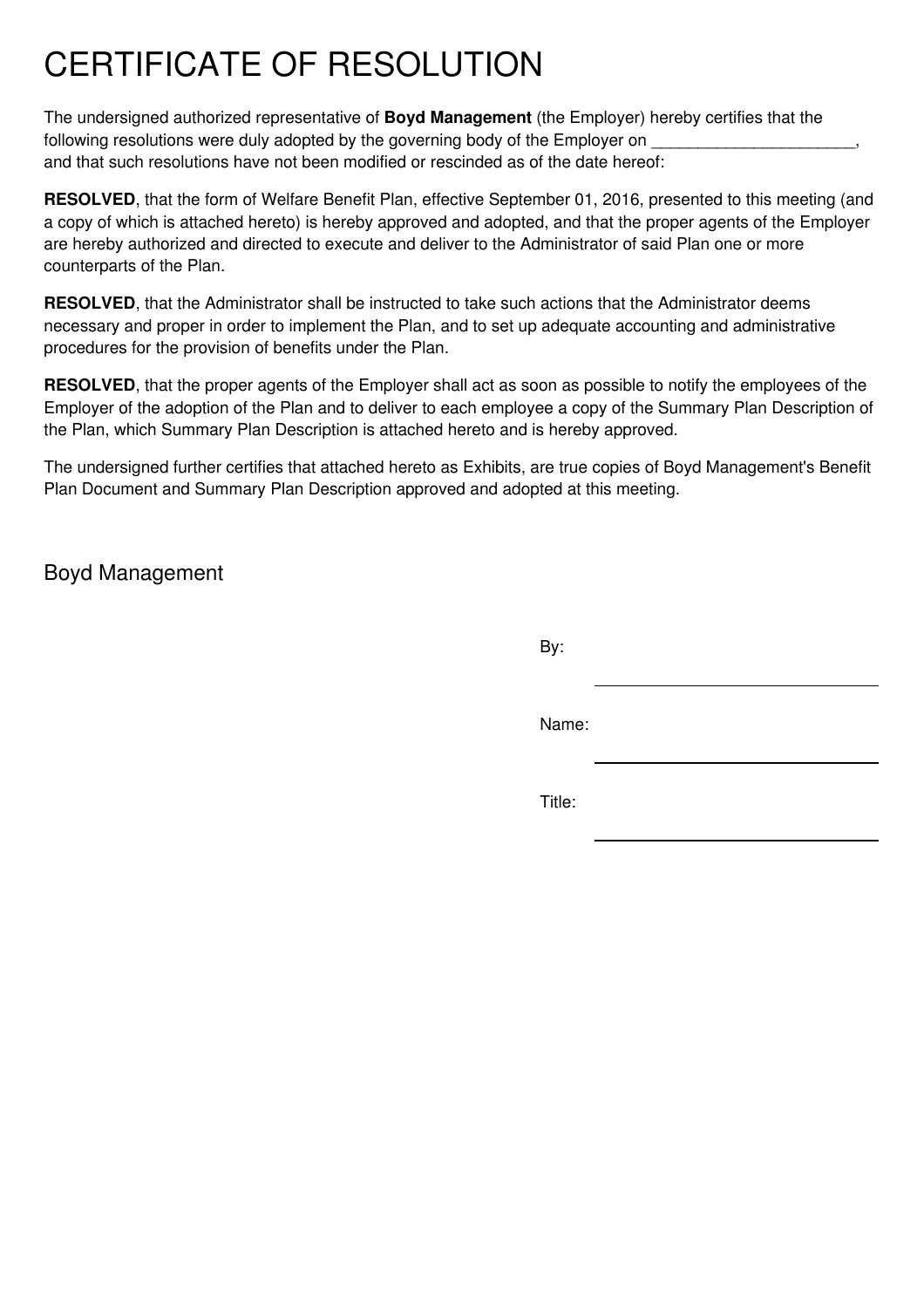# CERTIFICATE OF RESOLUTION

The undersigned authorized representative of **Boyd Management** (the Employer) hereby certifies that the following resolutions were duly adopted by the governing body of the Employer on ______________________, and that such resolutions have not been modified or rescinded as of the date hereof:

**RESOLVED**, that the form of Welfare Benefit Plan, effective September 01, 2016, presented to this meeting (and a copy of which is attached hereto) is hereby approved and adopted, and that the proper agents of the Employer are hereby authorized and directed to execute and deliver to the Administrator of said Plan one or more counterparts of the Plan.

**RESOLVED**, that the Administrator shall be instructed to take such actions that the Administrator deems necessary and proper in order to implement the Plan, and to set up adequate accounting and administrative procedures for the provision of benefits under the Plan.

**RESOLVED**, that the proper agents of the Employer shall act as soon as possible to notify the employees of the Employer of the adoption of the Plan and to deliver to each employee a copy of the Summary Plan Description of the Plan, which Summary Plan Description is attached hereto and is hereby approved.

The undersigned further certifies that attached hereto as Exhibits, are true copies of Boyd Management's Benefit Plan Document and Summary Plan Description approved and adopted at this meeting.

Boyd Management

By: ______________________

Name: ______________________

Title: ______________________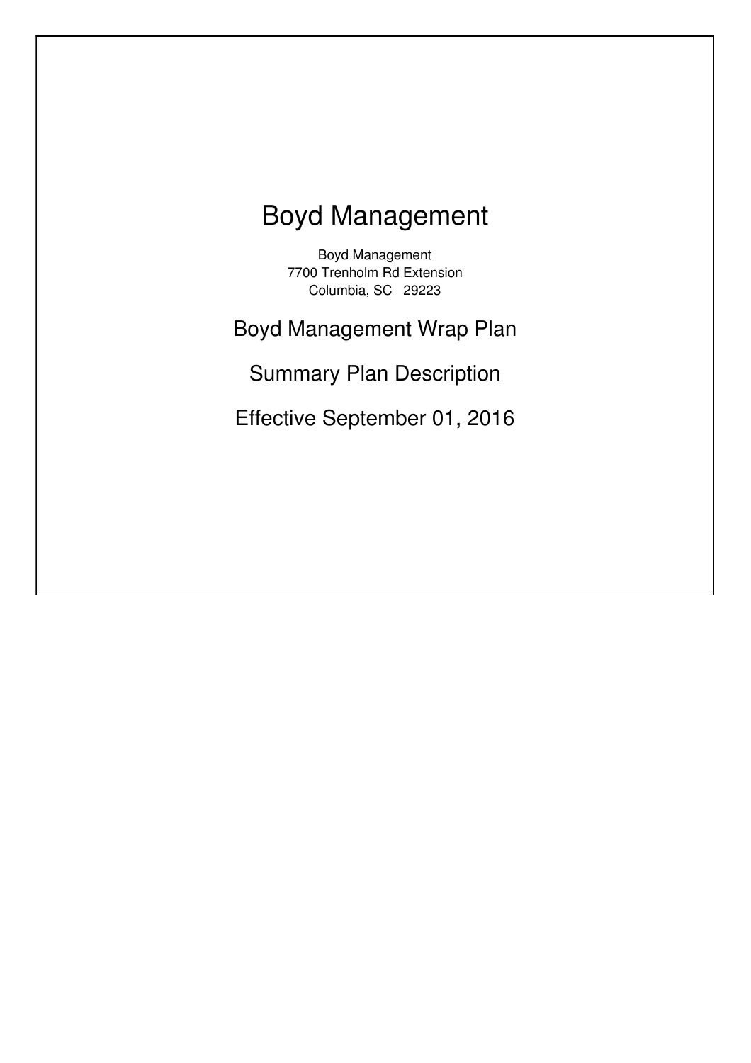# Boyd Management

Boyd Management
7700 Trenholm Rd Extension
Columbia, SC 29223

## Boyd Management Wrap Plan

## Summary Plan Description

## Effective September 01, 2016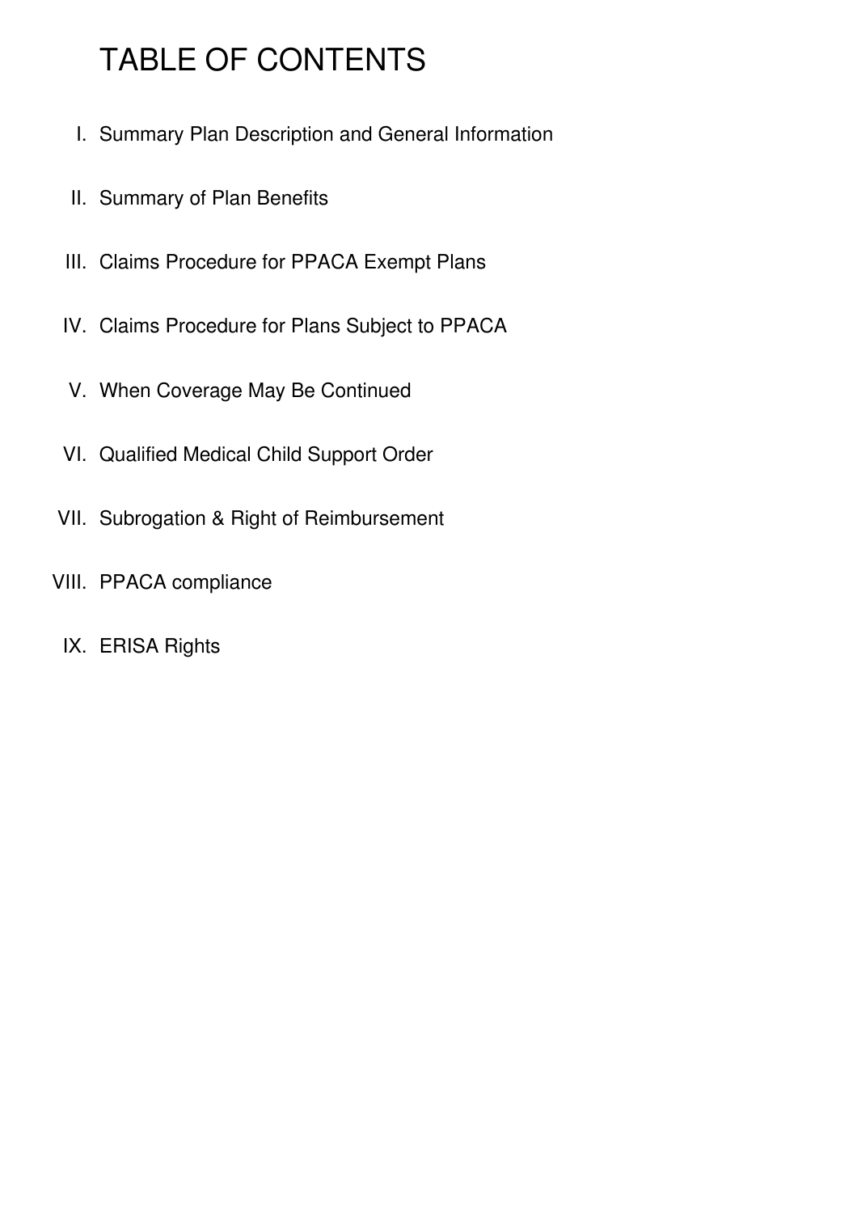# TABLE OF CONTENTS

I. Summary Plan Description and General Information

II. Summary of Plan Benefits

III. Claims Procedure for PPACA Exempt Plans

IV. Claims Procedure for Plans Subject to PPACA

V. When Coverage May Be Continued

VI. Qualified Medical Child Support Order

VII. Subrogation & Right of Reimbursement

VIII. PPACA compliance

IX. ERISA Rights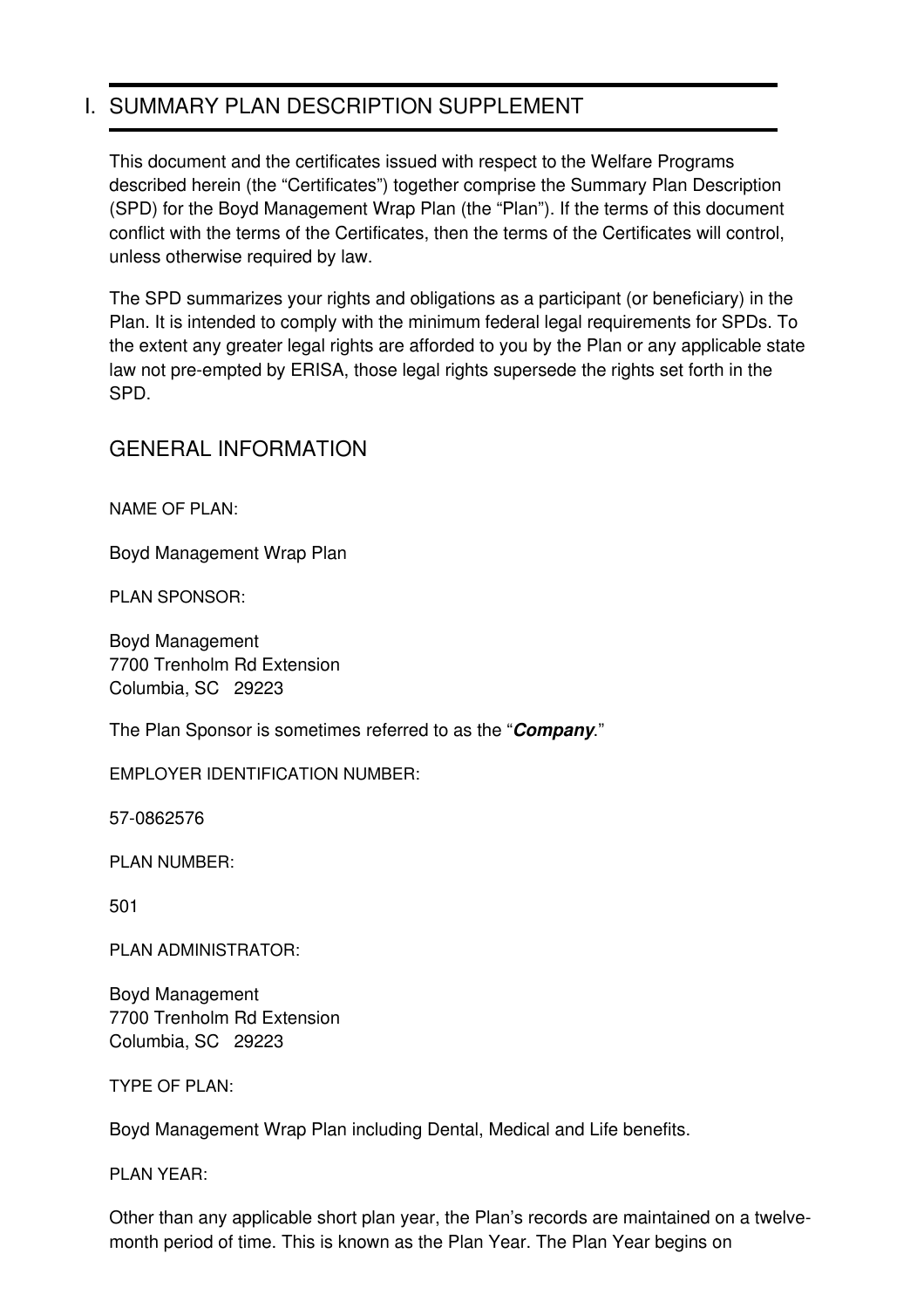# I. SUMMARY PLAN DESCRIPTION SUPPLEMENT

This document and the certificates issued with respect to the Welfare Programs described herein (the "Certificates") together comprise the Summary Plan Description (SPD) for the Boyd Management Wrap Plan (the "Plan"). If the terms of this document conflict with the terms of the Certificates, then the terms of the Certificates will control, unless otherwise required by law.

The SPD summarizes your rights and obligations as a participant (or beneficiary) in the Plan. It is intended to comply with the minimum federal legal requirements for SPDs. To the extent any greater legal rights are afforded to you by the Plan or any applicable state law not pre-empted by ERISA, those legal rights supersede the rights set forth in the SPD.

## GENERAL INFORMATION

NAME OF PLAN:

Boyd Management Wrap Plan

PLAN SPONSOR:

Boyd Management
7700 Trenholm Rd Extension
Columbia, SC 29223

The Plan Sponsor is sometimes referred to as the "***Company***."

EMPLOYER IDENTIFICATION NUMBER:

57-0862576

PLAN NUMBER:

501

PLAN ADMINISTRATOR:

Boyd Management
7700 Trenholm Rd Extension
Columbia, SC 29223

TYPE OF PLAN:

Boyd Management Wrap Plan including Dental, Medical and Life benefits.

PLAN YEAR:

Other than any applicable short plan year, the Plan's records are maintained on a twelve-month period of time. This is known as the Plan Year. The Plan Year begins on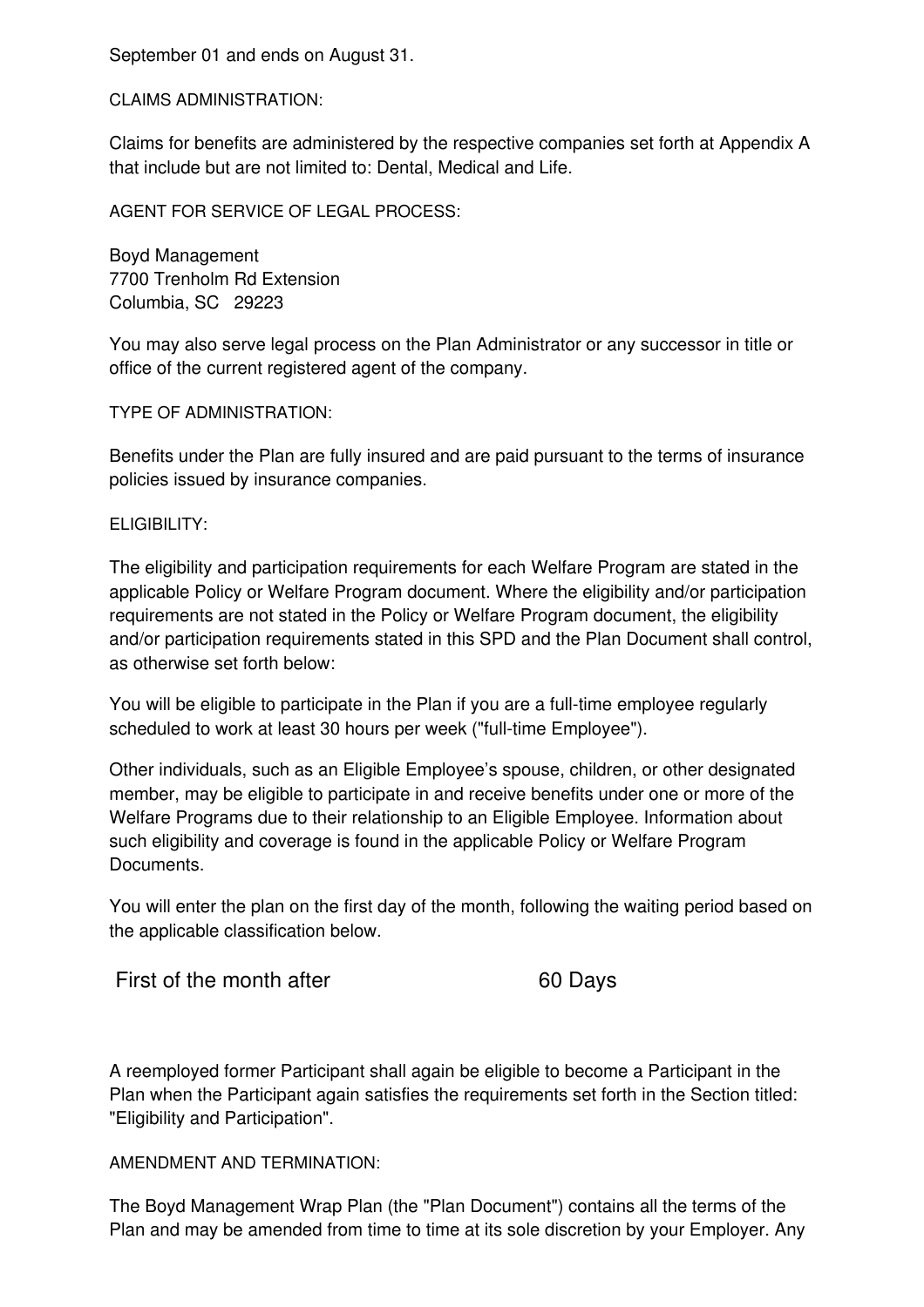September 01 and ends on August 31.

CLAIMS ADMINISTRATION:

Claims for benefits are administered by the respective companies set forth at Appendix A that include but are not limited to: Dental, Medical and Life.

AGENT FOR SERVICE OF LEGAL PROCESS:

Boyd Management
7700 Trenholm Rd Extension
Columbia, SC 29223

You may also serve legal process on the Plan Administrator or any successor in title or office of the current registered agent of the company.

TYPE OF ADMINISTRATION:

Benefits under the Plan are fully insured and are paid pursuant to the terms of insurance policies issued by insurance companies.

ELIGIBILITY:

The eligibility and participation requirements for each Welfare Program are stated in the applicable Policy or Welfare Program document. Where the eligibility and/or participation requirements are not stated in the Policy or Welfare Program document, the eligibility and/or participation requirements stated in this SPD and the Plan Document shall control, as otherwise set forth below:

You will be eligible to participate in the Plan if you are a full-time employee regularly scheduled to work at least 30 hours per week ("full-time Employee").

Other individuals, such as an Eligible Employee's spouse, children, or other designated member, may be eligible to participate in and receive benefits under one or more of the Welfare Programs due to their relationship to an Eligible Employee. Information about such eligibility and coverage is found in the applicable Policy or Welfare Program Documents.

You will enter the plan on the first day of the month, following the waiting period based on the applicable classification below.

| First of the month after | 60 Days |
|---|---|

A reemployed former Participant shall again be eligible to become a Participant in the Plan when the Participant again satisfies the requirements set forth in the Section titled: "Eligibility and Participation".

AMENDMENT AND TERMINATION:

The Boyd Management Wrap Plan (the "Plan Document") contains all the terms of the Plan and may be amended from time to time at its sole discretion by your Employer. Any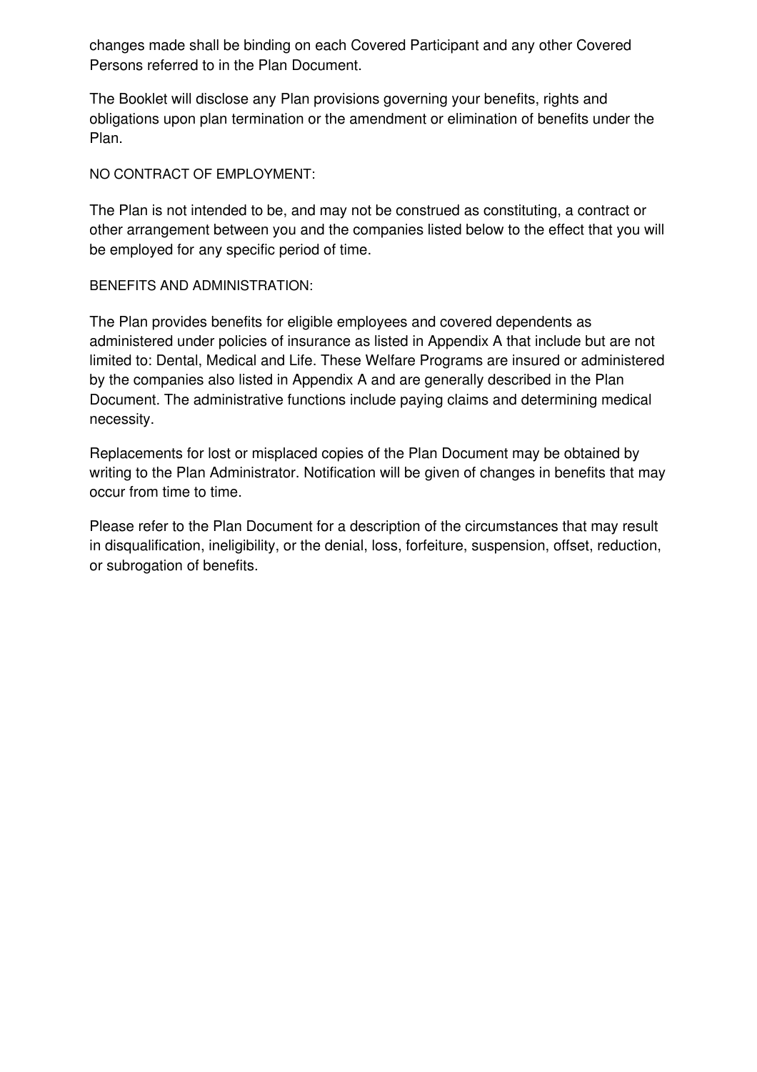changes made shall be binding on each Covered Participant and any other Covered Persons referred to in the Plan Document.

The Booklet will disclose any Plan provisions governing your benefits, rights and obligations upon plan termination or the amendment or elimination of benefits under the Plan.

NO CONTRACT OF EMPLOYMENT:

The Plan is not intended to be, and may not be construed as constituting, a contract or other arrangement between you and the companies listed below to the effect that you will be employed for any specific period of time.

BENEFITS AND ADMINISTRATION:

The Plan provides benefits for eligible employees and covered dependents as administered under policies of insurance as listed in Appendix A that include but are not limited to: Dental, Medical and Life. These Welfare Programs are insured or administered by the companies also listed in Appendix A and are generally described in the Plan Document. The administrative functions include paying claims and determining medical necessity.

Replacements for lost or misplaced copies of the Plan Document may be obtained by writing to the Plan Administrator. Notification will be given of changes in benefits that may occur from time to time.

Please refer to the Plan Document for a description of the circumstances that may result in disqualification, ineligibility, or the denial, loss, forfeiture, suspension, offset, reduction, or subrogation of benefits.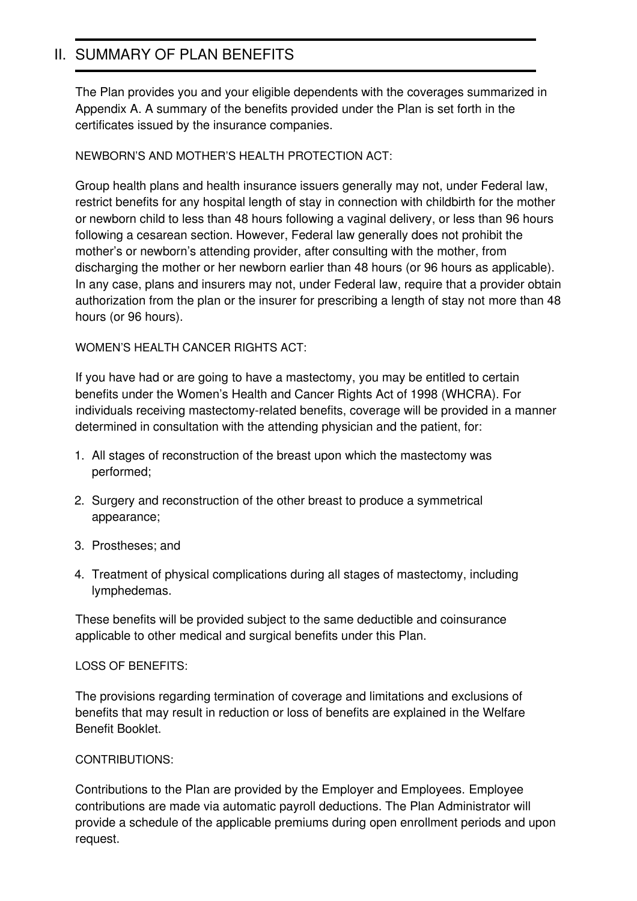## II. SUMMARY OF PLAN BENEFITS

The Plan provides you and your eligible dependents with the coverages summarized in Appendix A. A summary of the benefits provided under the Plan is set forth in the certificates issued by the insurance companies.

NEWBORN'S AND MOTHER'S HEALTH PROTECTION ACT:

Group health plans and health insurance issuers generally may not, under Federal law, restrict benefits for any hospital length of stay in connection with childbirth for the mother or newborn child to less than 48 hours following a vaginal delivery, or less than 96 hours following a cesarean section. However, Federal law generally does not prohibit the mother's or newborn's attending provider, after consulting with the mother, from discharging the mother or her newborn earlier than 48 hours (or 96 hours as applicable). In any case, plans and insurers may not, under Federal law, require that a provider obtain authorization from the plan or the insurer for prescribing a length of stay not more than 48 hours (or 96 hours).

WOMEN'S HEALTH CANCER RIGHTS ACT:

If you have had or are going to have a mastectomy, you may be entitled to certain benefits under the Women's Health and Cancer Rights Act of 1998 (WHCRA). For individuals receiving mastectomy-related benefits, coverage will be provided in a manner determined in consultation with the attending physician and the patient, for:

1. All stages of reconstruction of the breast upon which the mastectomy was performed;
2. Surgery and reconstruction of the other breast to produce a symmetrical appearance;
3. Prostheses; and
4. Treatment of physical complications during all stages of mastectomy, including lymphedemas.

These benefits will be provided subject to the same deductible and coinsurance applicable to other medical and surgical benefits under this Plan.

LOSS OF BENEFITS:

The provisions regarding termination of coverage and limitations and exclusions of benefits that may result in reduction or loss of benefits are explained in the Welfare Benefit Booklet.

CONTRIBUTIONS:

Contributions to the Plan are provided by the Employer and Employees. Employee contributions are made via automatic payroll deductions. The Plan Administrator will provide a schedule of the applicable premiums during open enrollment periods and upon request.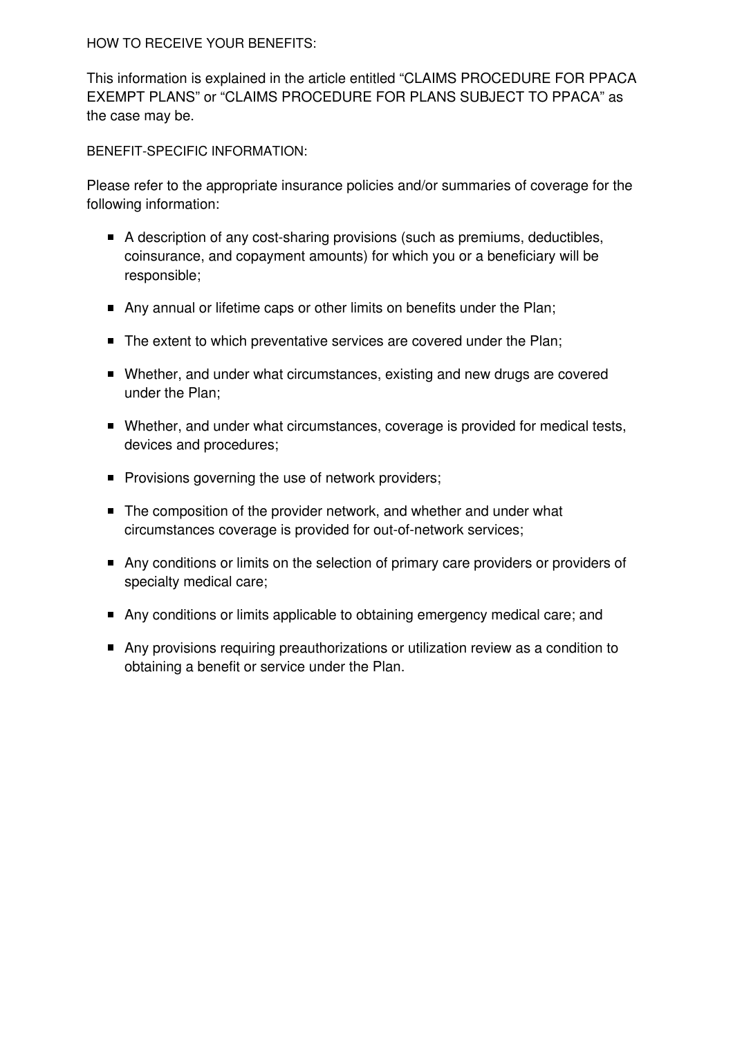HOW TO RECEIVE YOUR BENEFITS:

This information is explained in the article entitled “CLAIMS PROCEDURE FOR PPACA EXEMPT PLANS” or “CLAIMS PROCEDURE FOR PLANS SUBJECT TO PPACA” as the case may be.

BENEFIT-SPECIFIC INFORMATION:

Please refer to the appropriate insurance policies and/or summaries of coverage for the following information:

- A description of any cost-sharing provisions (such as premiums, deductibles, coinsurance, and copayment amounts) for which you or a beneficiary will be responsible;
- Any annual or lifetime caps or other limits on benefits under the Plan;
- The extent to which preventative services are covered under the Plan;
- Whether, and under what circumstances, existing and new drugs are covered under the Plan;
- Whether, and under what circumstances, coverage is provided for medical tests, devices and procedures;
- Provisions governing the use of network providers;
- The composition of the provider network, and whether and under what circumstances coverage is provided for out-of-network services;
- Any conditions or limits on the selection of primary care providers or providers of specialty medical care;
- Any conditions or limits applicable to obtaining emergency medical care; and
- Any provisions requiring preauthorizations or utilization review as a condition to obtaining a benefit or service under the Plan.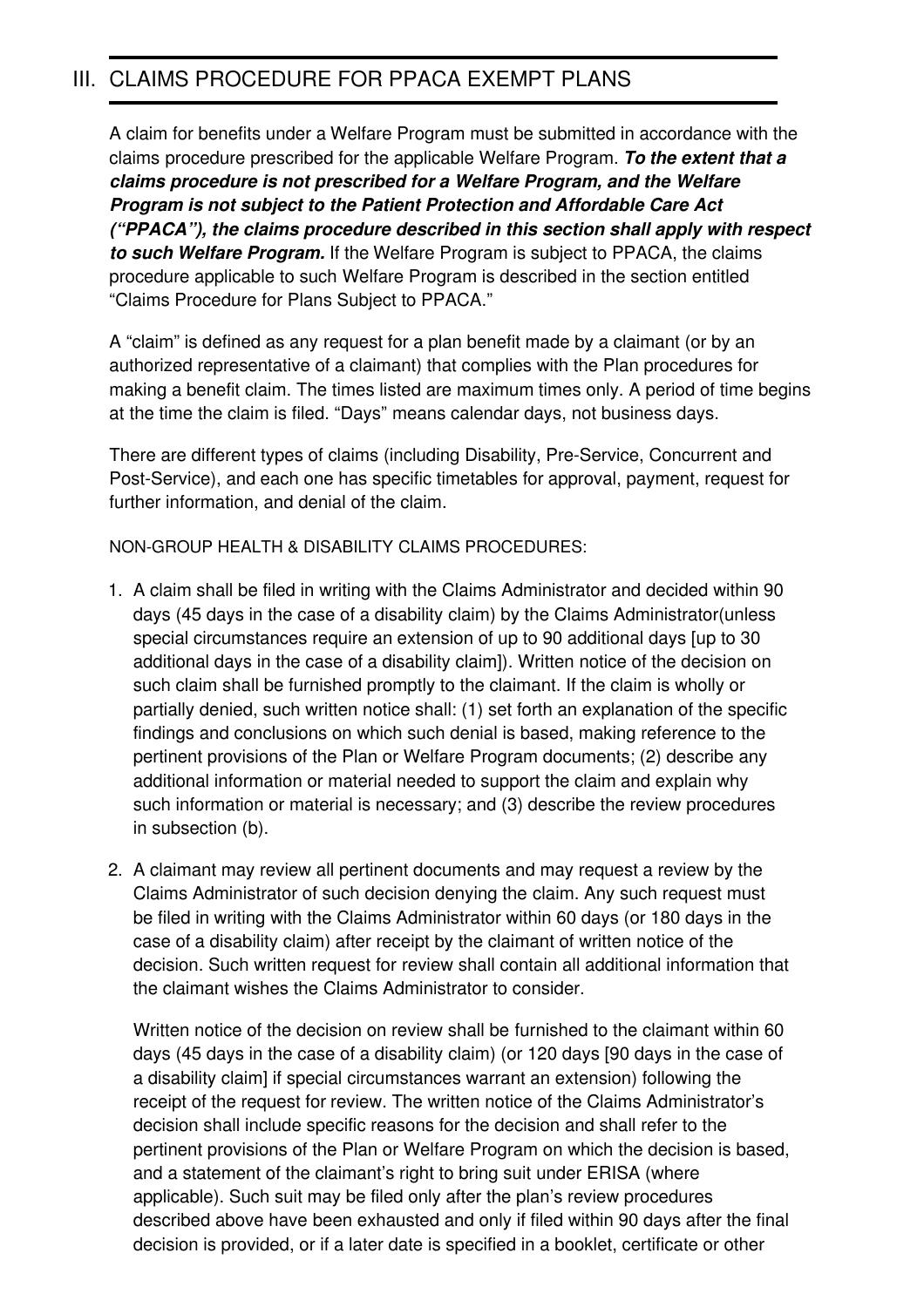# III. CLAIMS PROCEDURE FOR PPACA EXEMPT PLANS

A claim for benefits under a Welfare Program must be submitted in accordance with the claims procedure prescribed for the applicable Welfare Program. ***To the extent that a claims procedure is not prescribed for a Welfare Program, and the Welfare Program is not subject to the Patient Protection and Affordable Care Act ("PPACA"), the claims procedure described in this section shall apply with respect to such Welfare Program.*** If the Welfare Program is subject to PPACA, the claims procedure applicable to such Welfare Program is described in the section entitled "Claims Procedure for Plans Subject to PPACA."

A "claim" is defined as any request for a plan benefit made by a claimant (or by an authorized representative of a claimant) that complies with the Plan procedures for making a benefit claim. The times listed are maximum times only. A period of time begins at the time the claim is filed. "Days" means calendar days, not business days.

There are different types of claims (including Disability, Pre-Service, Concurrent and Post-Service), and each one has specific timetables for approval, payment, request for further information, and denial of the claim.

NON-GROUP HEALTH & DISABILITY CLAIMS PROCEDURES:

1. A claim shall be filed in writing with the Claims Administrator and decided within 90 days (45 days in the case of a disability claim) by the Claims Administrator(unless special circumstances require an extension of up to 90 additional days [up to 30 additional days in the case of a disability claim]). Written notice of the decision on such claim shall be furnished promptly to the claimant. If the claim is wholly or partially denied, such written notice shall: (1) set forth an explanation of the specific findings and conclusions on which such denial is based, making reference to the pertinent provisions of the Plan or Welfare Program documents; (2) describe any additional information or material needed to support the claim and explain why such information or material is necessary; and (3) describe the review procedures in subsection (b).

2. A claimant may review all pertinent documents and may request a review by the Claims Administrator of such decision denying the claim. Any such request must be filed in writing with the Claims Administrator within 60 days (or 180 days in the case of a disability claim) after receipt by the claimant of written notice of the decision. Such written request for review shall contain all additional information that the claimant wishes the Claims Administrator to consider.

   Written notice of the decision on review shall be furnished to the claimant within 60 days (45 days in the case of a disability claim) (or 120 days [90 days in the case of a disability claim] if special circumstances warrant an extension) following the receipt of the request for review. The written notice of the Claims Administrator's decision shall include specific reasons for the decision and shall refer to the pertinent provisions of the Plan or Welfare Program on which the decision is based, and a statement of the claimant's right to bring suit under ERISA (where applicable). Such suit may be filed only after the plan's review procedures described above have been exhausted and only if filed within 90 days after the final decision is provided, or if a later date is specified in a booklet, certificate or other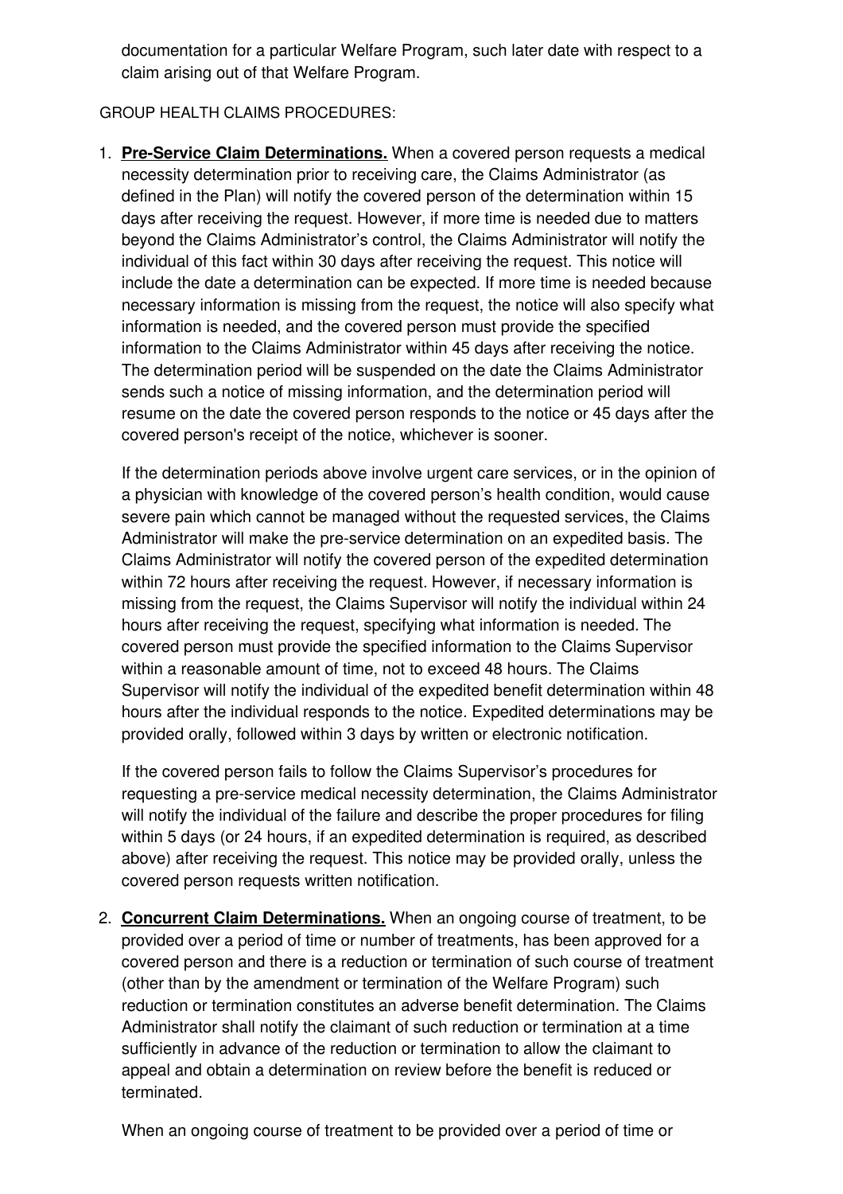documentation for a particular Welfare Program, such later date with respect to a claim arising out of that Welfare Program.

GROUP HEALTH CLAIMS PROCEDURES:

1. **Pre-Service Claim Determinations.** When a covered person requests a medical necessity determination prior to receiving care, the Claims Administrator (as defined in the Plan) will notify the covered person of the determination within 15 days after receiving the request. However, if more time is needed due to matters beyond the Claims Administrator's control, the Claims Administrator will notify the individual of this fact within 30 days after receiving the request. This notice will include the date a determination can be expected. If more time is needed because necessary information is missing from the request, the notice will also specify what information is needed, and the covered person must provide the specified information to the Claims Administrator within 45 days after receiving the notice. The determination period will be suspended on the date the Claims Administrator sends such a notice of missing information, and the determination period will resume on the date the covered person responds to the notice or 45 days after the covered person's receipt of the notice, whichever is sooner.

   If the determination periods above involve urgent care services, or in the opinion of a physician with knowledge of the covered person's health condition, would cause severe pain which cannot be managed without the requested services, the Claims Administrator will make the pre-service determination on an expedited basis. The Claims Administrator will notify the covered person of the expedited determination within 72 hours after receiving the request. However, if necessary information is missing from the request, the Claims Supervisor will notify the individual within 24 hours after receiving the request, specifying what information is needed. The covered person must provide the specified information to the Claims Supervisor within a reasonable amount of time, not to exceed 48 hours. The Claims Supervisor will notify the individual of the expedited benefit determination within 48 hours after the individual responds to the notice. Expedited determinations may be provided orally, followed within 3 days by written or electronic notification.

   If the covered person fails to follow the Claims Supervisor's procedures for requesting a pre-service medical necessity determination, the Claims Administrator will notify the individual of the failure and describe the proper procedures for filing within 5 days (or 24 hours, if an expedited determination is required, as described above) after receiving the request. This notice may be provided orally, unless the covered person requests written notification.

2. **Concurrent Claim Determinations.** When an ongoing course of treatment, to be provided over a period of time or number of treatments, has been approved for a covered person and there is a reduction or termination of such course of treatment (other than by the amendment or termination of the Welfare Program) such reduction or termination constitutes an adverse benefit determination. The Claims Administrator shall notify the claimant of such reduction or termination at a time sufficiently in advance of the reduction or termination to allow the claimant to appeal and obtain a determination on review before the benefit is reduced or terminated.

   When an ongoing course of treatment to be provided over a period of time or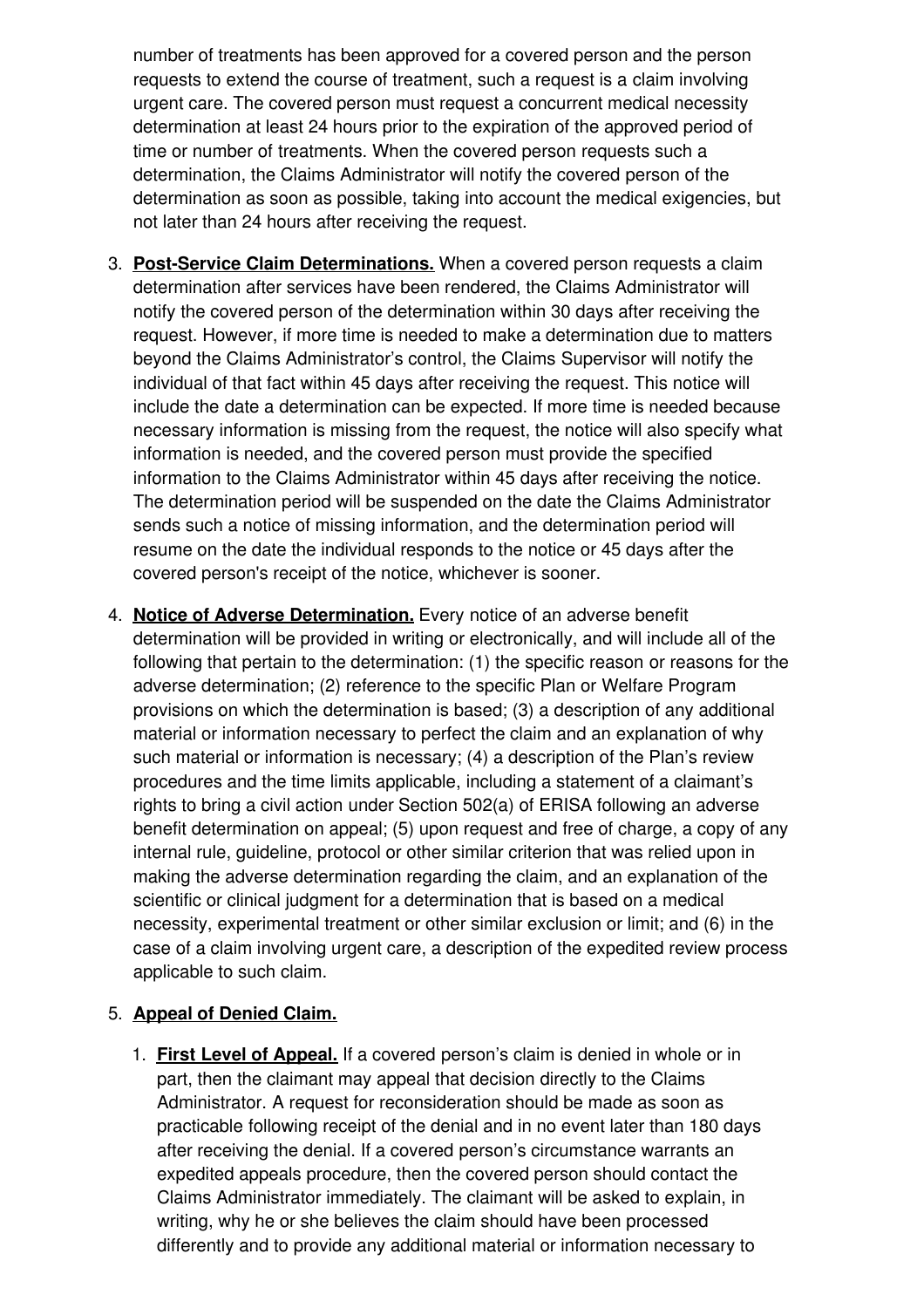number of treatments has been approved for a covered person and the person requests to extend the course of treatment, such a request is a claim involving urgent care. The covered person must request a concurrent medical necessity determination at least 24 hours prior to the expiration of the approved period of time or number of treatments. When the covered person requests such a determination, the Claims Administrator will notify the covered person of the determination as soon as possible, taking into account the medical exigencies, but not later than 24 hours after receiving the request.

3. **Post-Service Claim Determinations.** When a covered person requests a claim determination after services have been rendered, the Claims Administrator will notify the covered person of the determination within 30 days after receiving the request. However, if more time is needed to make a determination due to matters beyond the Claims Administrator's control, the Claims Supervisor will notify the individual of that fact within 45 days after receiving the request. This notice will include the date a determination can be expected. If more time is needed because necessary information is missing from the request, the notice will also specify what information is needed, and the covered person must provide the specified information to the Claims Administrator within 45 days after receiving the notice. The determination period will be suspended on the date the Claims Administrator sends such a notice of missing information, and the determination period will resume on the date the individual responds to the notice or 45 days after the covered person's receipt of the notice, whichever is sooner.

4. **Notice of Adverse Determination.** Every notice of an adverse benefit determination will be provided in writing or electronically, and will include all of the following that pertain to the determination: (1) the specific reason or reasons for the adverse determination; (2) reference to the specific Plan or Welfare Program provisions on which the determination is based; (3) a description of any additional material or information necessary to perfect the claim and an explanation of why such material or information is necessary; (4) a description of the Plan's review procedures and the time limits applicable, including a statement of a claimant's rights to bring a civil action under Section 502(a) of ERISA following an adverse benefit determination on appeal; (5) upon request and free of charge, a copy of any internal rule, guideline, protocol or other similar criterion that was relied upon in making the adverse determination regarding the claim, and an explanation of the scientific or clinical judgment for a determination that is based on a medical necessity, experimental treatment or other similar exclusion or limit; and (6) in the case of a claim involving urgent care, a description of the expedited review process applicable to such claim.

5. **Appeal of Denied Claim.**

    1. **First Level of Appeal.** If a covered person's claim is denied in whole or in part, then the claimant may appeal that decision directly to the Claims Administrator. A request for reconsideration should be made as soon as practicable following receipt of the denial and in no event later than 180 days after receiving the denial. If a covered person's circumstance warrants an expedited appeals procedure, then the covered person should contact the Claims Administrator immediately. The claimant will be asked to explain, in writing, why he or she believes the claim should have been processed differently and to provide any additional material or information necessary to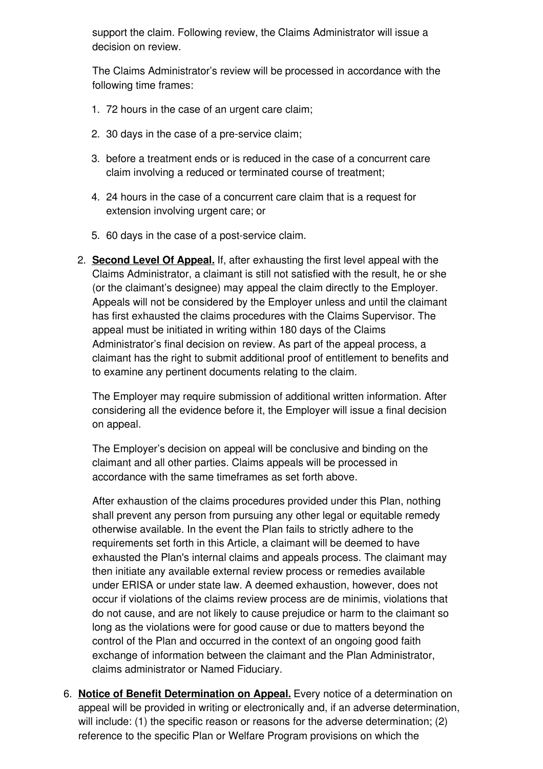support the claim. Following review, the Claims Administrator will issue a decision on review.

The Claims Administrator's review will be processed in accordance with the following time frames:

1. 72 hours in the case of an urgent care claim;
2. 30 days in the case of a pre-service claim;
3. before a treatment ends or is reduced in the case of a concurrent care claim involving a reduced or terminated course of treatment;
4. 24 hours in the case of a concurrent care claim that is a request for extension involving urgent care; or
5. 60 days in the case of a post-service claim.

2. **Second Level Of Appeal.** If, after exhausting the first level appeal with the Claims Administrator, a claimant is still not satisfied with the result, he or she (or the claimant's designee) may appeal the claim directly to the Employer. Appeals will not be considered by the Employer unless and until the claimant has first exhausted the claims procedures with the Claims Supervisor. The appeal must be initiated in writing within 180 days of the Claims Administrator's final decision on review. As part of the appeal process, a claimant has the right to submit additional proof of entitlement to benefits and to examine any pertinent documents relating to the claim.

   The Employer may require submission of additional written information. After considering all the evidence before it, the Employer will issue a final decision on appeal.

   The Employer's decision on appeal will be conclusive and binding on the claimant and all other parties. Claims appeals will be processed in accordance with the same timeframes as set forth above.

   After exhaustion of the claims procedures provided under this Plan, nothing shall prevent any person from pursuing any other legal or equitable remedy otherwise available. In the event the Plan fails to strictly adhere to the requirements set forth in this Article, a claimant will be deemed to have exhausted the Plan's internal claims and appeals process. The claimant may then initiate any available external review process or remedies available under ERISA or under state law. A deemed exhaustion, however, does not occur if violations of the claims review process are de minimis, violations that do not cause, and are not likely to cause prejudice or harm to the claimant so long as the violations were for good cause or due to matters beyond the control of the Plan and occurred in the context of an ongoing good faith exchange of information between the claimant and the Plan Administrator, claims administrator or Named Fiduciary.

6. **Notice of Benefit Determination on Appeal.** Every notice of a determination on appeal will be provided in writing or electronically and, if an adverse determination, will include: (1) the specific reason or reasons for the adverse determination; (2) reference to the specific Plan or Welfare Program provisions on which the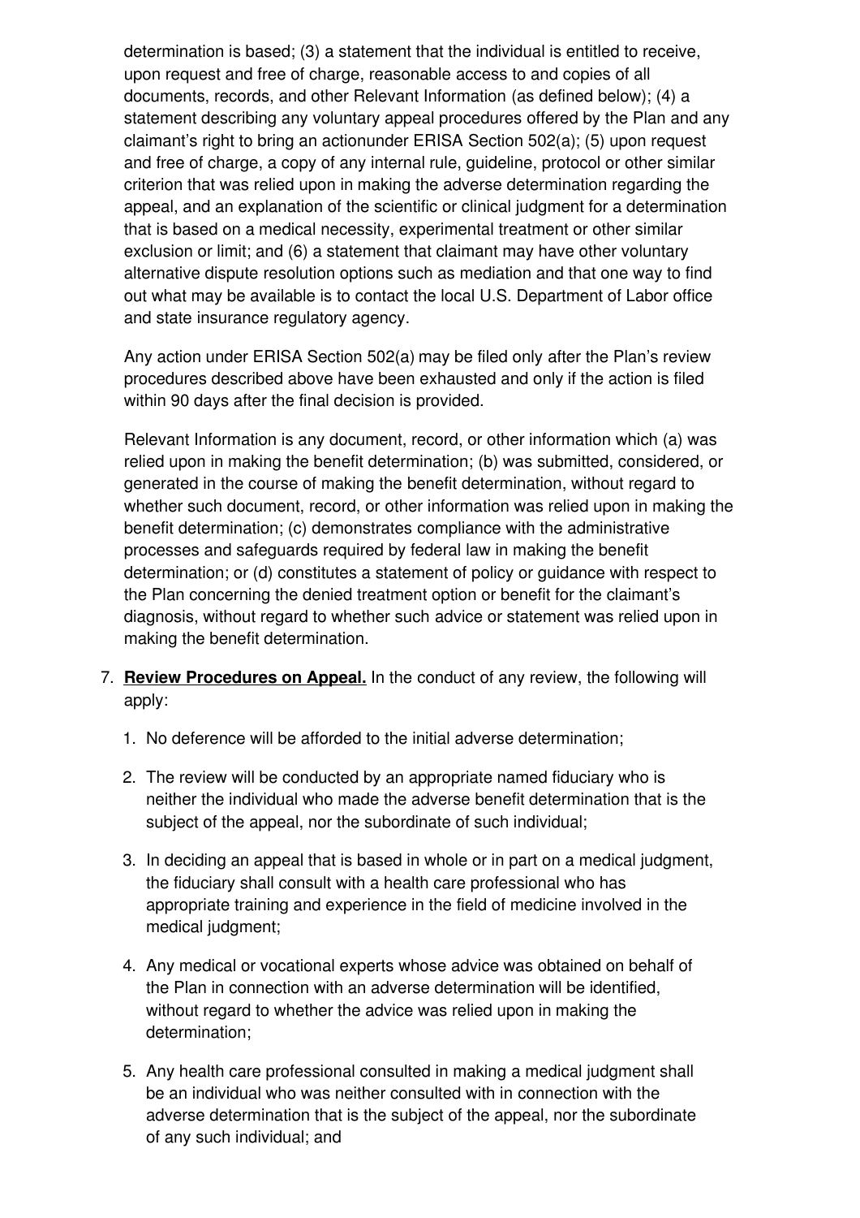determination is based; (3) a statement that the individual is entitled to receive, upon request and free of charge, reasonable access to and copies of all documents, records, and other Relevant Information (as defined below); (4) a statement describing any voluntary appeal procedures offered by the Plan and any claimant's right to bring an actionunder ERISA Section 502(a); (5) upon request and free of charge, a copy of any internal rule, guideline, protocol or other similar criterion that was relied upon in making the adverse determination regarding the appeal, and an explanation of the scientific or clinical judgment for a determination that is based on a medical necessity, experimental treatment or other similar exclusion or limit; and (6) a statement that claimant may have other voluntary alternative dispute resolution options such as mediation and that one way to find out what may be available is to contact the local U.S. Department of Labor office and state insurance regulatory agency.

Any action under ERISA Section 502(a) may be filed only after the Plan's review procedures described above have been exhausted and only if the action is filed within 90 days after the final decision is provided.

Relevant Information is any document, record, or other information which (a) was relied upon in making the benefit determination; (b) was submitted, considered, or generated in the course of making the benefit determination, without regard to whether such document, record, or other information was relied upon in making the benefit determination; (c) demonstrates compliance with the administrative processes and safeguards required by federal law in making the benefit determination; or (d) constitutes a statement of policy or guidance with respect to the Plan concerning the denied treatment option or benefit for the claimant's diagnosis, without regard to whether such advice or statement was relied upon in making the benefit determination.

7. **Review Procedures on Appeal.** In the conduct of any review, the following will apply:

   1. No deference will be afforded to the initial adverse determination;

   2. The review will be conducted by an appropriate named fiduciary who is neither the individual who made the adverse benefit determination that is the subject of the appeal, nor the subordinate of such individual;

   3. In deciding an appeal that is based in whole or in part on a medical judgment, the fiduciary shall consult with a health care professional who has appropriate training and experience in the field of medicine involved in the medical judgment;

   4. Any medical or vocational experts whose advice was obtained on behalf of the Plan in connection with an adverse determination will be identified, without regard to whether the advice was relied upon in making the determination;

   5. Any health care professional consulted in making a medical judgment shall be an individual who was neither consulted with in connection with the adverse determination that is the subject of the appeal, nor the subordinate of any such individual; and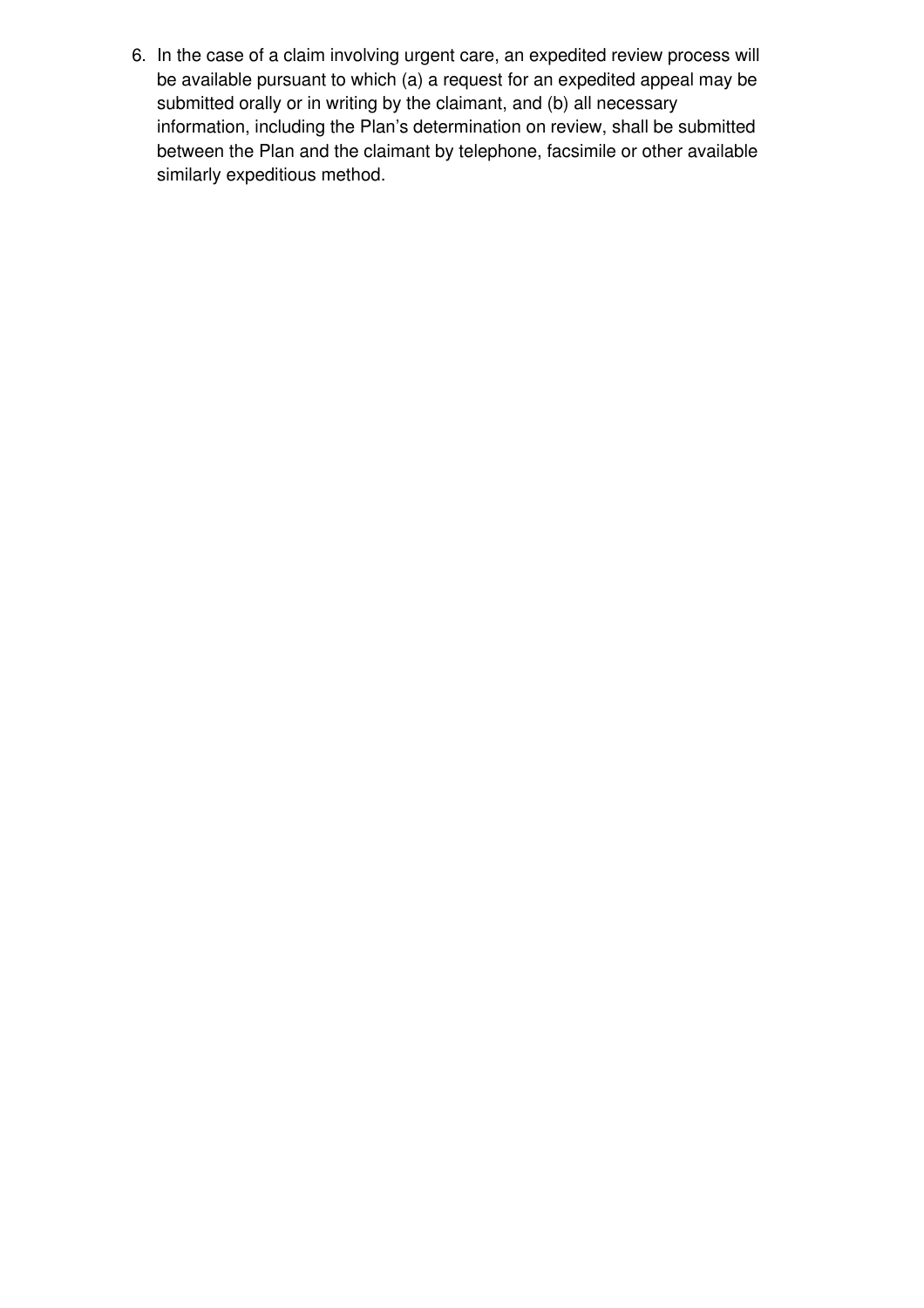6. In the case of a claim involving urgent care, an expedited review process will be available pursuant to which (a) a request for an expedited appeal may be submitted orally or in writing by the claimant, and (b) all necessary information, including the Plan's determination on review, shall be submitted between the Plan and the claimant by telephone, facsimile or other available similarly expeditious method.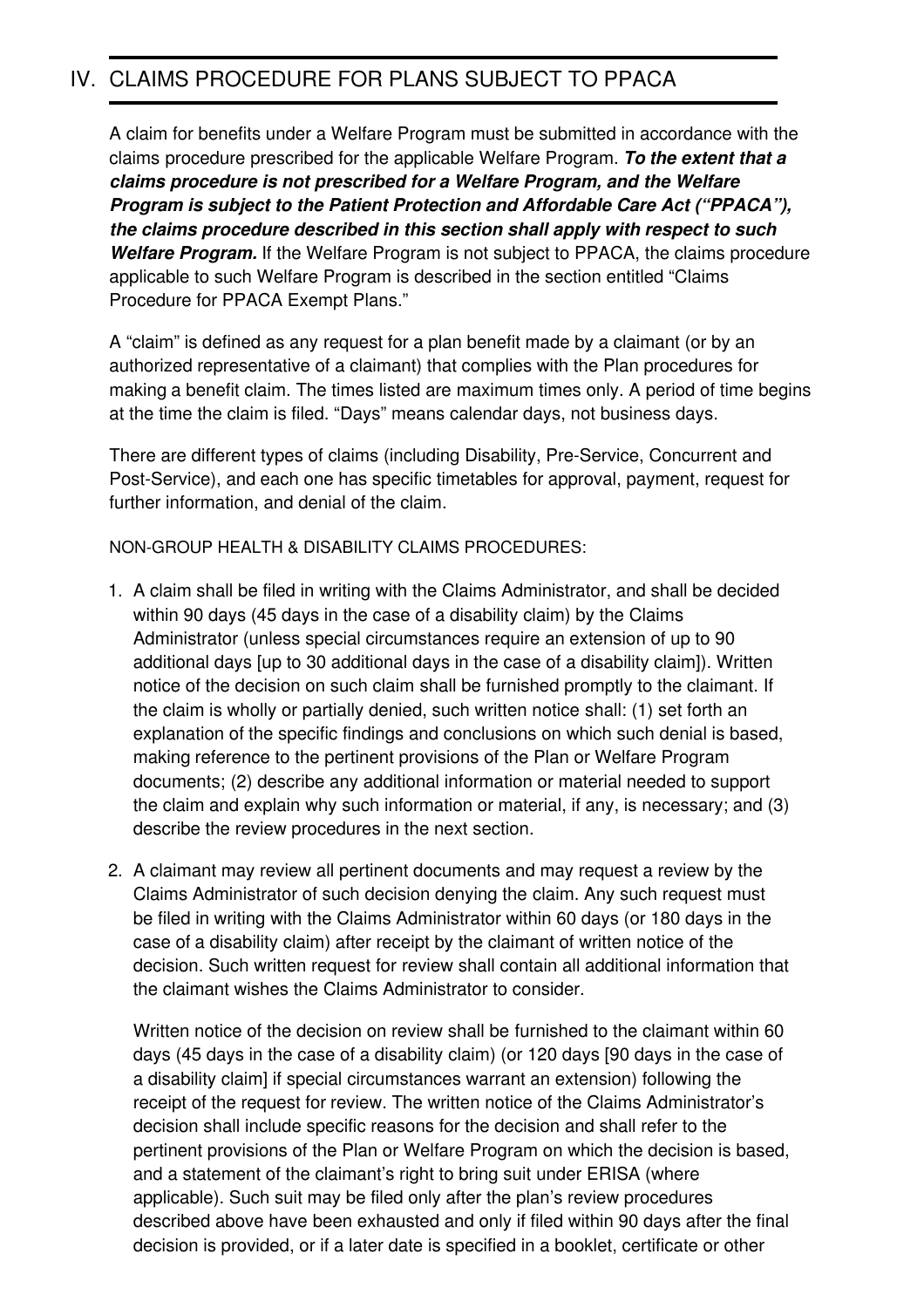# IV. CLAIMS PROCEDURE FOR PLANS SUBJECT TO PPACA

A claim for benefits under a Welfare Program must be submitted in accordance with the claims procedure prescribed for the applicable Welfare Program. ***To the extent that a claims procedure is not prescribed for a Welfare Program, and the Welfare Program is subject to the Patient Protection and Affordable Care Act ("PPACA"), the claims procedure described in this section shall apply with respect to such Welfare Program.*** If the Welfare Program is not subject to PPACA, the claims procedure applicable to such Welfare Program is described in the section entitled "Claims Procedure for PPACA Exempt Plans."

A "claim" is defined as any request for a plan benefit made by a claimant (or by an authorized representative of a claimant) that complies with the Plan procedures for making a benefit claim. The times listed are maximum times only. A period of time begins at the time the claim is filed. "Days" means calendar days, not business days.

There are different types of claims (including Disability, Pre-Service, Concurrent and Post-Service), and each one has specific timetables for approval, payment, request for further information, and denial of the claim.

NON-GROUP HEALTH & DISABILITY CLAIMS PROCEDURES:

1. A claim shall be filed in writing with the Claims Administrator, and shall be decided within 90 days (45 days in the case of a disability claim) by the Claims Administrator (unless special circumstances require an extension of up to 90 additional days [up to 30 additional days in the case of a disability claim]). Written notice of the decision on such claim shall be furnished promptly to the claimant. If the claim is wholly or partially denied, such written notice shall: (1) set forth an explanation of the specific findings and conclusions on which such denial is based, making reference to the pertinent provisions of the Plan or Welfare Program documents; (2) describe any additional information or material needed to support the claim and explain why such information or material, if any, is necessary; and (3) describe the review procedures in the next section.

2. A claimant may review all pertinent documents and may request a review by the Claims Administrator of such decision denying the claim. Any such request must be filed in writing with the Claims Administrator within 60 days (or 180 days in the case of a disability claim) after receipt by the claimant of written notice of the decision. Such written request for review shall contain all additional information that the claimant wishes the Claims Administrator to consider.

   Written notice of the decision on review shall be furnished to the claimant within 60 days (45 days in the case of a disability claim) (or 120 days [90 days in the case of a disability claim] if special circumstances warrant an extension) following the receipt of the request for review. The written notice of the Claims Administrator's decision shall include specific reasons for the decision and shall refer to the pertinent provisions of the Plan or Welfare Program on which the decision is based, and a statement of the claimant's right to bring suit under ERISA (where applicable). Such suit may be filed only after the plan's review procedures described above have been exhausted and only if filed within 90 days after the final decision is provided, or if a later date is specified in a booklet, certificate or other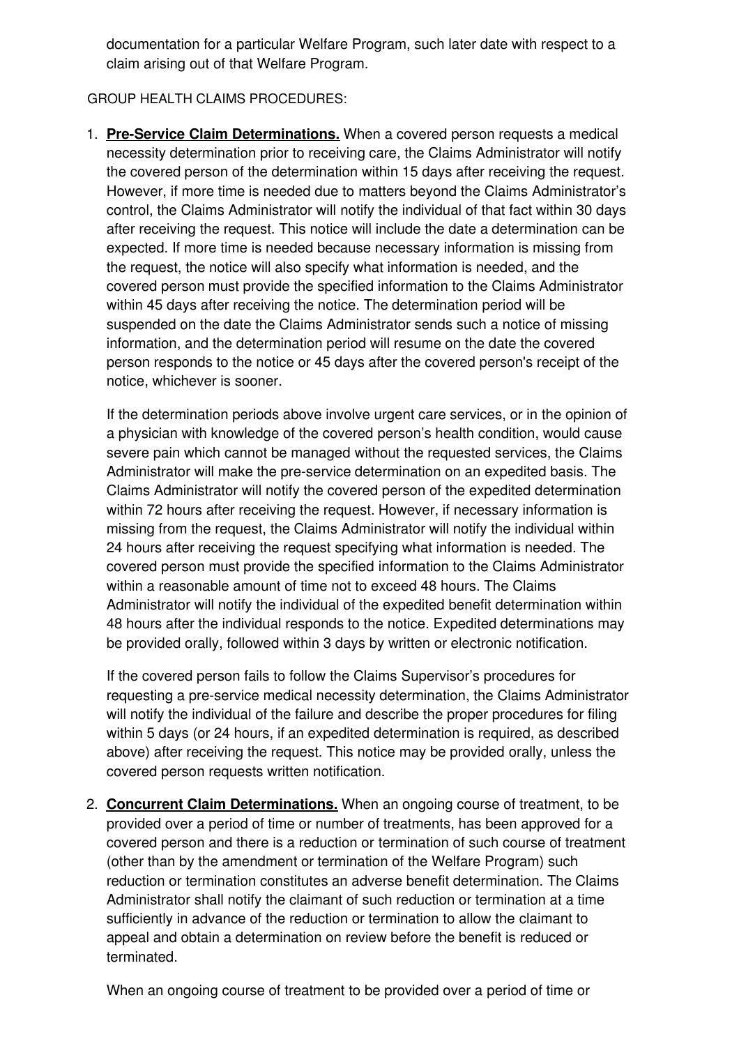documentation for a particular Welfare Program, such later date with respect to a claim arising out of that Welfare Program.

GROUP HEALTH CLAIMS PROCEDURES:

1. **Pre-Service Claim Determinations.** When a covered person requests a medical necessity determination prior to receiving care, the Claims Administrator will notify the covered person of the determination within 15 days after receiving the request. However, if more time is needed due to matters beyond the Claims Administrator's control, the Claims Administrator will notify the individual of that fact within 30 days after receiving the request. This notice will include the date a determination can be expected. If more time is needed because necessary information is missing from the request, the notice will also specify what information is needed, and the covered person must provide the specified information to the Claims Administrator within 45 days after receiving the notice. The determination period will be suspended on the date the Claims Administrator sends such a notice of missing information, and the determination period will resume on the date the covered person responds to the notice or 45 days after the covered person's receipt of the notice, whichever is sooner.

   If the determination periods above involve urgent care services, or in the opinion of a physician with knowledge of the covered person's health condition, would cause severe pain which cannot be managed without the requested services, the Claims Administrator will make the pre-service determination on an expedited basis. The Claims Administrator will notify the covered person of the expedited determination within 72 hours after receiving the request. However, if necessary information is missing from the request, the Claims Administrator will notify the individual within 24 hours after receiving the request specifying what information is needed. The covered person must provide the specified information to the Claims Administrator within a reasonable amount of time not to exceed 48 hours. The Claims Administrator will notify the individual of the expedited benefit determination within 48 hours after the individual responds to the notice. Expedited determinations may be provided orally, followed within 3 days by written or electronic notification.

   If the covered person fails to follow the Claims Supervisor's procedures for requesting a pre-service medical necessity determination, the Claims Administrator will notify the individual of the failure and describe the proper procedures for filing within 5 days (or 24 hours, if an expedited determination is required, as described above) after receiving the request. This notice may be provided orally, unless the covered person requests written notification.

2. **Concurrent Claim Determinations.** When an ongoing course of treatment, to be provided over a period of time or number of treatments, has been approved for a covered person and there is a reduction or termination of such course of treatment (other than by the amendment or termination of the Welfare Program) such reduction or termination constitutes an adverse benefit determination. The Claims Administrator shall notify the claimant of such reduction or termination at a time sufficiently in advance of the reduction or termination to allow the claimant to appeal and obtain a determination on review before the benefit is reduced or terminated.

   When an ongoing course of treatment to be provided over a period of time or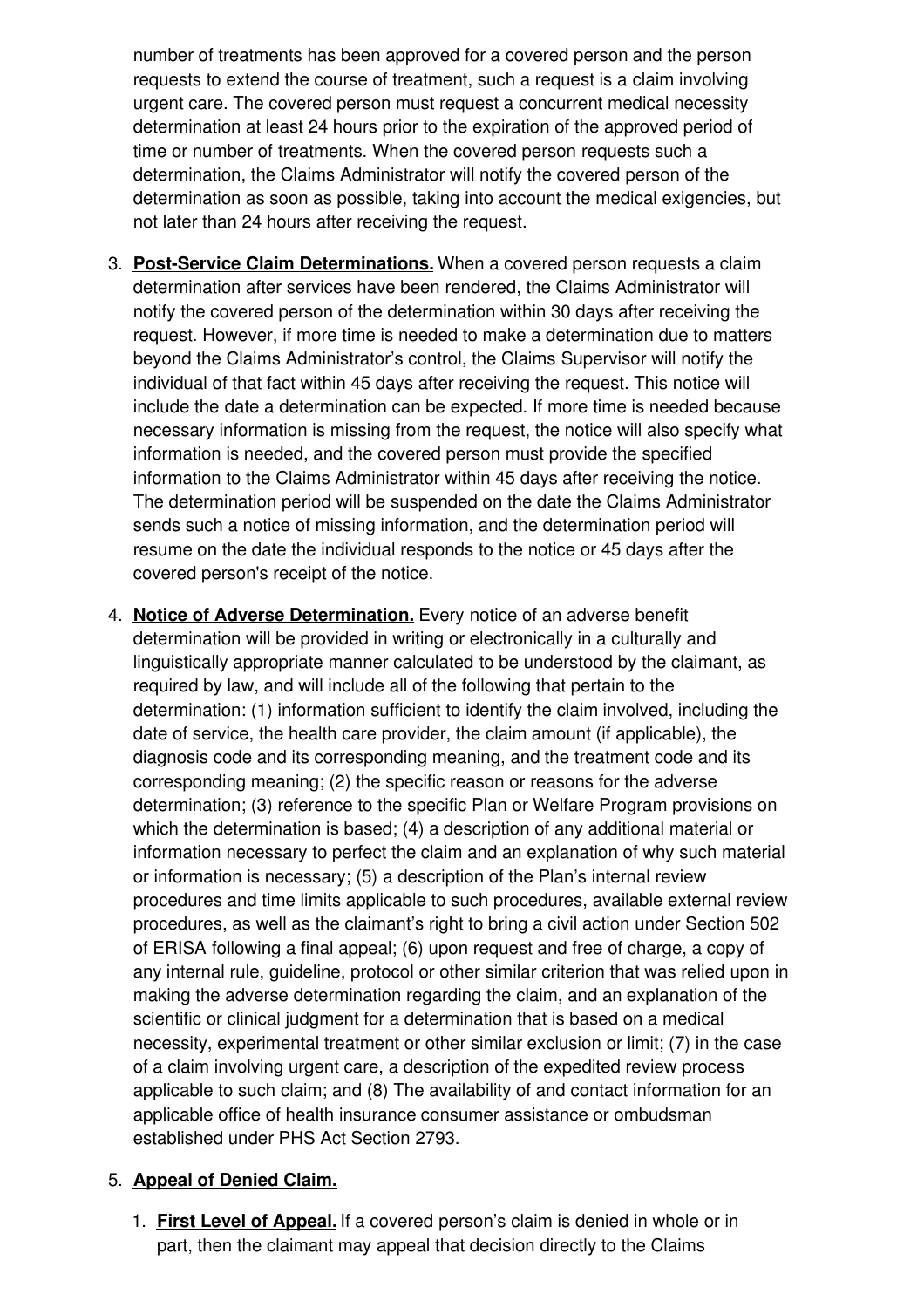number of treatments has been approved for a covered person and the person requests to extend the course of treatment, such a request is a claim involving urgent care. The covered person must request a concurrent medical necessity determination at least 24 hours prior to the expiration of the approved period of time or number of treatments. When the covered person requests such a determination, the Claims Administrator will notify the covered person of the determination as soon as possible, taking into account the medical exigencies, but not later than 24 hours after receiving the request.

3. **Post-Service Claim Determinations.** When a covered person requests a claim determination after services have been rendered, the Claims Administrator will notify the covered person of the determination within 30 days after receiving the request. However, if more time is needed to make a determination due to matters beyond the Claims Administrator's control, the Claims Supervisor will notify the individual of that fact within 45 days after receiving the request. This notice will include the date a determination can be expected. If more time is needed because necessary information is missing from the request, the notice will also specify what information is needed, and the covered person must provide the specified information to the Claims Administrator within 45 days after receiving the notice. The determination period will be suspended on the date the Claims Administrator sends such a notice of missing information, and the determination period will resume on the date the individual responds to the notice or 45 days after the covered person's receipt of the notice.

4. **Notice of Adverse Determination.** Every notice of an adverse benefit determination will be provided in writing or electronically in a culturally and linguistically appropriate manner calculated to be understood by the claimant, as required by law, and will include all of the following that pertain to the determination: (1) information sufficient to identify the claim involved, including the date of service, the health care provider, the claim amount (if applicable), the diagnosis code and its corresponding meaning, and the treatment code and its corresponding meaning; (2) the specific reason or reasons for the adverse determination; (3) reference to the specific Plan or Welfare Program provisions on which the determination is based; (4) a description of any additional material or information necessary to perfect the claim and an explanation of why such material or information is necessary; (5) a description of the Plan's internal review procedures and time limits applicable to such procedures, available external review procedures, as well as the claimant's right to bring a civil action under Section 502 of ERISA following a final appeal; (6) upon request and free of charge, a copy of any internal rule, guideline, protocol or other similar criterion that was relied upon in making the adverse determination regarding the claim, and an explanation of the scientific or clinical judgment for a determination that is based on a medical necessity, experimental treatment or other similar exclusion or limit; (7) in the case of a claim involving urgent care, a description of the expedited review process applicable to such claim; and (8) The availability of and contact information for an applicable office of health insurance consumer assistance or ombudsman established under PHS Act Section 2793.

5. **Appeal of Denied Claim.**

   1. **First Level of Appeal.** If a covered person's claim is denied in whole or in part, then the claimant may appeal that decision directly to the Claims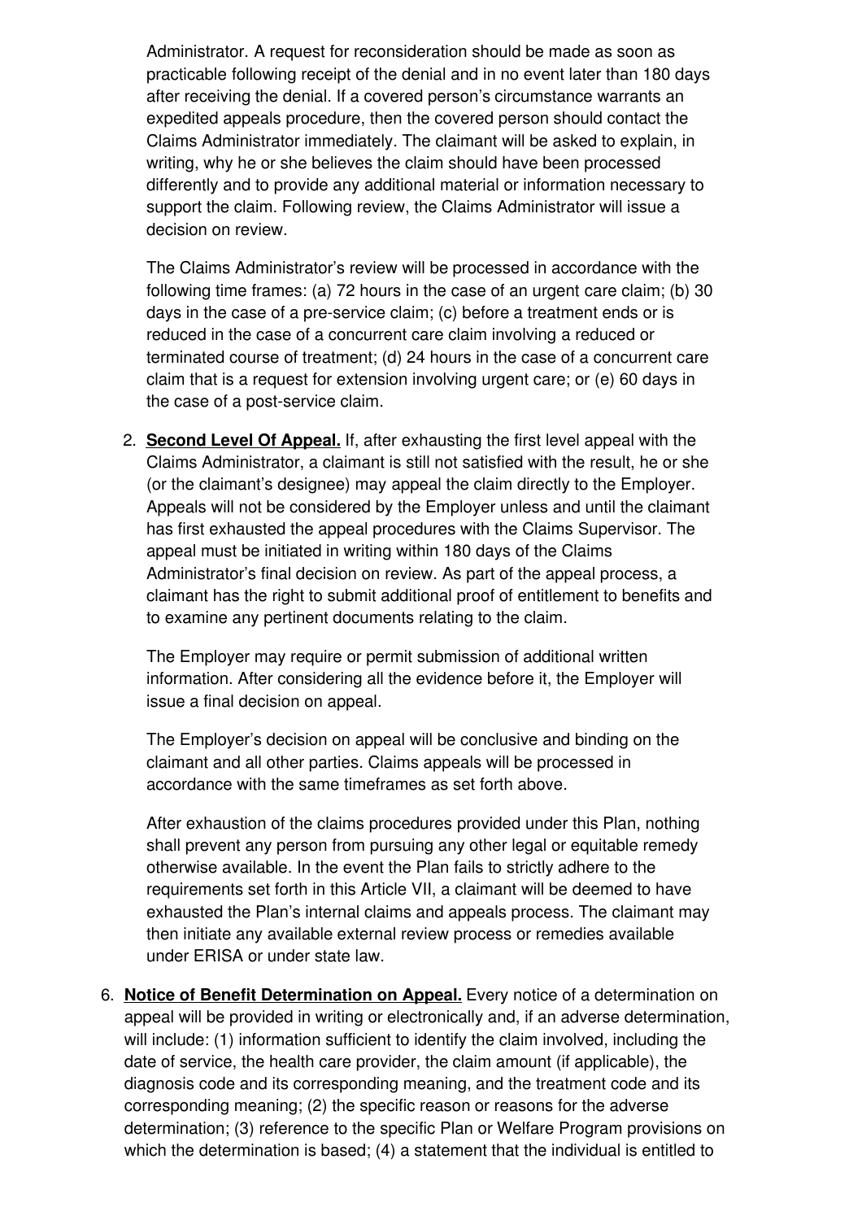Administrator. A request for reconsideration should be made as soon as practicable following receipt of the denial and in no event later than 180 days after receiving the denial. If a covered person's circumstance warrants an expedited appeals procedure, then the covered person should contact the Claims Administrator immediately. The claimant will be asked to explain, in writing, why he or she believes the claim should have been processed differently and to provide any additional material or information necessary to support the claim. Following review, the Claims Administrator will issue a decision on review.

The Claims Administrator's review will be processed in accordance with the following time frames: (a) 72 hours in the case of an urgent care claim; (b) 30 days in the case of a pre-service claim; (c) before a treatment ends or is reduced in the case of a concurrent care claim involving a reduced or terminated course of treatment; (d) 24 hours in the case of a concurrent care claim that is a request for extension involving urgent care; or (e) 60 days in the case of a post-service claim.

2. **Second Level Of Appeal.** If, after exhausting the first level appeal with the Claims Administrator, a claimant is still not satisfied with the result, he or she (or the claimant's designee) may appeal the claim directly to the Employer. Appeals will not be considered by the Employer unless and until the claimant has first exhausted the appeal procedures with the Claims Supervisor. The appeal must be initiated in writing within 180 days of the Claims Administrator's final decision on review. As part of the appeal process, a claimant has the right to submit additional proof of entitlement to benefits and to examine any pertinent documents relating to the claim.

   The Employer may require or permit submission of additional written information. After considering all the evidence before it, the Employer will issue a final decision on appeal.

   The Employer's decision on appeal will be conclusive and binding on the claimant and all other parties. Claims appeals will be processed in accordance with the same timeframes as set forth above.

   After exhaustion of the claims procedures provided under this Plan, nothing shall prevent any person from pursuing any other legal or equitable remedy otherwise available. In the event the Plan fails to strictly adhere to the requirements set forth in this Article VII, a claimant will be deemed to have exhausted the Plan's internal claims and appeals process. The claimant may then initiate any available external review process or remedies available under ERISA or under state law.

6. **Notice of Benefit Determination on Appeal.** Every notice of a determination on appeal will be provided in writing or electronically and, if an adverse determination, will include: (1) information sufficient to identify the claim involved, including the date of service, the health care provider, the claim amount (if applicable), the diagnosis code and its corresponding meaning, and the treatment code and its corresponding meaning; (2) the specific reason or reasons for the adverse determination; (3) reference to the specific Plan or Welfare Program provisions on which the determination is based; (4) a statement that the individual is entitled to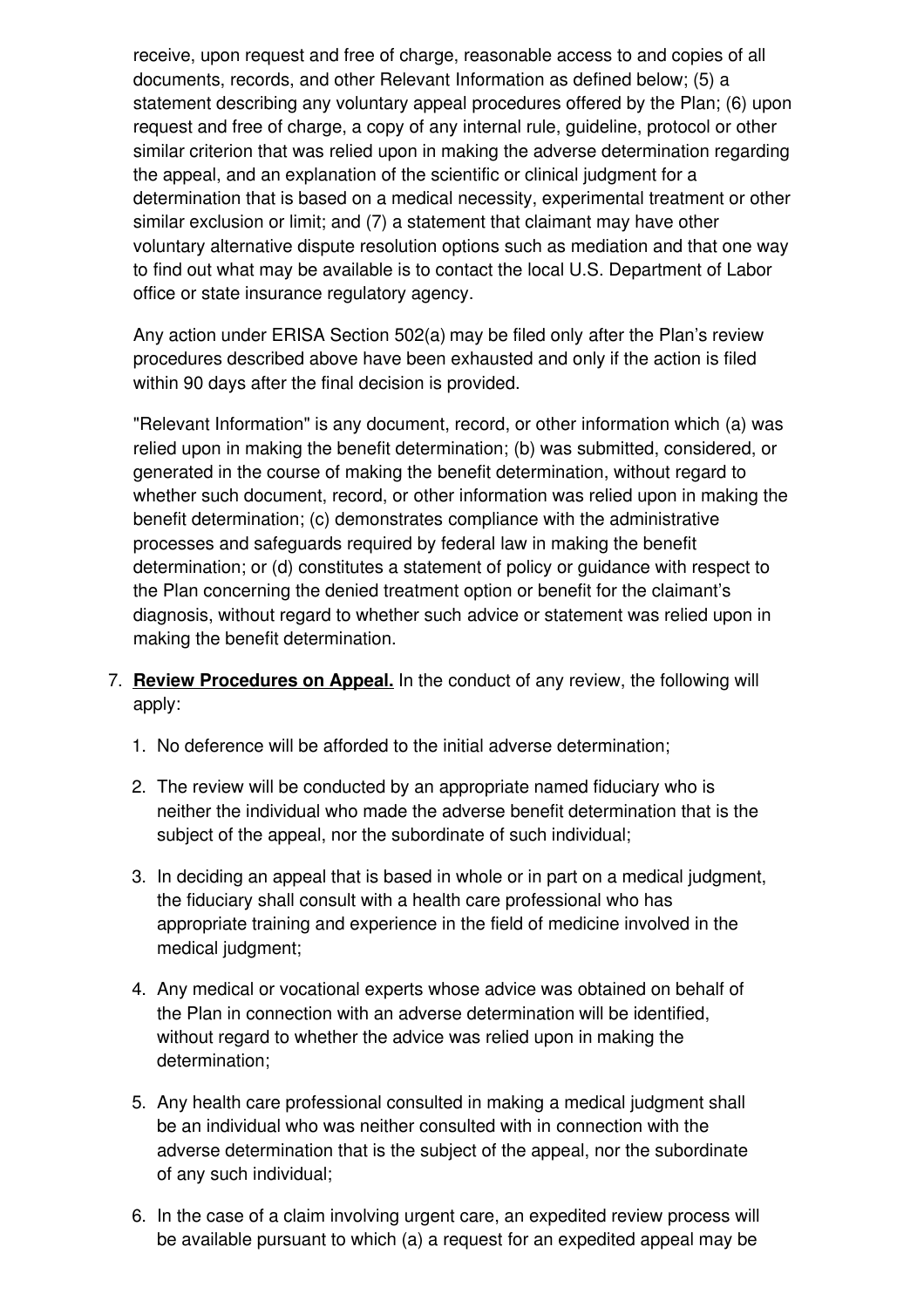receive, upon request and free of charge, reasonable access to and copies of all documents, records, and other Relevant Information as defined below; (5) a statement describing any voluntary appeal procedures offered by the Plan; (6) upon request and free of charge, a copy of any internal rule, guideline, protocol or other similar criterion that was relied upon in making the adverse determination regarding the appeal, and an explanation of the scientific or clinical judgment for a determination that is based on a medical necessity, experimental treatment or other similar exclusion or limit; and (7) a statement that claimant may have other voluntary alternative dispute resolution options such as mediation and that one way to find out what may be available is to contact the local U.S. Department of Labor office or state insurance regulatory agency.

Any action under ERISA Section 502(a) may be filed only after the Plan's review procedures described above have been exhausted and only if the action is filed within 90 days after the final decision is provided.

"Relevant Information" is any document, record, or other information which (a) was relied upon in making the benefit determination; (b) was submitted, considered, or generated in the course of making the benefit determination, without regard to whether such document, record, or other information was relied upon in making the benefit determination; (c) demonstrates compliance with the administrative processes and safeguards required by federal law in making the benefit determination; or (d) constitutes a statement of policy or guidance with respect to the Plan concerning the denied treatment option or benefit for the claimant's diagnosis, without regard to whether such advice or statement was relied upon in making the benefit determination.

7. **Review Procedures on Appeal.** In the conduct of any review, the following will apply:

   1. No deference will be afforded to the initial adverse determination;

   2. The review will be conducted by an appropriate named fiduciary who is neither the individual who made the adverse benefit determination that is the subject of the appeal, nor the subordinate of such individual;

   3. In deciding an appeal that is based in whole or in part on a medical judgment, the fiduciary shall consult with a health care professional who has appropriate training and experience in the field of medicine involved in the medical judgment;

   4. Any medical or vocational experts whose advice was obtained on behalf of the Plan in connection with an adverse determination will be identified, without regard to whether the advice was relied upon in making the determination;

   5. Any health care professional consulted in making a medical judgment shall be an individual who was neither consulted with in connection with the adverse determination that is the subject of the appeal, nor the subordinate of any such individual;

   6. In the case of a claim involving urgent care, an expedited review process will be available pursuant to which (a) a request for an expedited appeal may be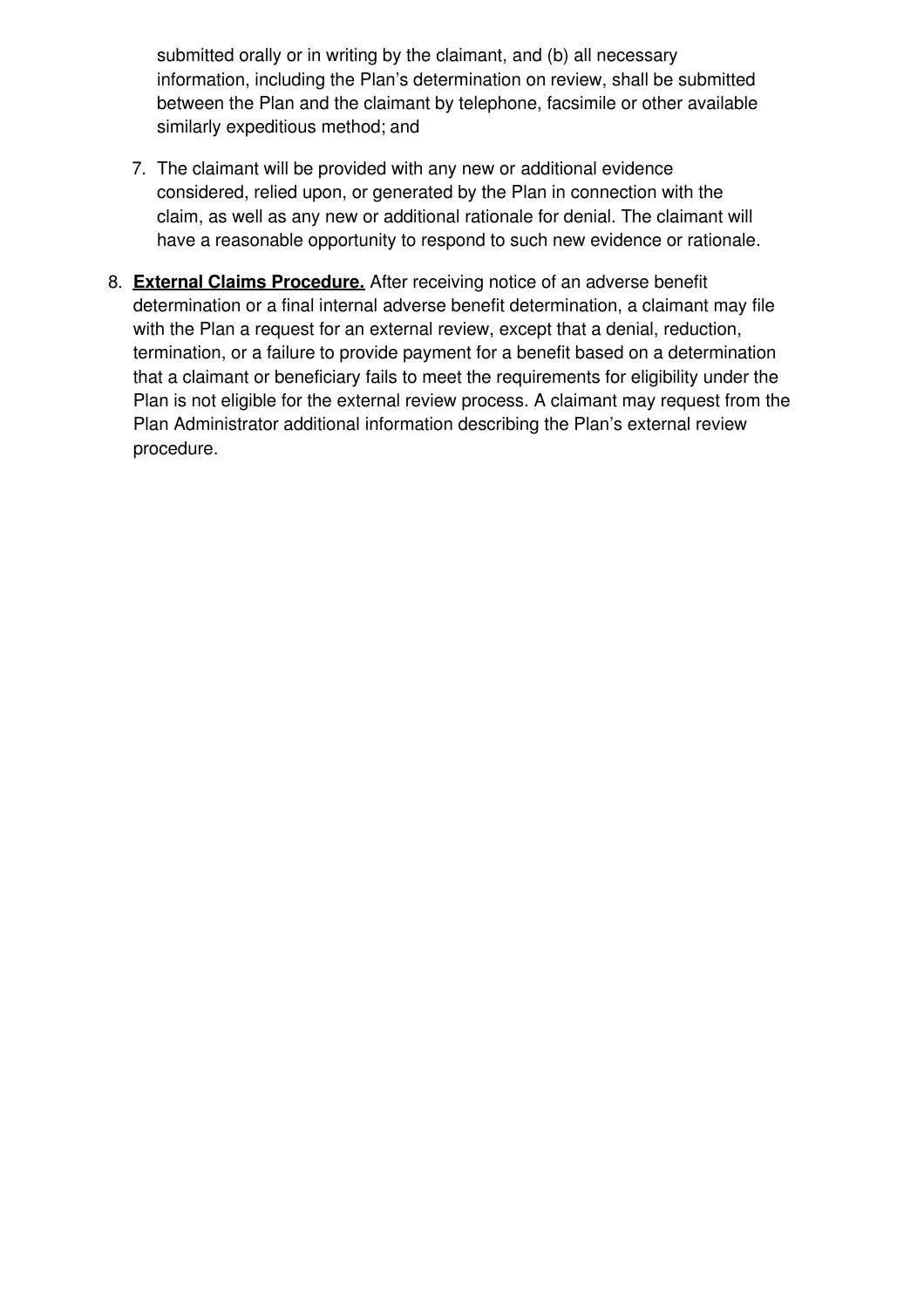submitted orally or in writing by the claimant, and (b) all necessary information, including the Plan's determination on review, shall be submitted between the Plan and the claimant by telephone, facsimile or other available similarly expeditious method; and

7. The claimant will be provided with any new or additional evidence considered, relied upon, or generated by the Plan in connection with the claim, as well as any new or additional rationale for denial. The claimant will have a reasonable opportunity to respond to such new evidence or rationale.

8. **External Claims Procedure.** After receiving notice of an adverse benefit determination or a final internal adverse benefit determination, a claimant may file with the Plan a request for an external review, except that a denial, reduction, termination, or a failure to provide payment for a benefit based on a determination that a claimant or beneficiary fails to meet the requirements for eligibility under the Plan is not eligible for the external review process. A claimant may request from the Plan Administrator additional information describing the Plan's external review procedure.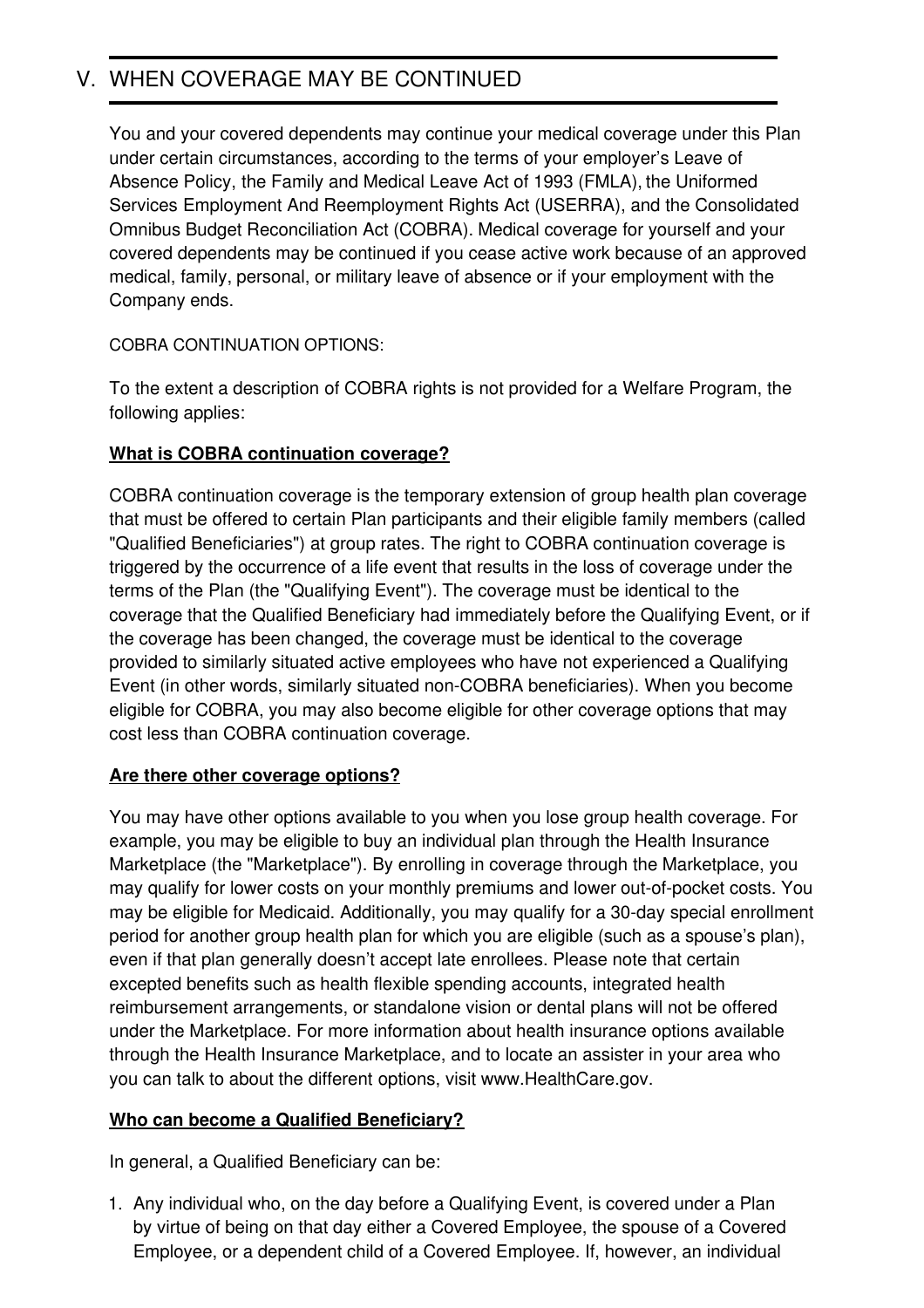# V. WHEN COVERAGE MAY BE CONTINUED

You and your covered dependents may continue your medical coverage under this Plan under certain circumstances, according to the terms of your employer's Leave of Absence Policy, the Family and Medical Leave Act of 1993 (FMLA), the Uniformed Services Employment And Reemployment Rights Act (USERRA), and the Consolidated Omnibus Budget Reconciliation Act (COBRA). Medical coverage for yourself and your covered dependents may be continued if you cease active work because of an approved medical, family, personal, or military leave of absence or if your employment with the Company ends.

COBRA CONTINUATION OPTIONS:

To the extent a description of COBRA rights is not provided for a Welfare Program, the following applies:

**What is COBRA continuation coverage?**

COBRA continuation coverage is the temporary extension of group health plan coverage that must be offered to certain Plan participants and their eligible family members (called "Qualified Beneficiaries") at group rates. The right to COBRA continuation coverage is triggered by the occurrence of a life event that results in the loss of coverage under the terms of the Plan (the "Qualifying Event"). The coverage must be identical to the coverage that the Qualified Beneficiary had immediately before the Qualifying Event, or if the coverage has been changed, the coverage must be identical to the coverage provided to similarly situated active employees who have not experienced a Qualifying Event (in other words, similarly situated non-COBRA beneficiaries). When you become eligible for COBRA, you may also become eligible for other coverage options that may cost less than COBRA continuation coverage.

**Are there other coverage options?**

You may have other options available to you when you lose group health coverage. For example, you may be eligible to buy an individual plan through the Health Insurance Marketplace (the "Marketplace"). By enrolling in coverage through the Marketplace, you may qualify for lower costs on your monthly premiums and lower out-of-pocket costs. You may be eligible for Medicaid. Additionally, you may qualify for a 30-day special enrollment period for another group health plan for which you are eligible (such as a spouse's plan), even if that plan generally doesn't accept late enrollees. Please note that certain excepted benefits such as health flexible spending accounts, integrated health reimbursement arrangements, or standalone vision or dental plans will not be offered under the Marketplace. For more information about health insurance options available through the Health Insurance Marketplace, and to locate an assister in your area who you can talk to about the different options, visit www.HealthCare.gov.

**Who can become a Qualified Beneficiary?**

In general, a Qualified Beneficiary can be:

1. Any individual who, on the day before a Qualifying Event, is covered under a Plan by virtue of being on that day either a Covered Employee, the spouse of a Covered Employee, or a dependent child of a Covered Employee. If, however, an individual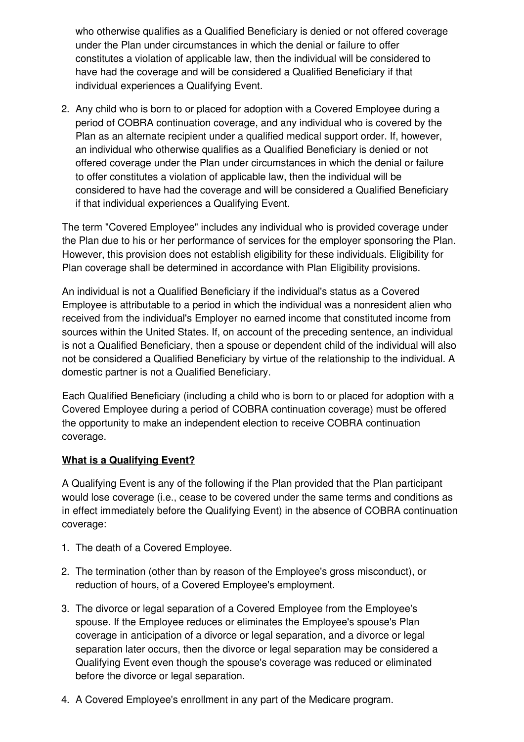who otherwise qualifies as a Qualified Beneficiary is denied or not offered coverage under the Plan under circumstances in which the denial or failure to offer constitutes a violation of applicable law, then the individual will be considered to have had the coverage and will be considered a Qualified Beneficiary if that individual experiences a Qualifying Event.

2. Any child who is born to or placed for adoption with a Covered Employee during a period of COBRA continuation coverage, and any individual who is covered by the Plan as an alternate recipient under a qualified medical support order. If, however, an individual who otherwise qualifies as a Qualified Beneficiary is denied or not offered coverage under the Plan under circumstances in which the denial or failure to offer constitutes a violation of applicable law, then the individual will be considered to have had the coverage and will be considered a Qualified Beneficiary if that individual experiences a Qualifying Event.

The term "Covered Employee" includes any individual who is provided coverage under the Plan due to his or her performance of services for the employer sponsoring the Plan. However, this provision does not establish eligibility for these individuals. Eligibility for Plan coverage shall be determined in accordance with Plan Eligibility provisions.

An individual is not a Qualified Beneficiary if the individual's status as a Covered Employee is attributable to a period in which the individual was a nonresident alien who received from the individual's Employer no earned income that constituted income from sources within the United States. If, on account of the preceding sentence, an individual is not a Qualified Beneficiary, then a spouse or dependent child of the individual will also not be considered a Qualified Beneficiary by virtue of the relationship to the individual. A domestic partner is not a Qualified Beneficiary.

Each Qualified Beneficiary (including a child who is born to or placed for adoption with a Covered Employee during a period of COBRA continuation coverage) must be offered the opportunity to make an independent election to receive COBRA continuation coverage.

**What is a Qualifying Event?**

A Qualifying Event is any of the following if the Plan provided that the Plan participant would lose coverage (i.e., cease to be covered under the same terms and conditions as in effect immediately before the Qualifying Event) in the absence of COBRA continuation coverage:

1. The death of a Covered Employee.
2. The termination (other than by reason of the Employee's gross misconduct), or reduction of hours, of a Covered Employee's employment.
3. The divorce or legal separation of a Covered Employee from the Employee's spouse. If the Employee reduces or eliminates the Employee's spouse's Plan coverage in anticipation of a divorce or legal separation, and a divorce or legal separation later occurs, then the divorce or legal separation may be considered a Qualifying Event even though the spouse's coverage was reduced or eliminated before the divorce or legal separation.
4. A Covered Employee's enrollment in any part of the Medicare program.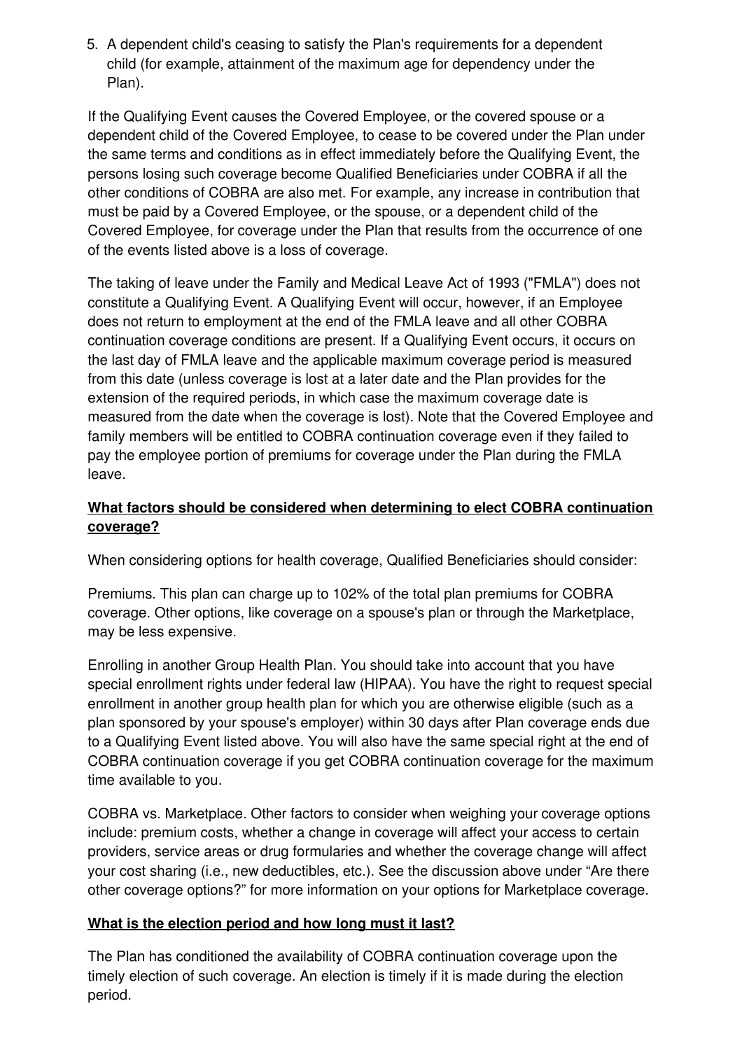5. A dependent child's ceasing to satisfy the Plan's requirements for a dependent child (for example, attainment of the maximum age for dependency under the Plan).

If the Qualifying Event causes the Covered Employee, or the covered spouse or a dependent child of the Covered Employee, to cease to be covered under the Plan under the same terms and conditions as in effect immediately before the Qualifying Event, the persons losing such coverage become Qualified Beneficiaries under COBRA if all the other conditions of COBRA are also met. For example, any increase in contribution that must be paid by a Covered Employee, or the spouse, or a dependent child of the Covered Employee, for coverage under the Plan that results from the occurrence of one of the events listed above is a loss of coverage.

The taking of leave under the Family and Medical Leave Act of 1993 ("FMLA") does not constitute a Qualifying Event. A Qualifying Event will occur, however, if an Employee does not return to employment at the end of the FMLA leave and all other COBRA continuation coverage conditions are present. If a Qualifying Event occurs, it occurs on the last day of FMLA leave and the applicable maximum coverage period is measured from this date (unless coverage is lost at a later date and the Plan provides for the extension of the required periods, in which case the maximum coverage date is measured from the date when the coverage is lost). Note that the Covered Employee and family members will be entitled to COBRA continuation coverage even if they failed to pay the employee portion of premiums for coverage under the Plan during the FMLA leave.

**What factors should be considered when determining to elect COBRA continuation coverage?**

When considering options for health coverage, Qualified Beneficiaries should consider:

Premiums. This plan can charge up to 102% of the total plan premiums for COBRA coverage. Other options, like coverage on a spouse's plan or through the Marketplace, may be less expensive.

Enrolling in another Group Health Plan. You should take into account that you have special enrollment rights under federal law (HIPAA). You have the right to request special enrollment in another group health plan for which you are otherwise eligible (such as a plan sponsored by your spouse's employer) within 30 days after Plan coverage ends due to a Qualifying Event listed above. You will also have the same special right at the end of COBRA continuation coverage if you get COBRA continuation coverage for the maximum time available to you.

COBRA vs. Marketplace. Other factors to consider when weighing your coverage options include: premium costs, whether a change in coverage will affect your access to certain providers, service areas or drug formularies and whether the coverage change will affect your cost sharing (i.e., new deductibles, etc.). See the discussion above under "Are there other coverage options?" for more information on your options for Marketplace coverage.

**What is the election period and how long must it last?**

The Plan has conditioned the availability of COBRA continuation coverage upon the timely election of such coverage. An election is timely if it is made during the election period.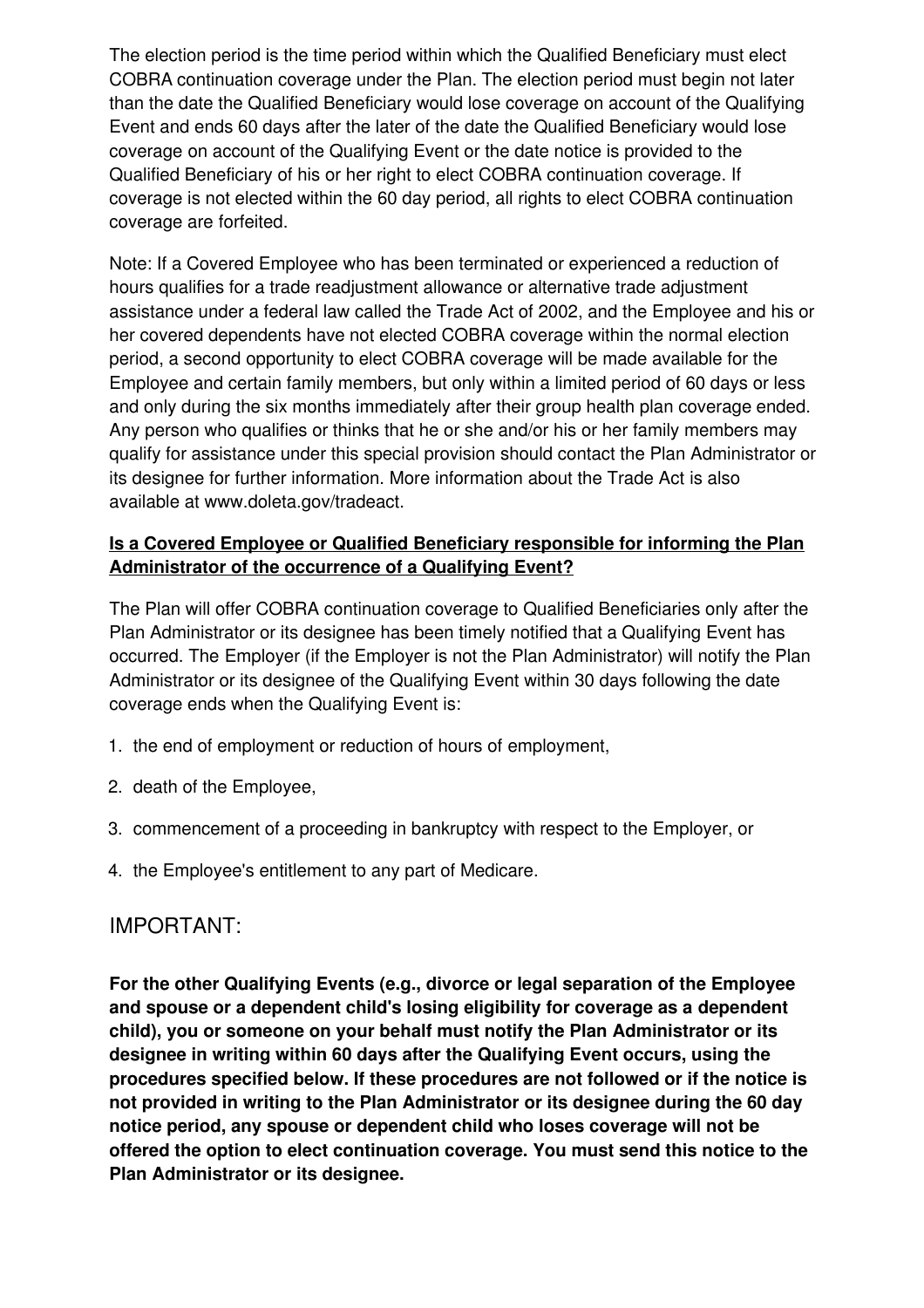The election period is the time period within which the Qualified Beneficiary must elect COBRA continuation coverage under the Plan. The election period must begin not later than the date the Qualified Beneficiary would lose coverage on account of the Qualifying Event and ends 60 days after the later of the date the Qualified Beneficiary would lose coverage on account of the Qualifying Event or the date notice is provided to the Qualified Beneficiary of his or her right to elect COBRA continuation coverage. If coverage is not elected within the 60 day period, all rights to elect COBRA continuation coverage are forfeited.

Note: If a Covered Employee who has been terminated or experienced a reduction of hours qualifies for a trade readjustment allowance or alternative trade adjustment assistance under a federal law called the Trade Act of 2002, and the Employee and his or her covered dependents have not elected COBRA coverage within the normal election period, a second opportunity to elect COBRA coverage will be made available for the Employee and certain family members, but only within a limited period of 60 days or less and only during the six months immediately after their group health plan coverage ended. Any person who qualifies or thinks that he or she and/or his or her family members may qualify for assistance under this special provision should contact the Plan Administrator or its designee for further information. More information about the Trade Act is also available at www.doleta.gov/tradeact.

**Is a Covered Employee or Qualified Beneficiary responsible for informing the Plan Administrator of the occurrence of a Qualifying Event?**

The Plan will offer COBRA continuation coverage to Qualified Beneficiaries only after the Plan Administrator or its designee has been timely notified that a Qualifying Event has occurred. The Employer (if the Employer is not the Plan Administrator) will notify the Plan Administrator or its designee of the Qualifying Event within 30 days following the date coverage ends when the Qualifying Event is:

1. the end of employment or reduction of hours of employment,
2. death of the Employee,
3. commencement of a proceeding in bankruptcy with respect to the Employer, or
4. the Employee's entitlement to any part of Medicare.

## IMPORTANT:

**For the other Qualifying Events (e.g., divorce or legal separation of the Employee and spouse or a dependent child's losing eligibility for coverage as a dependent child), you or someone on your behalf must notify the Plan Administrator or its designee in writing within 60 days after the Qualifying Event occurs, using the procedures specified below. If these procedures are not followed or if the notice is not provided in writing to the Plan Administrator or its designee during the 60 day notice period, any spouse or dependent child who loses coverage will not be offered the option to elect continuation coverage. You must send this notice to the Plan Administrator or its designee.**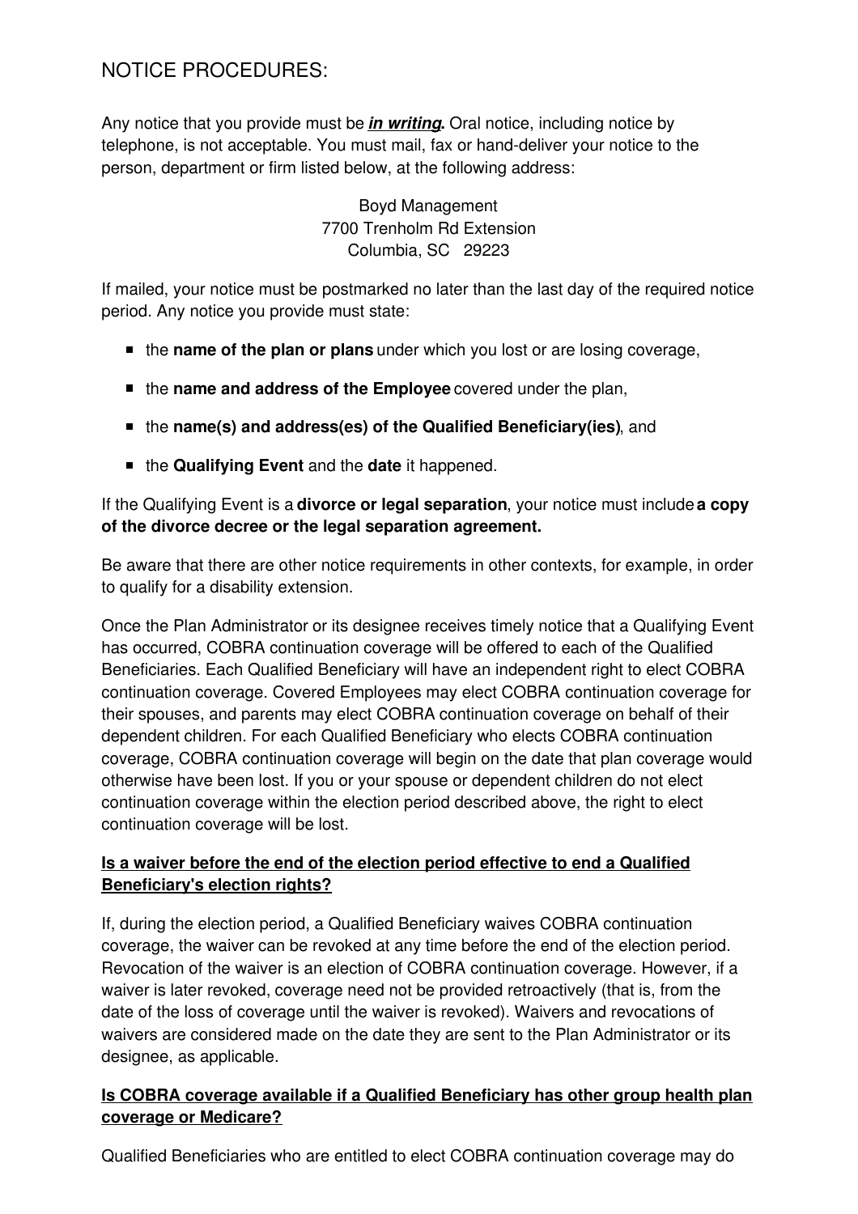## NOTICE PROCEDURES:

Any notice that you provide must be ***in writing*.** Oral notice, including notice by telephone, is not acceptable. You must mail, fax or hand-deliver your notice to the person, department or firm listed below, at the following address:

Boyd Management
7700 Trenholm Rd Extension
Columbia, SC 29223

If mailed, your notice must be postmarked no later than the last day of the required notice period. Any notice you provide must state:

- the **name of the plan or plans** under which you lost or are losing coverage,
- the **name and address of the Employee** covered under the plan,
- the **name(s) and address(es) of the Qualified Beneficiary(ies)**, and
- the **Qualifying Event** and the **date** it happened.

If the Qualifying Event is a **divorce or legal separation**, your notice must include **a copy of the divorce decree or the legal separation agreement.**

Be aware that there are other notice requirements in other contexts, for example, in order to qualify for a disability extension.

Once the Plan Administrator or its designee receives timely notice that a Qualifying Event has occurred, COBRA continuation coverage will be offered to each of the Qualified Beneficiaries. Each Qualified Beneficiary will have an independent right to elect COBRA continuation coverage. Covered Employees may elect COBRA continuation coverage for their spouses, and parents may elect COBRA continuation coverage on behalf of their dependent children. For each Qualified Beneficiary who elects COBRA continuation coverage, COBRA continuation coverage will begin on the date that plan coverage would otherwise have been lost. If you or your spouse or dependent children do not elect continuation coverage within the election period described above, the right to elect continuation coverage will be lost.

**Is a waiver before the end of the election period effective to end a Qualified Beneficiary's election rights?**

If, during the election period, a Qualified Beneficiary waives COBRA continuation coverage, the waiver can be revoked at any time before the end of the election period. Revocation of the waiver is an election of COBRA continuation coverage. However, if a waiver is later revoked, coverage need not be provided retroactively (that is, from the date of the loss of coverage until the waiver is revoked). Waivers and revocations of waivers are considered made on the date they are sent to the Plan Administrator or its designee, as applicable.

**Is COBRA coverage available if a Qualified Beneficiary has other group health plan coverage or Medicare?**

Qualified Beneficiaries who are entitled to elect COBRA continuation coverage may do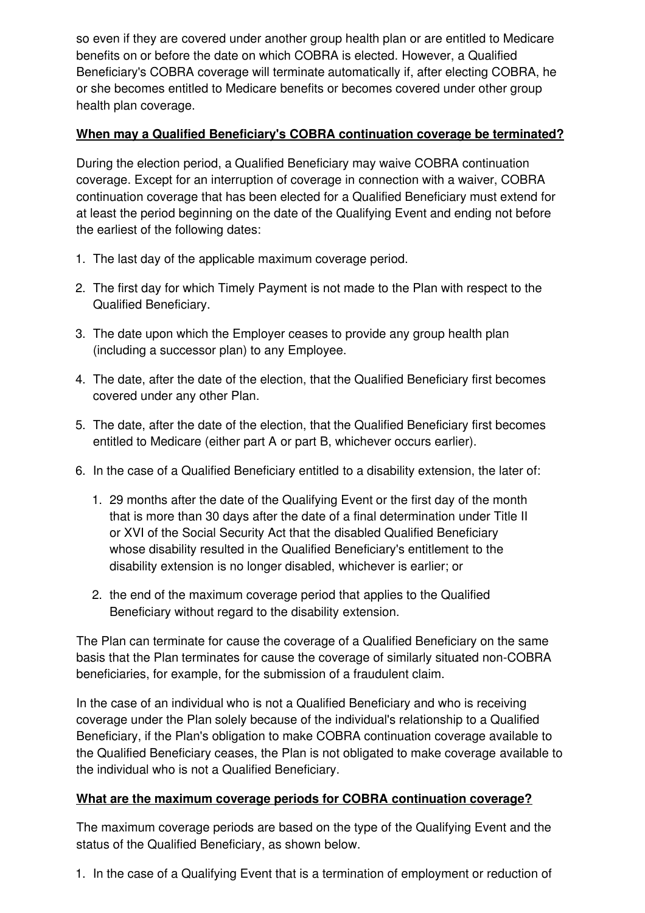so even if they are covered under another group health plan or are entitled to Medicare benefits on or before the date on which COBRA is elected. However, a Qualified Beneficiary's COBRA coverage will terminate automatically if, after electing COBRA, he or she becomes entitled to Medicare benefits or becomes covered under other group health plan coverage.

**When may a Qualified Beneficiary's COBRA continuation coverage be terminated?**

During the election period, a Qualified Beneficiary may waive COBRA continuation coverage. Except for an interruption of coverage in connection with a waiver, COBRA continuation coverage that has been elected for a Qualified Beneficiary must extend for at least the period beginning on the date of the Qualifying Event and ending not before the earliest of the following dates:

1. The last day of the applicable maximum coverage period.
2. The first day for which Timely Payment is not made to the Plan with respect to the Qualified Beneficiary.
3. The date upon which the Employer ceases to provide any group health plan (including a successor plan) to any Employee.
4. The date, after the date of the election, that the Qualified Beneficiary first becomes covered under any other Plan.
5. The date, after the date of the election, that the Qualified Beneficiary first becomes entitled to Medicare (either part A or part B, whichever occurs earlier).
6. In the case of a Qualified Beneficiary entitled to a disability extension, the later of:
    1. 29 months after the date of the Qualifying Event or the first day of the month that is more than 30 days after the date of a final determination under Title II or XVI of the Social Security Act that the disabled Qualified Beneficiary whose disability resulted in the Qualified Beneficiary's entitlement to the disability extension is no longer disabled, whichever is earlier; or
    2. the end of the maximum coverage period that applies to the Qualified Beneficiary without regard to the disability extension.

The Plan can terminate for cause the coverage of a Qualified Beneficiary on the same basis that the Plan terminates for cause the coverage of similarly situated non-COBRA beneficiaries, for example, for the submission of a fraudulent claim.

In the case of an individual who is not a Qualified Beneficiary and who is receiving coverage under the Plan solely because of the individual's relationship to a Qualified Beneficiary, if the Plan's obligation to make COBRA continuation coverage available to the Qualified Beneficiary ceases, the Plan is not obligated to make coverage available to the individual who is not a Qualified Beneficiary.

**What are the maximum coverage periods for COBRA continuation coverage?**

The maximum coverage periods are based on the type of the Qualifying Event and the status of the Qualified Beneficiary, as shown below.

1. In the case of a Qualifying Event that is a termination of employment or reduction of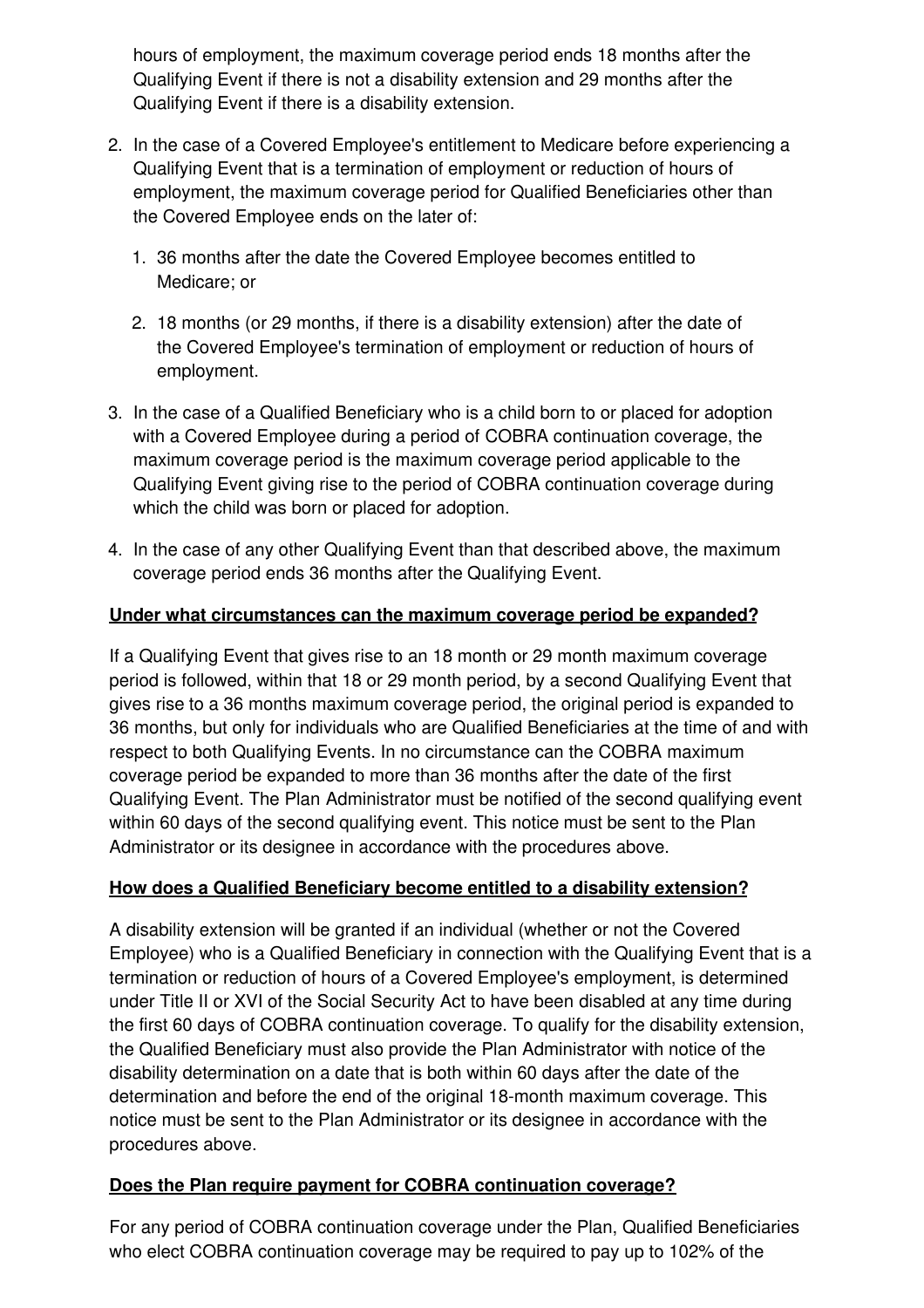hours of employment, the maximum coverage period ends 18 months after the Qualifying Event if there is not a disability extension and 29 months after the Qualifying Event if there is a disability extension.

2. In the case of a Covered Employee's entitlement to Medicare before experiencing a Qualifying Event that is a termination of employment or reduction of hours of employment, the maximum coverage period for Qualified Beneficiaries other than the Covered Employee ends on the later of:

   1. 36 months after the date the Covered Employee becomes entitled to Medicare; or

   2. 18 months (or 29 months, if there is a disability extension) after the date of the Covered Employee's termination of employment or reduction of hours of employment.

3. In the case of a Qualified Beneficiary who is a child born to or placed for adoption with a Covered Employee during a period of COBRA continuation coverage, the maximum coverage period is the maximum coverage period applicable to the Qualifying Event giving rise to the period of COBRA continuation coverage during which the child was born or placed for adoption.

4. In the case of any other Qualifying Event than that described above, the maximum coverage period ends 36 months after the Qualifying Event.

**Under what circumstances can the maximum coverage period be expanded?**

If a Qualifying Event that gives rise to an 18 month or 29 month maximum coverage period is followed, within that 18 or 29 month period, by a second Qualifying Event that gives rise to a 36 months maximum coverage period, the original period is expanded to 36 months, but only for individuals who are Qualified Beneficiaries at the time of and with respect to both Qualifying Events. In no circumstance can the COBRA maximum coverage period be expanded to more than 36 months after the date of the first Qualifying Event. The Plan Administrator must be notified of the second qualifying event within 60 days of the second qualifying event. This notice must be sent to the Plan Administrator or its designee in accordance with the procedures above.

**How does a Qualified Beneficiary become entitled to a disability extension?**

A disability extension will be granted if an individual (whether or not the Covered Employee) who is a Qualified Beneficiary in connection with the Qualifying Event that is a termination or reduction of hours of a Covered Employee's employment, is determined under Title II or XVI of the Social Security Act to have been disabled at any time during the first 60 days of COBRA continuation coverage. To qualify for the disability extension, the Qualified Beneficiary must also provide the Plan Administrator with notice of the disability determination on a date that is both within 60 days after the date of the determination and before the end of the original 18-month maximum coverage. This notice must be sent to the Plan Administrator or its designee in accordance with the procedures above.

**Does the Plan require payment for COBRA continuation coverage?**

For any period of COBRA continuation coverage under the Plan, Qualified Beneficiaries who elect COBRA continuation coverage may be required to pay up to 102% of the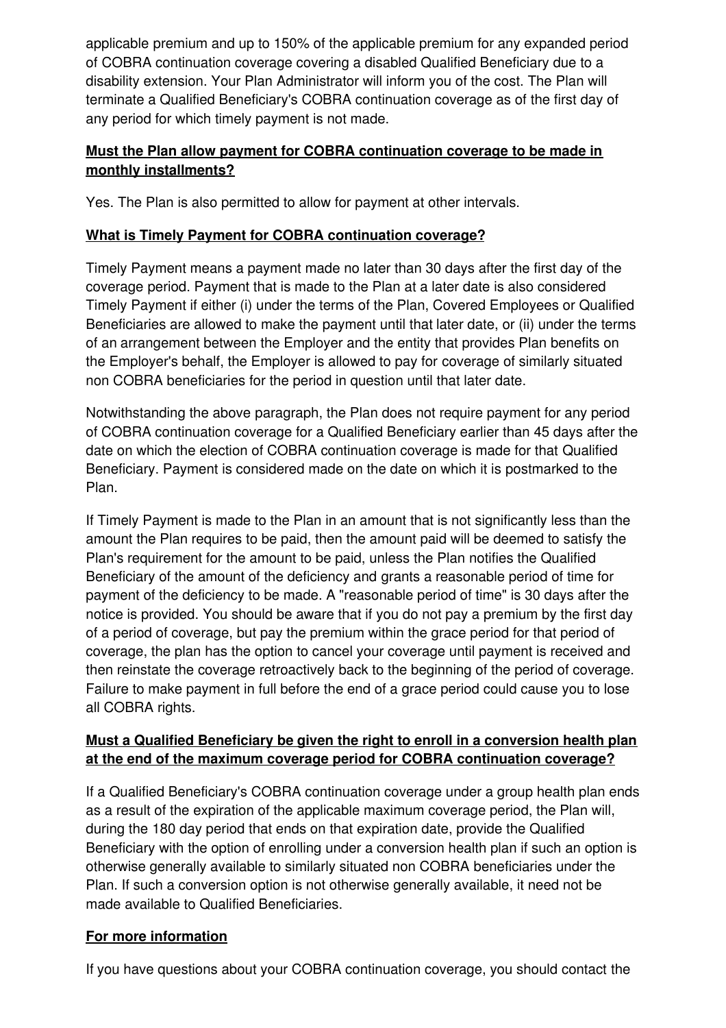applicable premium and up to 150% of the applicable premium for any expanded period of COBRA continuation coverage covering a disabled Qualified Beneficiary due to a disability extension. Your Plan Administrator will inform you of the cost. The Plan will terminate a Qualified Beneficiary's COBRA continuation coverage as of the first day of any period for which timely payment is not made.

**Must the Plan allow payment for COBRA continuation coverage to be made in monthly installments?**

Yes. The Plan is also permitted to allow for payment at other intervals.

**What is Timely Payment for COBRA continuation coverage?**

Timely Payment means a payment made no later than 30 days after the first day of the coverage period. Payment that is made to the Plan at a later date is also considered Timely Payment if either (i) under the terms of the Plan, Covered Employees or Qualified Beneficiaries are allowed to make the payment until that later date, or (ii) under the terms of an arrangement between the Employer and the entity that provides Plan benefits on the Employer's behalf, the Employer is allowed to pay for coverage of similarly situated non COBRA beneficiaries for the period in question until that later date.

Notwithstanding the above paragraph, the Plan does not require payment for any period of COBRA continuation coverage for a Qualified Beneficiary earlier than 45 days after the date on which the election of COBRA continuation coverage is made for that Qualified Beneficiary. Payment is considered made on the date on which it is postmarked to the Plan.

If Timely Payment is made to the Plan in an amount that is not significantly less than the amount the Plan requires to be paid, then the amount paid will be deemed to satisfy the Plan's requirement for the amount to be paid, unless the Plan notifies the Qualified Beneficiary of the amount of the deficiency and grants a reasonable period of time for payment of the deficiency to be made. A "reasonable period of time" is 30 days after the notice is provided. You should be aware that if you do not pay a premium by the first day of a period of coverage, but pay the premium within the grace period for that period of coverage, the plan has the option to cancel your coverage until payment is received and then reinstate the coverage retroactively back to the beginning of the period of coverage. Failure to make payment in full before the end of a grace period could cause you to lose all COBRA rights.

**Must a Qualified Beneficiary be given the right to enroll in a conversion health plan at the end of the maximum coverage period for COBRA continuation coverage?**

If a Qualified Beneficiary's COBRA continuation coverage under a group health plan ends as a result of the expiration of the applicable maximum coverage period, the Plan will, during the 180 day period that ends on that expiration date, provide the Qualified Beneficiary with the option of enrolling under a conversion health plan if such an option is otherwise generally available to similarly situated non COBRA beneficiaries under the Plan. If such a conversion option is not otherwise generally available, it need not be made available to Qualified Beneficiaries.

**For more information**

If you have questions about your COBRA continuation coverage, you should contact the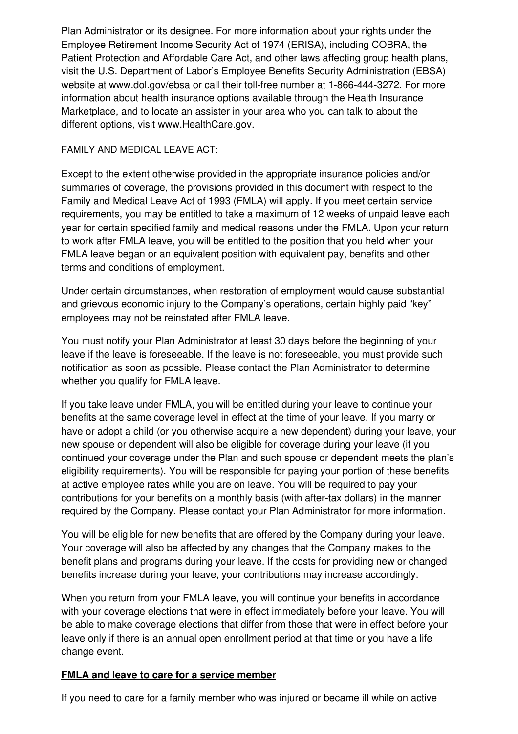Plan Administrator or its designee. For more information about your rights under the Employee Retirement Income Security Act of 1974 (ERISA), including COBRA, the Patient Protection and Affordable Care Act, and other laws affecting group health plans, visit the U.S. Department of Labor's Employee Benefits Security Administration (EBSA) website at www.dol.gov/ebsa or call their toll-free number at 1-866-444-3272. For more information about health insurance options available through the Health Insurance Marketplace, and to locate an assister in your area who you can talk to about the different options, visit www.HealthCare.gov.

FAMILY AND MEDICAL LEAVE ACT:

Except to the extent otherwise provided in the appropriate insurance policies and/or summaries of coverage, the provisions provided in this document with respect to the Family and Medical Leave Act of 1993 (FMLA) will apply. If you meet certain service requirements, you may be entitled to take a maximum of 12 weeks of unpaid leave each year for certain specified family and medical reasons under the FMLA. Upon your return to work after FMLA leave, you will be entitled to the position that you held when your FMLA leave began or an equivalent position with equivalent pay, benefits and other terms and conditions of employment.

Under certain circumstances, when restoration of employment would cause substantial and grievous economic injury to the Company's operations, certain highly paid "key" employees may not be reinstated after FMLA leave.

You must notify your Plan Administrator at least 30 days before the beginning of your leave if the leave is foreseeable. If the leave is not foreseeable, you must provide such notification as soon as possible. Please contact the Plan Administrator to determine whether you qualify for FMLA leave.

If you take leave under FMLA, you will be entitled during your leave to continue your benefits at the same coverage level in effect at the time of your leave. If you marry or have or adopt a child (or you otherwise acquire a new dependent) during your leave, your new spouse or dependent will also be eligible for coverage during your leave (if you continued your coverage under the Plan and such spouse or dependent meets the plan's eligibility requirements). You will be responsible for paying your portion of these benefits at active employee rates while you are on leave. You will be required to pay your contributions for your benefits on a monthly basis (with after-tax dollars) in the manner required by the Company. Please contact your Plan Administrator for more information.

You will be eligible for new benefits that are offered by the Company during your leave. Your coverage will also be affected by any changes that the Company makes to the benefit plans and programs during your leave. If the costs for providing new or changed benefits increase during your leave, your contributions may increase accordingly.

When you return from your FMLA leave, you will continue your benefits in accordance with your coverage elections that were in effect immediately before your leave. You will be able to make coverage elections that differ from those that were in effect before your leave only if there is an annual open enrollment period at that time or you have a life change event.

**FMLA and leave to care for a service member**

If you need to care for a family member who was injured or became ill while on active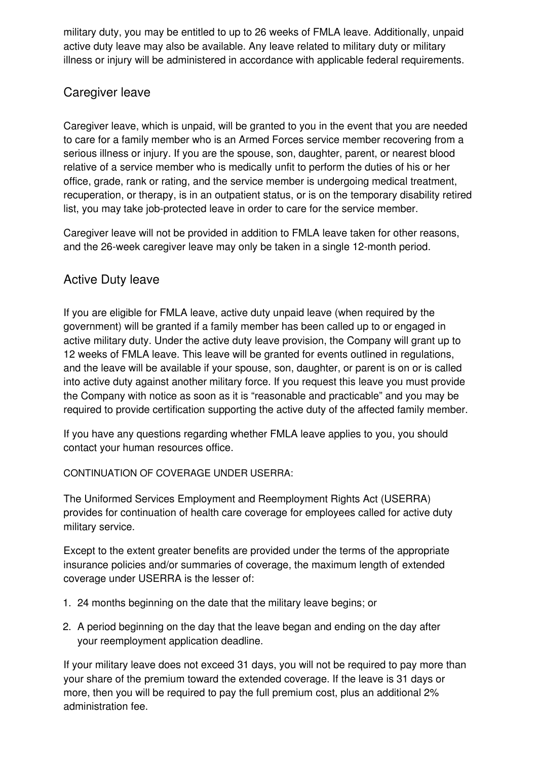military duty, you may be entitled to up to 26 weeks of FMLA leave. Additionally, unpaid active duty leave may also be available. Any leave related to military duty or military illness or injury will be administered in accordance with applicable federal requirements.

## Caregiver leave

Caregiver leave, which is unpaid, will be granted to you in the event that you are needed to care for a family member who is an Armed Forces service member recovering from a serious illness or injury. If you are the spouse, son, daughter, parent, or nearest blood relative of a service member who is medically unfit to perform the duties of his or her office, grade, rank or rating, and the service member is undergoing medical treatment, recuperation, or therapy, is in an outpatient status, or is on the temporary disability retired list, you may take job-protected leave in order to care for the service member.

Caregiver leave will not be provided in addition to FMLA leave taken for other reasons, and the 26-week caregiver leave may only be taken in a single 12-month period.

## Active Duty leave

If you are eligible for FMLA leave, active duty unpaid leave (when required by the government) will be granted if a family member has been called up to or engaged in active military duty. Under the active duty leave provision, the Company will grant up to 12 weeks of FMLA leave. This leave will be granted for events outlined in regulations, and the leave will be available if your spouse, son, daughter, or parent is on or is called into active duty against another military force. If you request this leave you must provide the Company with notice as soon as it is "reasonable and practicable" and you may be required to provide certification supporting the active duty of the affected family member.

If you have any questions regarding whether FMLA leave applies to you, you should contact your human resources office.

CONTINUATION OF COVERAGE UNDER USERRA:

The Uniformed Services Employment and Reemployment Rights Act (USERRA) provides for continuation of health care coverage for employees called for active duty military service.

Except to the extent greater benefits are provided under the terms of the appropriate insurance policies and/or summaries of coverage, the maximum length of extended coverage under USERRA is the lesser of:

1. 24 months beginning on the date that the military leave begins; or
2. A period beginning on the day that the leave began and ending on the day after your reemployment application deadline.

If your military leave does not exceed 31 days, you will not be required to pay more than your share of the premium toward the extended coverage. If the leave is 31 days or more, then you will be required to pay the full premium cost, plus an additional 2% administration fee.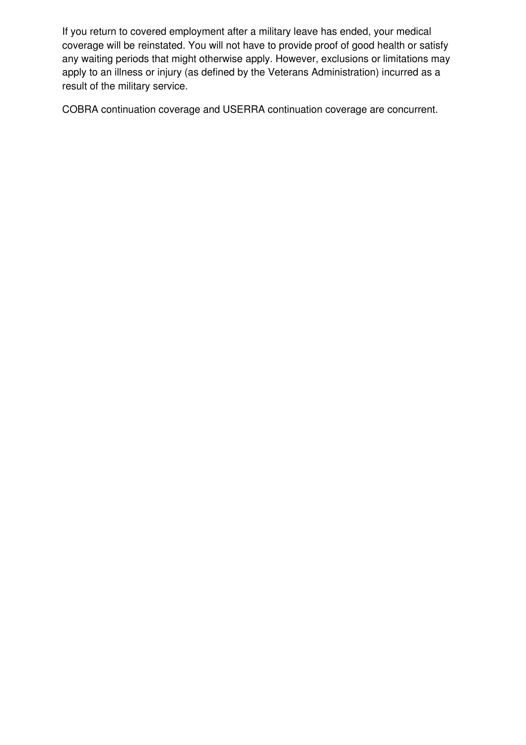If you return to covered employment after a military leave has ended, your medical coverage will be reinstated. You will not have to provide proof of good health or satisfy any waiting periods that might otherwise apply. However, exclusions or limitations may apply to an illness or injury (as defined by the Veterans Administration) incurred as a result of the military service.

COBRA continuation coverage and USERRA continuation coverage are concurrent.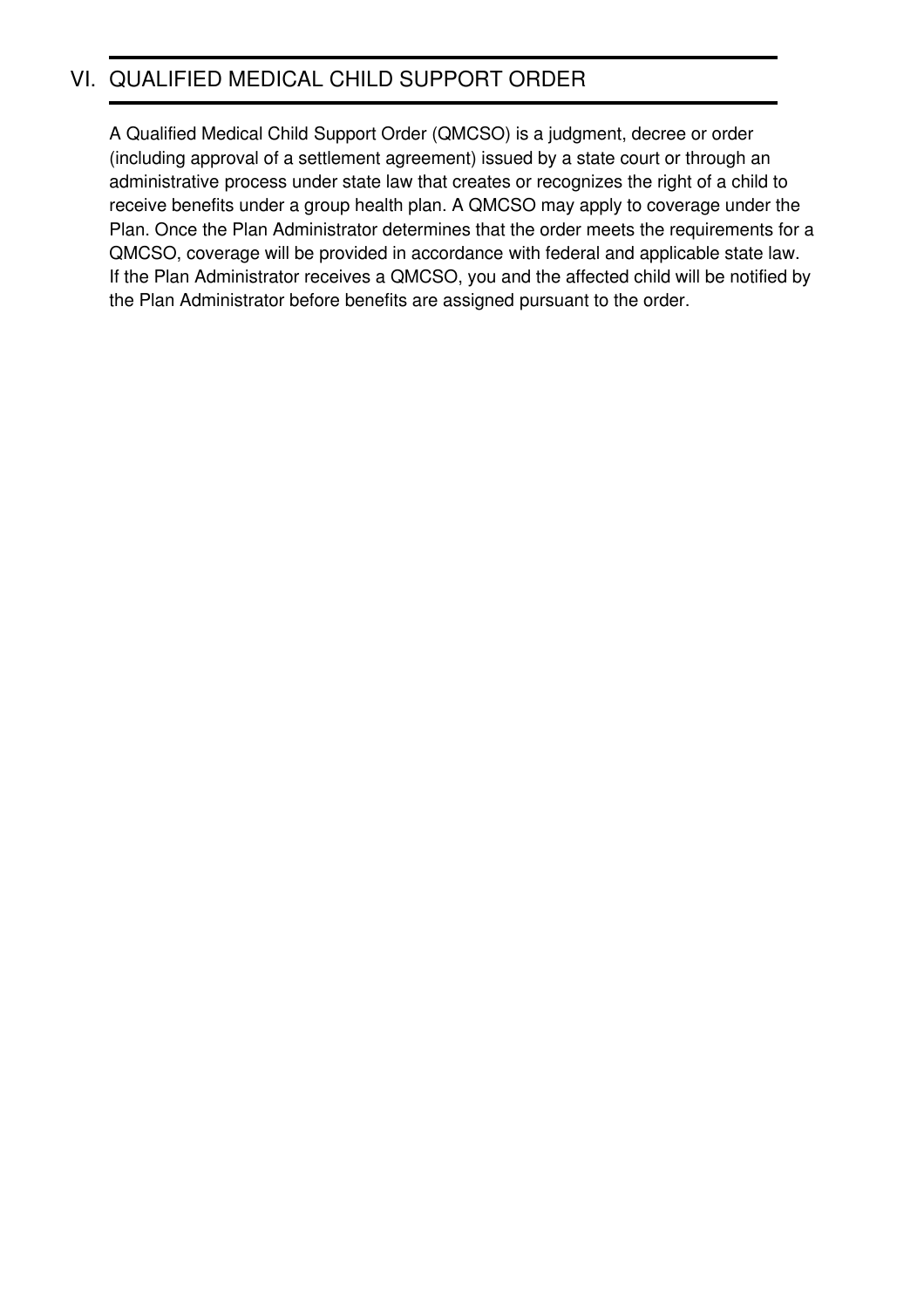## VI. QUALIFIED MEDICAL CHILD SUPPORT ORDER

A Qualified Medical Child Support Order (QMCSO) is a judgment, decree or order (including approval of a settlement agreement) issued by a state court or through an administrative process under state law that creates or recognizes the right of a child to receive benefits under a group health plan. A QMCSO may apply to coverage under the Plan. Once the Plan Administrator determines that the order meets the requirements for a QMCSO, coverage will be provided in accordance with federal and applicable state law. If the Plan Administrator receives a QMCSO, you and the affected child will be notified by the Plan Administrator before benefits are assigned pursuant to the order.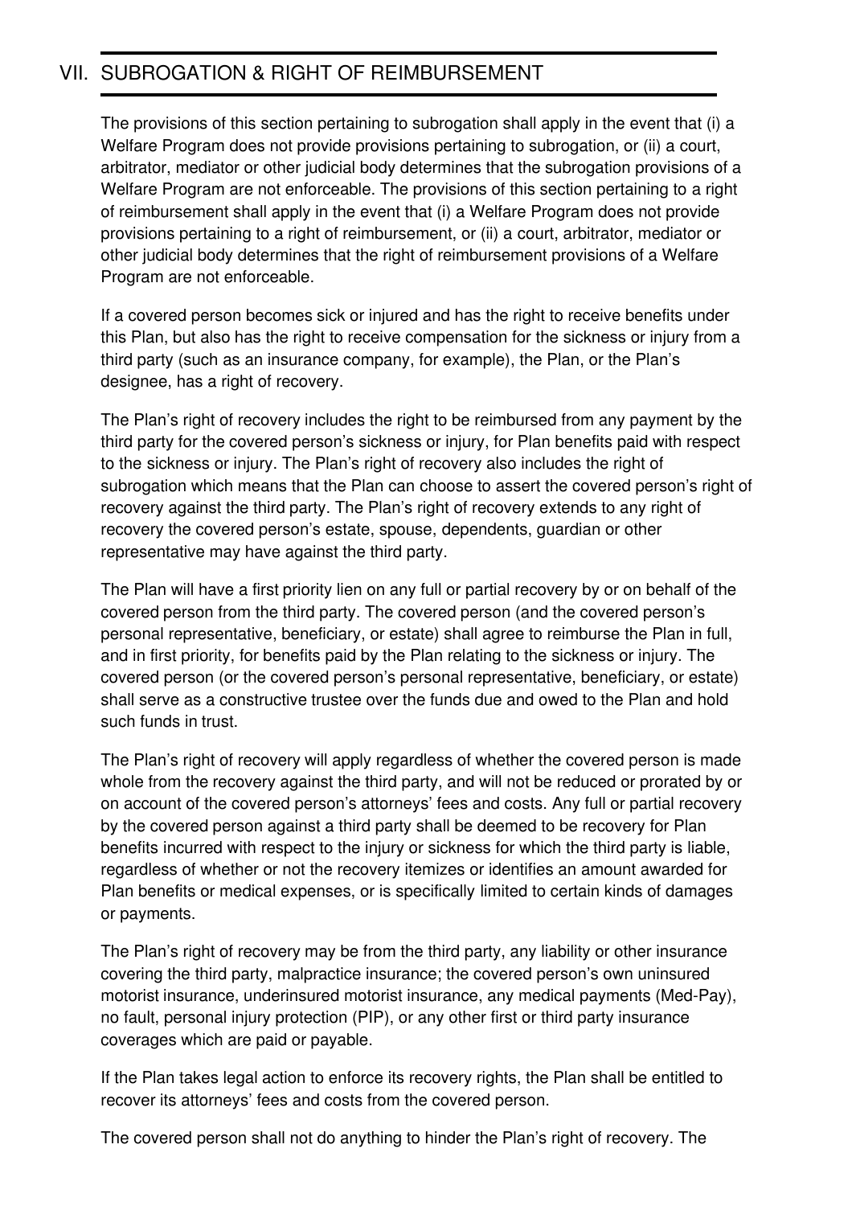## VII. SUBROGATION & RIGHT OF REIMBURSEMENT

The provisions of this section pertaining to subrogation shall apply in the event that (i) a Welfare Program does not provide provisions pertaining to subrogation, or (ii) a court, arbitrator, mediator or other judicial body determines that the subrogation provisions of a Welfare Program are not enforceable. The provisions of this section pertaining to a right of reimbursement shall apply in the event that (i) a Welfare Program does not provide provisions pertaining to a right of reimbursement, or (ii) a court, arbitrator, mediator or other judicial body determines that the right of reimbursement provisions of a Welfare Program are not enforceable.

If a covered person becomes sick or injured and has the right to receive benefits under this Plan, but also has the right to receive compensation for the sickness or injury from a third party (such as an insurance company, for example), the Plan, or the Plan's designee, has a right of recovery.

The Plan's right of recovery includes the right to be reimbursed from any payment by the third party for the covered person's sickness or injury, for Plan benefits paid with respect to the sickness or injury. The Plan's right of recovery also includes the right of subrogation which means that the Plan can choose to assert the covered person's right of recovery against the third party. The Plan's right of recovery extends to any right of recovery the covered person's estate, spouse, dependents, guardian or other representative may have against the third party.

The Plan will have a first priority lien on any full or partial recovery by or on behalf of the covered person from the third party. The covered person (and the covered person's personal representative, beneficiary, or estate) shall agree to reimburse the Plan in full, and in first priority, for benefits paid by the Plan relating to the sickness or injury. The covered person (or the covered person's personal representative, beneficiary, or estate) shall serve as a constructive trustee over the funds due and owed to the Plan and hold such funds in trust.

The Plan's right of recovery will apply regardless of whether the covered person is made whole from the recovery against the third party, and will not be reduced or prorated by or on account of the covered person's attorneys' fees and costs. Any full or partial recovery by the covered person against a third party shall be deemed to be recovery for Plan benefits incurred with respect to the injury or sickness for which the third party is liable, regardless of whether or not the recovery itemizes or identifies an amount awarded for Plan benefits or medical expenses, or is specifically limited to certain kinds of damages or payments.

The Plan's right of recovery may be from the third party, any liability or other insurance covering the third party, malpractice insurance; the covered person's own uninsured motorist insurance, underinsured motorist insurance, any medical payments (Med-Pay), no fault, personal injury protection (PIP), or any other first or third party insurance coverages which are paid or payable.

If the Plan takes legal action to enforce its recovery rights, the Plan shall be entitled to recover its attorneys' fees and costs from the covered person.

The covered person shall not do anything to hinder the Plan's right of recovery. The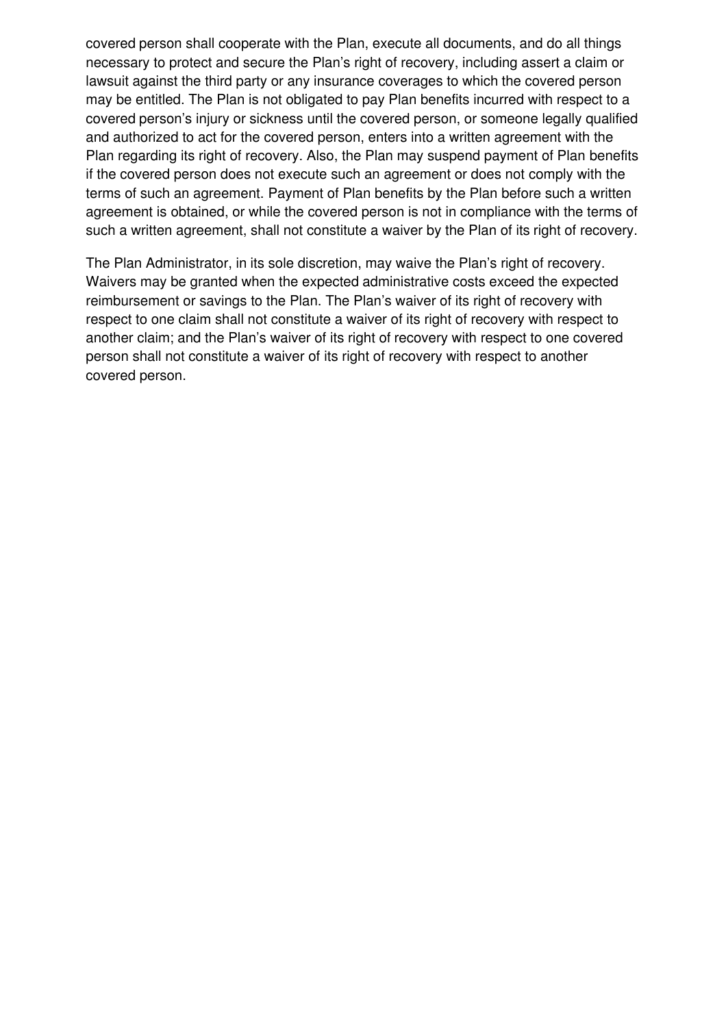covered person shall cooperate with the Plan, execute all documents, and do all things necessary to protect and secure the Plan's right of recovery, including assert a claim or lawsuit against the third party or any insurance coverages to which the covered person may be entitled. The Plan is not obligated to pay Plan benefits incurred with respect to a covered person's injury or sickness until the covered person, or someone legally qualified and authorized to act for the covered person, enters into a written agreement with the Plan regarding its right of recovery. Also, the Plan may suspend payment of Plan benefits if the covered person does not execute such an agreement or does not comply with the terms of such an agreement. Payment of Plan benefits by the Plan before such a written agreement is obtained, or while the covered person is not in compliance with the terms of such a written agreement, shall not constitute a waiver by the Plan of its right of recovery.

The Plan Administrator, in its sole discretion, may waive the Plan's right of recovery. Waivers may be granted when the expected administrative costs exceed the expected reimbursement or savings to the Plan. The Plan's waiver of its right of recovery with respect to one claim shall not constitute a waiver of its right of recovery with respect to another claim; and the Plan's waiver of its right of recovery with respect to one covered person shall not constitute a waiver of its right of recovery with respect to another covered person.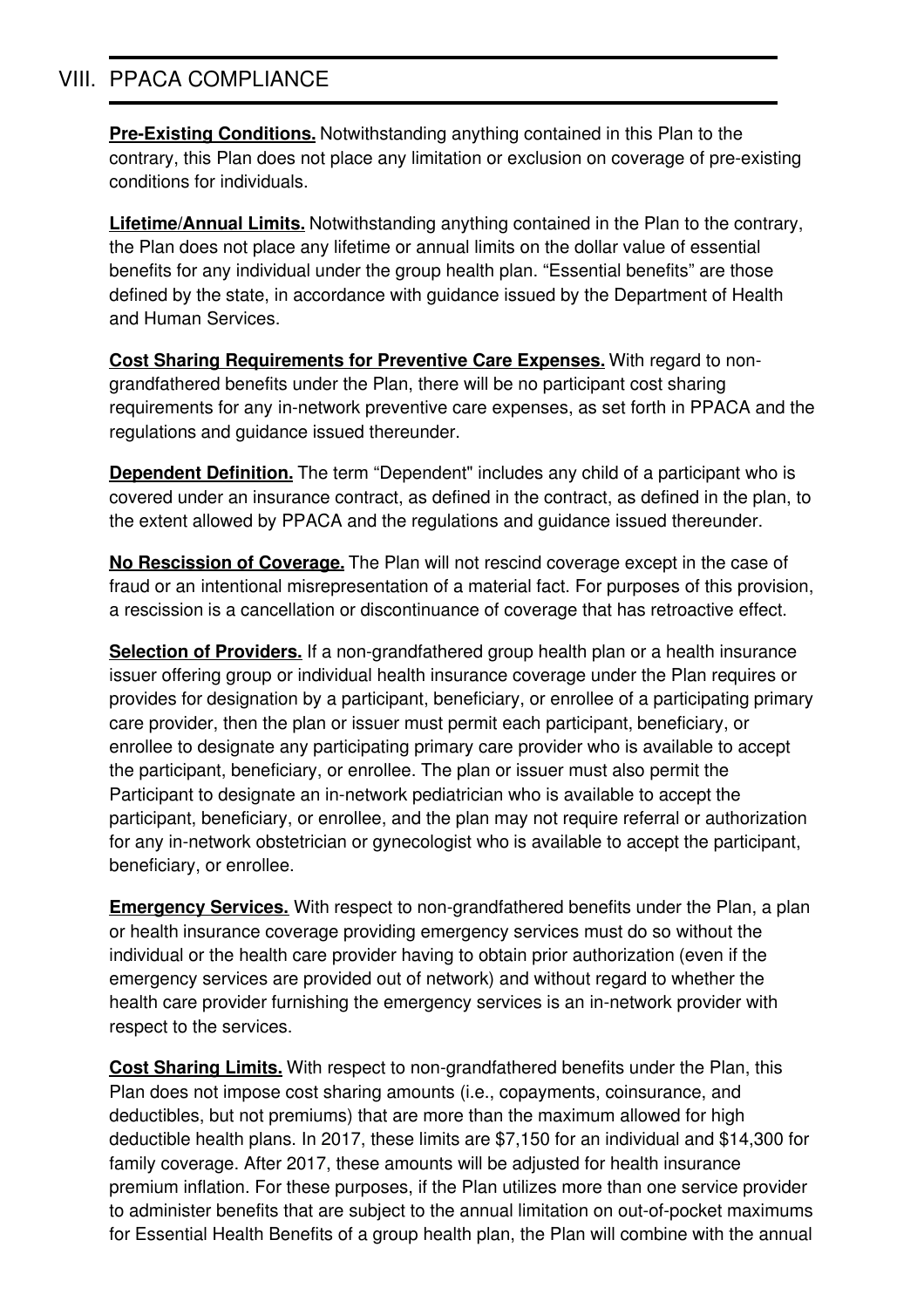## VIII. PPACA COMPLIANCE

**Pre-Existing Conditions.** Notwithstanding anything contained in this Plan to the contrary, this Plan does not place any limitation or exclusion on coverage of pre-existing conditions for individuals.

**Lifetime/Annual Limits.** Notwithstanding anything contained in the Plan to the contrary, the Plan does not place any lifetime or annual limits on the dollar value of essential benefits for any individual under the group health plan. "Essential benefits" are those defined by the state, in accordance with guidance issued by the Department of Health and Human Services.

**Cost Sharing Requirements for Preventive Care Expenses.** With regard to non-grandfathered benefits under the Plan, there will be no participant cost sharing requirements for any in-network preventive care expenses, as set forth in PPACA and the regulations and guidance issued thereunder.

**Dependent Definition.** The term "Dependent" includes any child of a participant who is covered under an insurance contract, as defined in the contract, as defined in the plan, to the extent allowed by PPACA and the regulations and guidance issued thereunder.

**No Rescission of Coverage.** The Plan will not rescind coverage except in the case of fraud or an intentional misrepresentation of a material fact. For purposes of this provision, a rescission is a cancellation or discontinuance of coverage that has retroactive effect.

**Selection of Providers.** If a non-grandfathered group health plan or a health insurance issuer offering group or individual health insurance coverage under the Plan requires or provides for designation by a participant, beneficiary, or enrollee of a participating primary care provider, then the plan or issuer must permit each participant, beneficiary, or enrollee to designate any participating primary care provider who is available to accept the participant, beneficiary, or enrollee. The plan or issuer must also permit the Participant to designate an in-network pediatrician who is available to accept the participant, beneficiary, or enrollee, and the plan may not require referral or authorization for any in-network obstetrician or gynecologist who is available to accept the participant, beneficiary, or enrollee.

**Emergency Services.** With respect to non-grandfathered benefits under the Plan, a plan or health insurance coverage providing emergency services must do so without the individual or the health care provider having to obtain prior authorization (even if the emergency services are provided out of network) and without regard to whether the health care provider furnishing the emergency services is an in-network provider with respect to the services.

**Cost Sharing Limits.** With respect to non-grandfathered benefits under the Plan, this Plan does not impose cost sharing amounts (i.e., copayments, coinsurance, and deductibles, but not premiums) that are more than the maximum allowed for high deductible health plans. In 2017, these limits are $7,150 for an individual and $14,300 for family coverage. After 2017, these amounts will be adjusted for health insurance premium inflation. For these purposes, if the Plan utilizes more than one service provider to administer benefits that are subject to the annual limitation on out-of-pocket maximums for Essential Health Benefits of a group health plan, the Plan will combine with the annual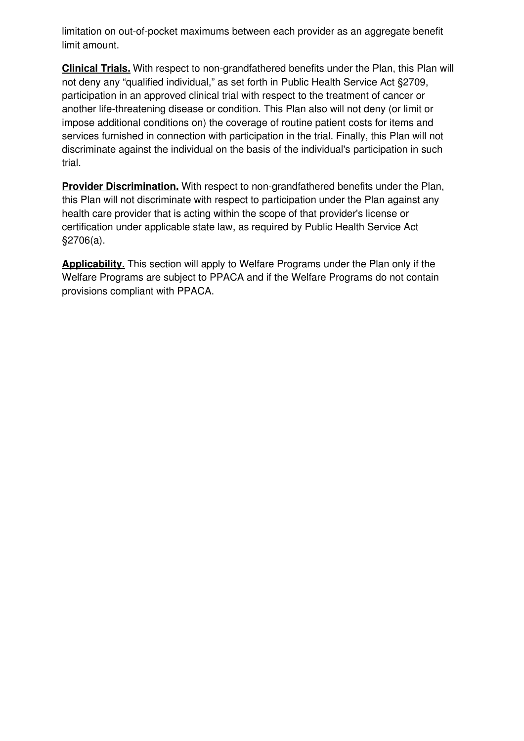limitation on out-of-pocket maximums between each provider as an aggregate benefit limit amount.

**Clinical Trials.** With respect to non-grandfathered benefits under the Plan, this Plan will not deny any "qualified individual," as set forth in Public Health Service Act §2709, participation in an approved clinical trial with respect to the treatment of cancer or another life-threatening disease or condition. This Plan also will not deny (or limit or impose additional conditions on) the coverage of routine patient costs for items and services furnished in connection with participation in the trial. Finally, this Plan will not discriminate against the individual on the basis of the individual's participation in such trial.

**Provider Discrimination.** With respect to non-grandfathered benefits under the Plan, this Plan will not discriminate with respect to participation under the Plan against any health care provider that is acting within the scope of that provider's license or certification under applicable state law, as required by Public Health Service Act §2706(a).

**Applicability.** This section will apply to Welfare Programs under the Plan only if the Welfare Programs are subject to PPACA and if the Welfare Programs do not contain provisions compliant with PPACA.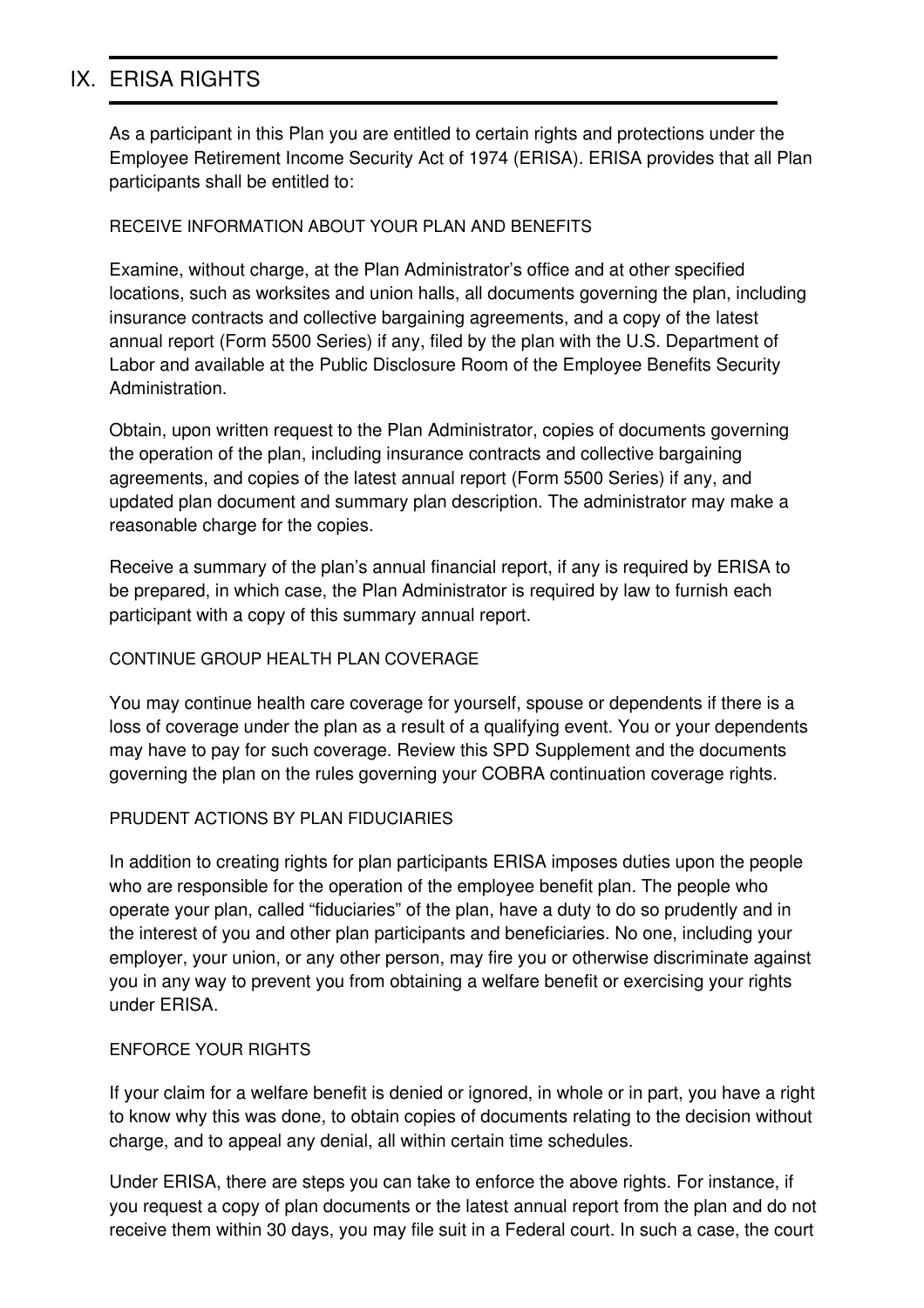# IX. ERISA RIGHTS

As a participant in this Plan you are entitled to certain rights and protections under the Employee Retirement Income Security Act of 1974 (ERISA). ERISA provides that all Plan participants shall be entitled to:

### RECEIVE INFORMATION ABOUT YOUR PLAN AND BENEFITS

Examine, without charge, at the Plan Administrator's office and at other specified locations, such as worksites and union halls, all documents governing the plan, including insurance contracts and collective bargaining agreements, and a copy of the latest annual report (Form 5500 Series) if any, filed by the plan with the U.S. Department of Labor and available at the Public Disclosure Room of the Employee Benefits Security Administration.

Obtain, upon written request to the Plan Administrator, copies of documents governing the operation of the plan, including insurance contracts and collective bargaining agreements, and copies of the latest annual report (Form 5500 Series) if any, and updated plan document and summary plan description. The administrator may make a reasonable charge for the copies.

Receive a summary of the plan's annual financial report, if any is required by ERISA to be prepared, in which case, the Plan Administrator is required by law to furnish each participant with a copy of this summary annual report.

### CONTINUE GROUP HEALTH PLAN COVERAGE

You may continue health care coverage for yourself, spouse or dependents if there is a loss of coverage under the plan as a result of a qualifying event. You or your dependents may have to pay for such coverage. Review this SPD Supplement and the documents governing the plan on the rules governing your COBRA continuation coverage rights.

### PRUDENT ACTIONS BY PLAN FIDUCIARIES

In addition to creating rights for plan participants ERISA imposes duties upon the people who are responsible for the operation of the employee benefit plan. The people who operate your plan, called "fiduciaries" of the plan, have a duty to do so prudently and in the interest of you and other plan participants and beneficiaries. No one, including your employer, your union, or any other person, may fire you or otherwise discriminate against you in any way to prevent you from obtaining a welfare benefit or exercising your rights under ERISA.

### ENFORCE YOUR RIGHTS

If your claim for a welfare benefit is denied or ignored, in whole or in part, you have a right to know why this was done, to obtain copies of documents relating to the decision without charge, and to appeal any denial, all within certain time schedules.

Under ERISA, there are steps you can take to enforce the above rights. For instance, if you request a copy of plan documents or the latest annual report from the plan and do not receive them within 30 days, you may file suit in a Federal court. In such a case, the court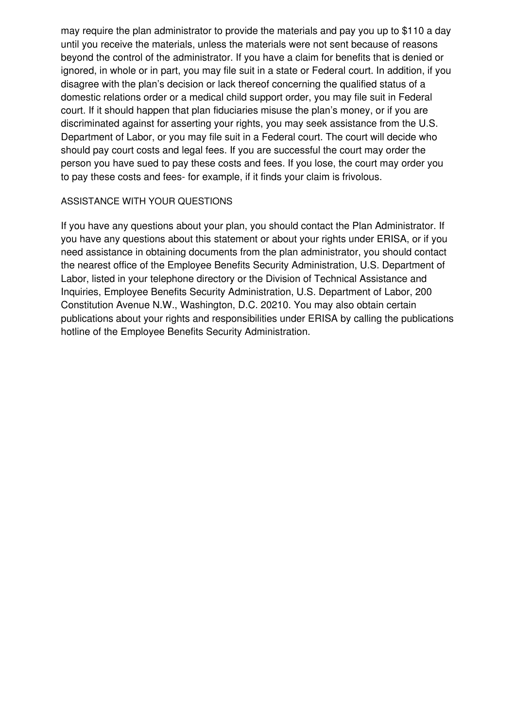may require the plan administrator to provide the materials and pay you up to $110 a day until you receive the materials, unless the materials were not sent because of reasons beyond the control of the administrator. If you have a claim for benefits that is denied or ignored, in whole or in part, you may file suit in a state or Federal court. In addition, if you disagree with the plan's decision or lack thereof concerning the qualified status of a domestic relations order or a medical child support order, you may file suit in Federal court. If it should happen that plan fiduciaries misuse the plan's money, or if you are discriminated against for asserting your rights, you may seek assistance from the U.S. Department of Labor, or you may file suit in a Federal court. The court will decide who should pay court costs and legal fees. If you are successful the court may order the person you have sued to pay these costs and fees. If you lose, the court may order you to pay these costs and fees- for example, if it finds your claim is frivolous.

ASSISTANCE WITH YOUR QUESTIONS

If you have any questions about your plan, you should contact the Plan Administrator. If you have any questions about this statement or about your rights under ERISA, or if you need assistance in obtaining documents from the plan administrator, you should contact the nearest office of the Employee Benefits Security Administration, U.S. Department of Labor, listed in your telephone directory or the Division of Technical Assistance and Inquiries, Employee Benefits Security Administration, U.S. Department of Labor, 200 Constitution Avenue N.W., Washington, D.C. 20210. You may also obtain certain publications about your rights and responsibilities under ERISA by calling the publications hotline of the Employee Benefits Security Administration.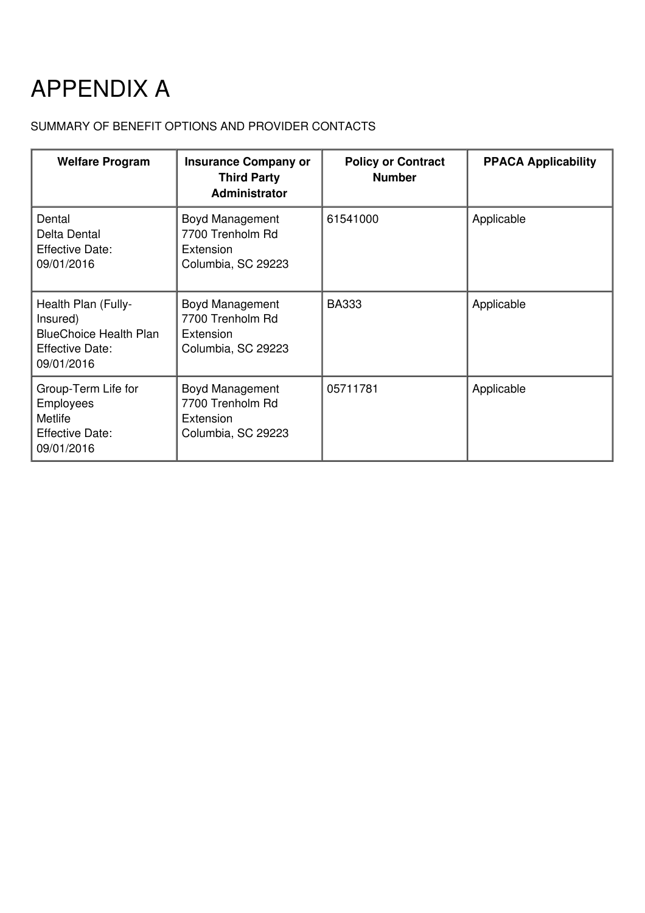# APPENDIX A

SUMMARY OF BENEFIT OPTIONS AND PROVIDER CONTACTS

| Welfare Program | Insurance Company or Third Party Administrator | Policy or Contract Number | PPACA Applicability |
|---|---|---|---|
| Dental<br>Delta Dental<br>Effective Date:<br>09/01/2016 | Boyd Management<br>7700 Trenholm Rd Extension<br>Columbia, SC 29223 | 61541000 | Applicable |
| Health Plan (Fully-Insured)<br>BlueChoice Health Plan<br>Effective Date:<br>09/01/2016 | Boyd Management<br>7700 Trenholm Rd Extension<br>Columbia, SC 29223 | BA333 | Applicable |
| Group-Term Life for Employees<br>Metlife<br>Effective Date:<br>09/01/2016 | Boyd Management<br>7700 Trenholm Rd Extension<br>Columbia, SC 29223 | 05711781 | Applicable |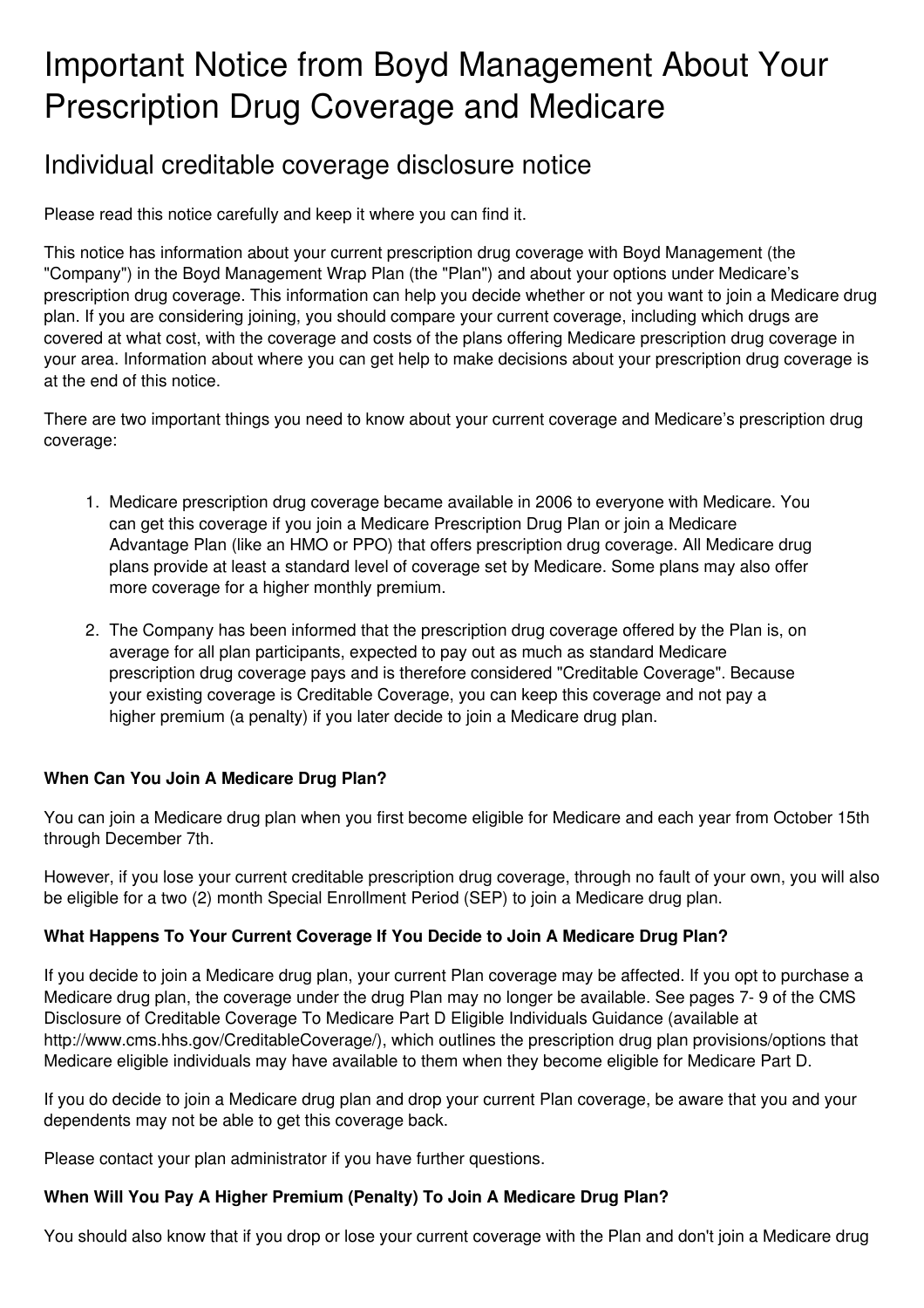# Important Notice from Boyd Management About Your Prescription Drug Coverage and Medicare

## Individual creditable coverage disclosure notice

Please read this notice carefully and keep it where you can find it.

This notice has information about your current prescription drug coverage with Boyd Management (the "Company") in the Boyd Management Wrap Plan (the "Plan") and about your options under Medicare's prescription drug coverage. This information can help you decide whether or not you want to join a Medicare drug plan. If you are considering joining, you should compare your current coverage, including which drugs are covered at what cost, with the coverage and costs of the plans offering Medicare prescription drug coverage in your area. Information about where you can get help to make decisions about your prescription drug coverage is at the end of this notice.

There are two important things you need to know about your current coverage and Medicare's prescription drug coverage:

1. Medicare prescription drug coverage became available in 2006 to everyone with Medicare. You can get this coverage if you join a Medicare Prescription Drug Plan or join a Medicare Advantage Plan (like an HMO or PPO) that offers prescription drug coverage. All Medicare drug plans provide at least a standard level of coverage set by Medicare. Some plans may also offer more coverage for a higher monthly premium.

2. The Company has been informed that the prescription drug coverage offered by the Plan is, on average for all plan participants, expected to pay out as much as standard Medicare prescription drug coverage pays and is therefore considered "Creditable Coverage". Because your existing coverage is Creditable Coverage, you can keep this coverage and not pay a higher premium (a penalty) if you later decide to join a Medicare drug plan.

**When Can You Join A Medicare Drug Plan?**

You can join a Medicare drug plan when you first become eligible for Medicare and each year from October 15th through December 7th.

However, if you lose your current creditable prescription drug coverage, through no fault of your own, you will also be eligible for a two (2) month Special Enrollment Period (SEP) to join a Medicare drug plan.

**What Happens To Your Current Coverage If You Decide to Join A Medicare Drug Plan?**

If you decide to join a Medicare drug plan, your current Plan coverage may be affected. If you opt to purchase a Medicare drug plan, the coverage under the drug Plan may no longer be available. See pages 7- 9 of the CMS Disclosure of Creditable Coverage To Medicare Part D Eligible Individuals Guidance (available at http://www.cms.hhs.gov/CreditableCoverage/), which outlines the prescription drug plan provisions/options that Medicare eligible individuals may have available to them when they become eligible for Medicare Part D.

If you do decide to join a Medicare drug plan and drop your current Plan coverage, be aware that you and your dependents may not be able to get this coverage back.

Please contact your plan administrator if you have further questions.

**When Will You Pay A Higher Premium (Penalty) To Join A Medicare Drug Plan?**

You should also know that if you drop or lose your current coverage with the Plan and don't join a Medicare drug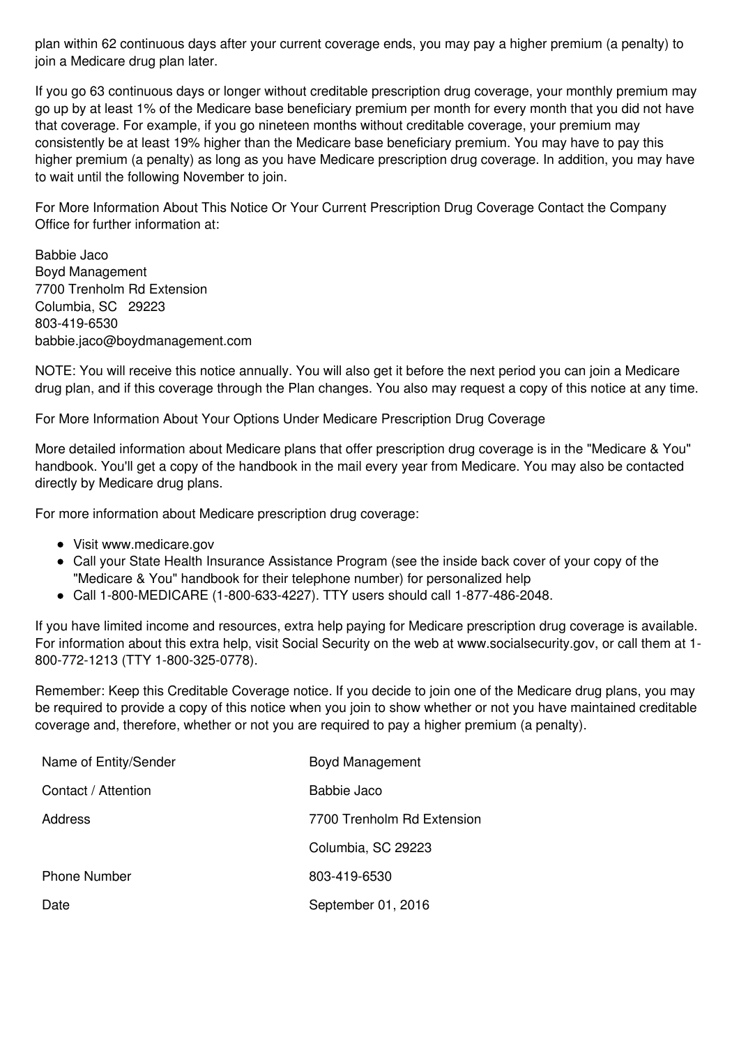plan within 62 continuous days after your current coverage ends, you may pay a higher premium (a penalty) to join a Medicare drug plan later.

If you go 63 continuous days or longer without creditable prescription drug coverage, your monthly premium may go up by at least 1% of the Medicare base beneficiary premium per month for every month that you did not have that coverage. For example, if you go nineteen months without creditable coverage, your premium may consistently be at least 19% higher than the Medicare base beneficiary premium. You may have to pay this higher premium (a penalty) as long as you have Medicare prescription drug coverage. In addition, you may have to wait until the following November to join.

For More Information About This Notice Or Your Current Prescription Drug Coverage Contact the Company Office for further information at:

Babbie Jaco
Boyd Management
7700 Trenholm Rd Extension
Columbia, SC 29223
803-419-6530
babbie.jaco@boydmanagement.com

NOTE: You will receive this notice annually. You will also get it before the next period you can join a Medicare drug plan, and if this coverage through the Plan changes. You also may request a copy of this notice at any time.

For More Information About Your Options Under Medicare Prescription Drug Coverage

More detailed information about Medicare plans that offer prescription drug coverage is in the "Medicare & You" handbook. You'll get a copy of the handbook in the mail every year from Medicare. You may also be contacted directly by Medicare drug plans.

For more information about Medicare prescription drug coverage:

- Visit www.medicare.gov
- Call your State Health Insurance Assistance Program (see the inside back cover of your copy of the "Medicare & You" handbook for their telephone number) for personalized help
- Call 1-800-MEDICARE (1-800-633-4227). TTY users should call 1-877-486-2048.

If you have limited income and resources, extra help paying for Medicare prescription drug coverage is available. For information about this extra help, visit Social Security on the web at www.socialsecurity.gov, or call them at 1-800-772-1213 (TTY 1-800-325-0778).

Remember: Keep this Creditable Coverage notice. If you decide to join one of the Medicare drug plans, you may be required to provide a copy of this notice when you join to show whether or not you have maintained creditable coverage and, therefore, whether or not you are required to pay a higher premium (a penalty).

| Name of Entity/Sender | Boyd Management |
|---|---|
| Contact / Attention | Babbie Jaco |
| Address | 7700 Trenholm Rd Extension |
| | Columbia, SC 29223 |
| Phone Number | 803-419-6530 |
| Date | September 01, 2016 |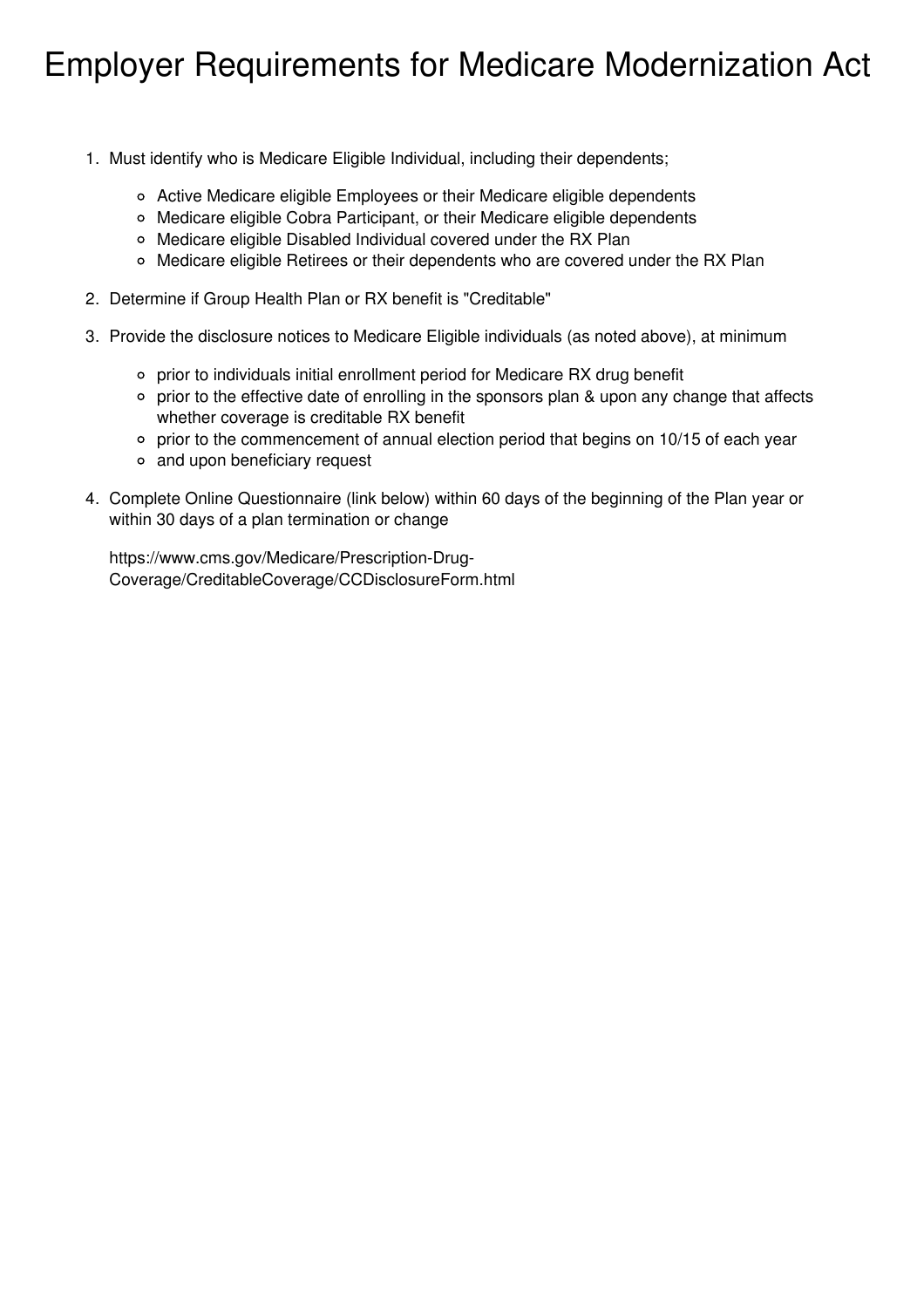# Employer Requirements for Medicare Modernization Act

1. Must identify who is Medicare Eligible Individual, including their dependents;
   - Active Medicare eligible Employees or their Medicare eligible dependents
   - Medicare eligible Cobra Participant, or their Medicare eligible dependents
   - Medicare eligible Disabled Individual covered under the RX Plan
   - Medicare eligible Retirees or their dependents who are covered under the RX Plan
2. Determine if Group Health Plan or RX benefit is "Creditable"
3. Provide the disclosure notices to Medicare Eligible individuals (as noted above), at minimum
   - prior to individuals initial enrollment period for Medicare RX drug benefit
   - prior to the effective date of enrolling in the sponsors plan & upon any change that affects whether coverage is creditable RX benefit
   - prior to the commencement of annual election period that begins on 10/15 of each year
   - and upon beneficiary request
4. Complete Online Questionnaire (link below) within 60 days of the beginning of the Plan year or within 30 days of a plan termination or change

   https://www.cms.gov/Medicare/Prescription-Drug-Coverage/CreditableCoverage/CCDisclosureForm.html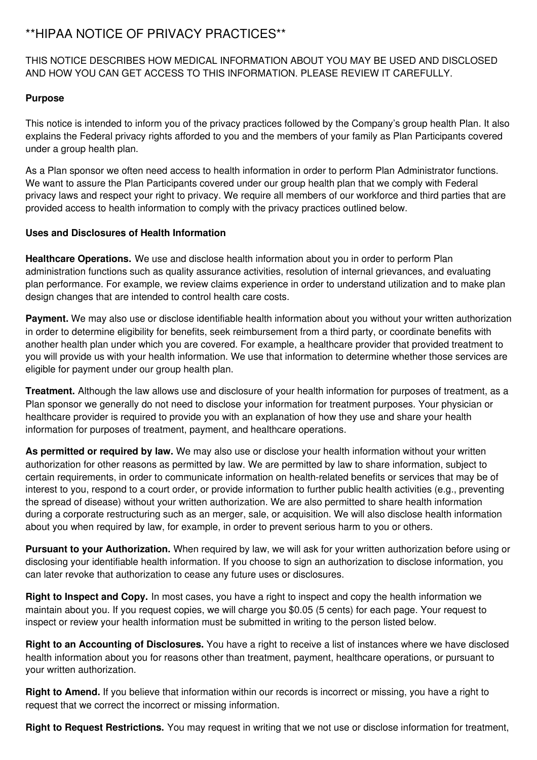# **HIPAA NOTICE OF PRIVACY PRACTICES**

THIS NOTICE DESCRIBES HOW MEDICAL INFORMATION ABOUT YOU MAY BE USED AND DISCLOSED AND HOW YOU CAN GET ACCESS TO THIS INFORMATION. PLEASE REVIEW IT CAREFULLY.

**Purpose**

This notice is intended to inform you of the privacy practices followed by the Company's group health Plan. It also explains the Federal privacy rights afforded to you and the members of your family as Plan Participants covered under a group health plan.

As a Plan sponsor we often need access to health information in order to perform Plan Administrator functions. We want to assure the Plan Participants covered under our group health plan that we comply with Federal privacy laws and respect your right to privacy. We require all members of our workforce and third parties that are provided access to health information to comply with the privacy practices outlined below.

**Uses and Disclosures of Health Information**

**Healthcare Operations.** We use and disclose health information about you in order to perform Plan administration functions such as quality assurance activities, resolution of internal grievances, and evaluating plan performance. For example, we review claims experience in order to understand utilization and to make plan design changes that are intended to control health care costs.

**Payment.** We may also use or disclose identifiable health information about you without your written authorization in order to determine eligibility for benefits, seek reimbursement from a third party, or coordinate benefits with another health plan under which you are covered. For example, a healthcare provider that provided treatment to you will provide us with your health information. We use that information to determine whether those services are eligible for payment under our group health plan.

**Treatment.** Although the law allows use and disclosure of your health information for purposes of treatment, as a Plan sponsor we generally do not need to disclose your information for treatment purposes. Your physician or healthcare provider is required to provide you with an explanation of how they use and share your health information for purposes of treatment, payment, and healthcare operations.

**As permitted or required by law.** We may also use or disclose your health information without your written authorization for other reasons as permitted by law. We are permitted by law to share information, subject to certain requirements, in order to communicate information on health-related benefits or services that may be of interest to you, respond to a court order, or provide information to further public health activities (e.g., preventing the spread of disease) without your written authorization. We are also permitted to share health information during a corporate restructuring such as an merger, sale, or acquisition. We will also disclose health information about you when required by law, for example, in order to prevent serious harm to you or others.

**Pursuant to your Authorization.** When required by law, we will ask for your written authorization before using or disclosing your identifiable health information. If you choose to sign an authorization to disclose information, you can later revoke that authorization to cease any future uses or disclosures.

**Right to Inspect and Copy.** In most cases, you have a right to inspect and copy the health information we maintain about you. If you request copies, we will charge you $0.05 (5 cents) for each page. Your request to inspect or review your health information must be submitted in writing to the person listed below.

**Right to an Accounting of Disclosures.** You have a right to receive a list of instances where we have disclosed health information about you for reasons other than treatment, payment, healthcare operations, or pursuant to your written authorization.

**Right to Amend.** If you believe that information within our records is incorrect or missing, you have a right to request that we correct the incorrect or missing information.

**Right to Request Restrictions.** You may request in writing that we not use or disclose information for treatment,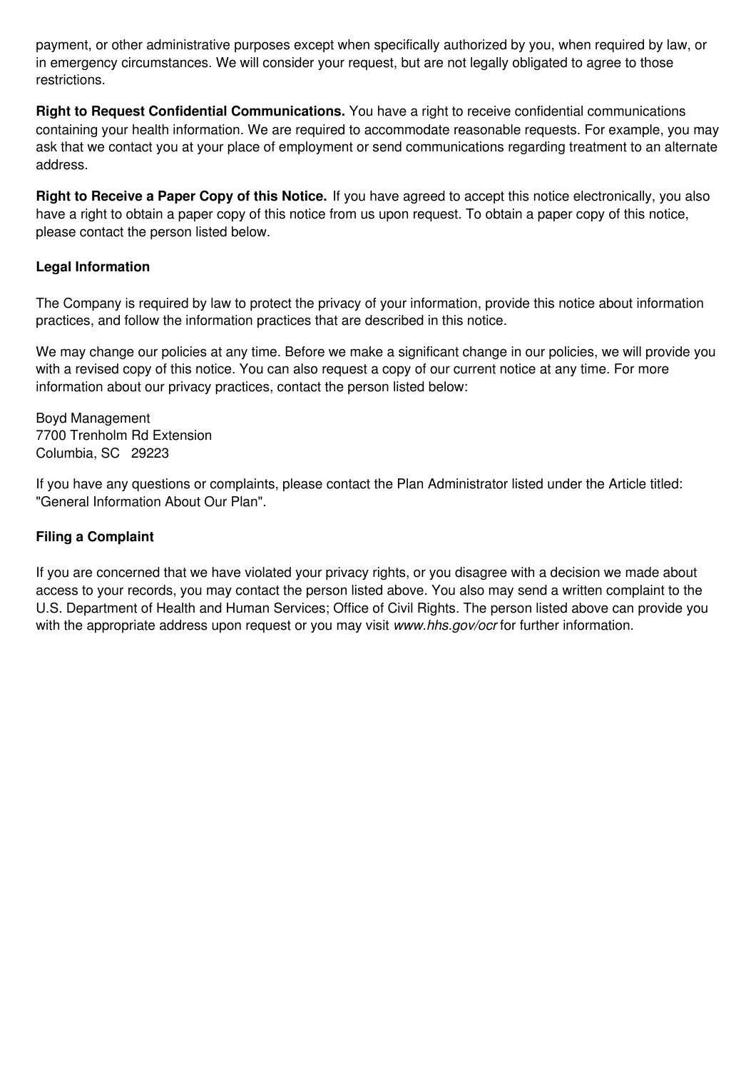payment, or other administrative purposes except when specifically authorized by you, when required by law, or in emergency circumstances. We will consider your request, but are not legally obligated to agree to those restrictions.

**Right to Request Confidential Communications.** You have a right to receive confidential communications containing your health information. We are required to accommodate reasonable requests. For example, you may ask that we contact you at your place of employment or send communications regarding treatment to an alternate address.

**Right to Receive a Paper Copy of this Notice.** If you have agreed to accept this notice electronically, you also have a right to obtain a paper copy of this notice from us upon request. To obtain a paper copy of this notice, please contact the person listed below.

**Legal Information**

The Company is required by law to protect the privacy of your information, provide this notice about information practices, and follow the information practices that are described in this notice.

We may change our policies at any time. Before we make a significant change in our policies, we will provide you with a revised copy of this notice. You can also request a copy of our current notice at any time. For more information about our privacy practices, contact the person listed below:

Boyd Management
7700 Trenholm Rd Extension
Columbia, SC 29223

If you have any questions or complaints, please contact the Plan Administrator listed under the Article titled: "General Information About Our Plan".

**Filing a Complaint**

If you are concerned that we have violated your privacy rights, or you disagree with a decision we made about access to your records, you may contact the person listed above. You also may send a written complaint to the U.S. Department of Health and Human Services; Office of Civil Rights. The person listed above can provide you with the appropriate address upon request or you may visit *www.hhs.gov/ocr* for further information.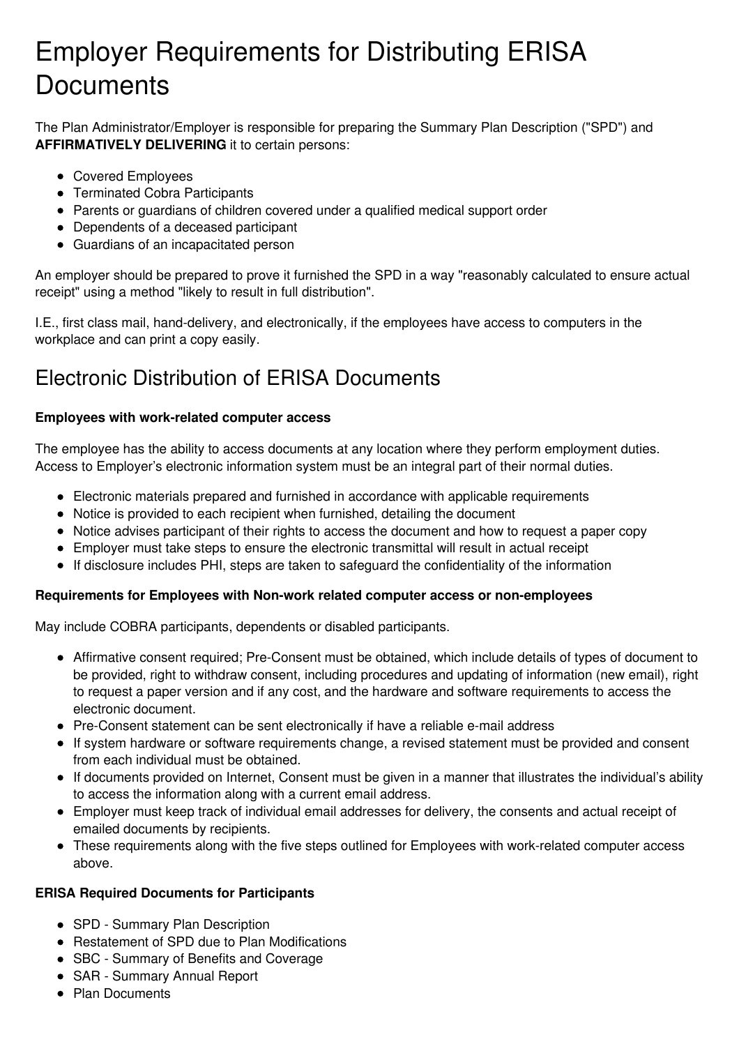# Employer Requirements for Distributing ERISA Documents

The Plan Administrator/Employer is responsible for preparing the Summary Plan Description ("SPD") and **AFFIRMATIVELY DELIVERING** it to certain persons:

- Covered Employees
- Terminated Cobra Participants
- Parents or guardians of children covered under a qualified medical support order
- Dependents of a deceased participant
- Guardians of an incapacitated person

An employer should be prepared to prove it furnished the SPD in a way "reasonably calculated to ensure actual receipt" using a method "likely to result in full distribution".

I.E., first class mail, hand-delivery, and electronically, if the employees have access to computers in the workplace and can print a copy easily.

# Electronic Distribution of ERISA Documents

**Employees with work-related computer access**

The employee has the ability to access documents at any location where they perform employment duties. Access to Employer's electronic information system must be an integral part of their normal duties.

- Electronic materials prepared and furnished in accordance with applicable requirements
- Notice is provided to each recipient when furnished, detailing the document
- Notice advises participant of their rights to access the document and how to request a paper copy
- Employer must take steps to ensure the electronic transmittal will result in actual receipt
- If disclosure includes PHI, steps are taken to safeguard the confidentiality of the information

**Requirements for Employees with Non-work related computer access or non-employees**

May include COBRA participants, dependents or disabled participants.

- Affirmative consent required; Pre-Consent must be obtained, which include details of types of document to be provided, right to withdraw consent, including procedures and updating of information (new email), right to request a paper version and if any cost, and the hardware and software requirements to access the electronic document.
- Pre-Consent statement can be sent electronically if have a reliable e-mail address
- If system hardware or software requirements change, a revised statement must be provided and consent from each individual must be obtained.
- If documents provided on Internet, Consent must be given in a manner that illustrates the individual's ability to access the information along with a current email address.
- Employer must keep track of individual email addresses for delivery, the consents and actual receipt of emailed documents by recipients.
- These requirements along with the five steps outlined for Employees with work-related computer access above.

**ERISA Required Documents for Participants**

- SPD - Summary Plan Description
- Restatement of SPD due to Plan Modifications
- SBC - Summary of Benefits and Coverage
- SAR - Summary Annual Report
- Plan Documents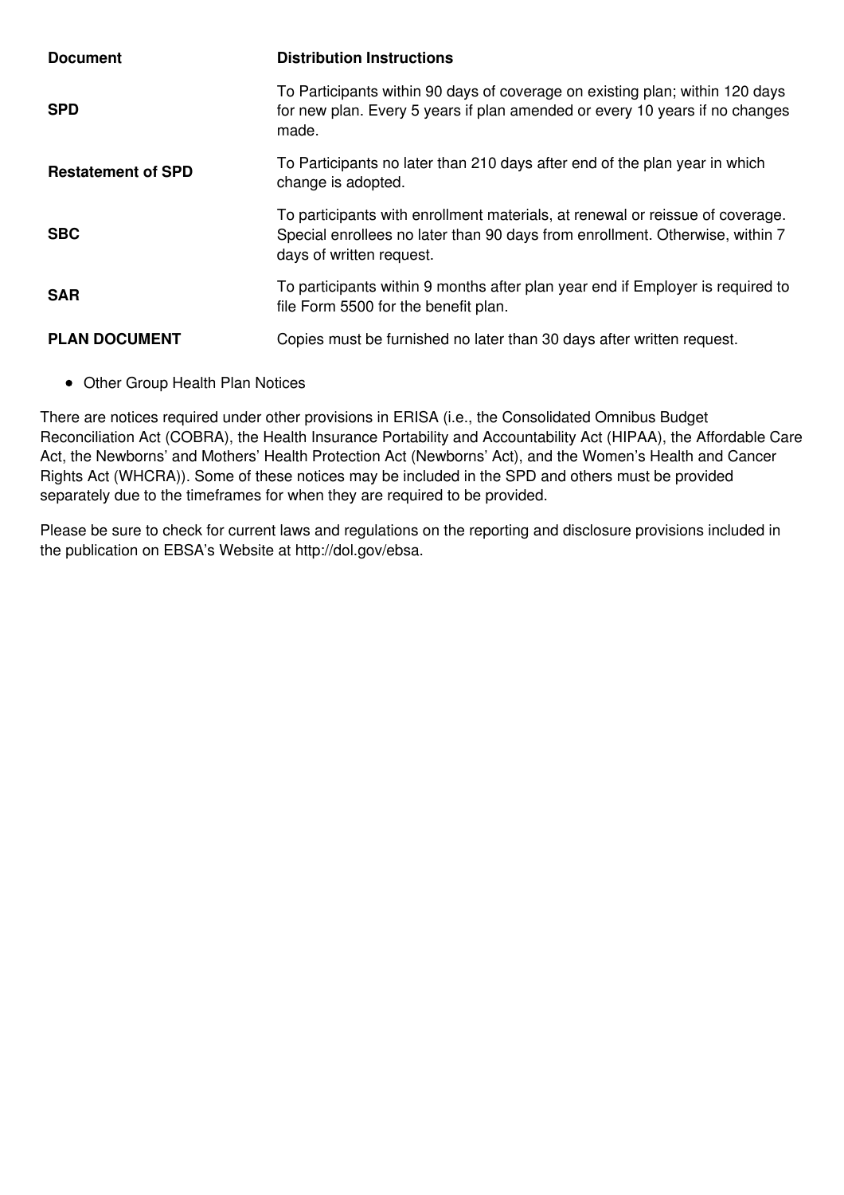| Document | Distribution Instructions |
| --- | --- |
| **SPD** | To Participants within 90 days of coverage on existing plan; within 120 days for new plan. Every 5 years if plan amended or every 10 years if no changes made. |
| **Restatement of SPD** | To Participants no later than 210 days after end of the plan year in which change is adopted. |
| **SBC** | To participants with enrollment materials, at renewal or reissue of coverage. Special enrollees no later than 90 days from enrollment. Otherwise, within 7 days of written request. |
| **SAR** | To participants within 9 months after plan year end if Employer is required to file Form 5500 for the benefit plan. |
| **PLAN DOCUMENT** | Copies must be furnished no later than 30 days after written request. |

- Other Group Health Plan Notices

There are notices required under other provisions in ERISA (i.e., the Consolidated Omnibus Budget Reconciliation Act (COBRA), the Health Insurance Portability and Accountability Act (HIPAA), the Affordable Care Act, the Newborns' and Mothers' Health Protection Act (Newborns' Act), and the Women's Health and Cancer Rights Act (WHCRA)). Some of these notices may be included in the SPD and others must be provided separately due to the timeframes for when they are required to be provided.

Please be sure to check for current laws and regulations on the reporting and disclosure provisions included in the publication on EBSA's Website at http://dol.gov/ebsa.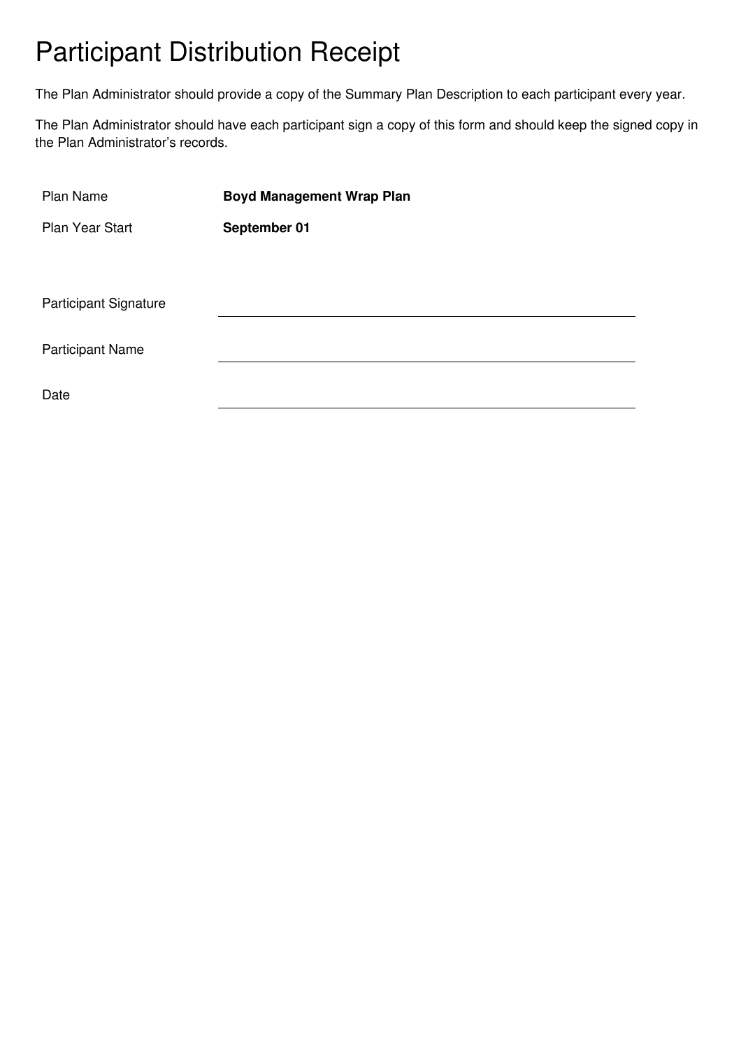# Participant Distribution Receipt

The Plan Administrator should provide a copy of the Summary Plan Description to each participant every year.

The Plan Administrator should have each participant sign a copy of this form and should keep the signed copy in the Plan Administrator's records.

| | |
|---|---|
| Plan Name | **Boyd Management Wrap Plan** |
| Plan Year Start | **September 01** |

Participant Signature ____________________________________________

Participant Name ____________________________________________

Date ____________________________________________